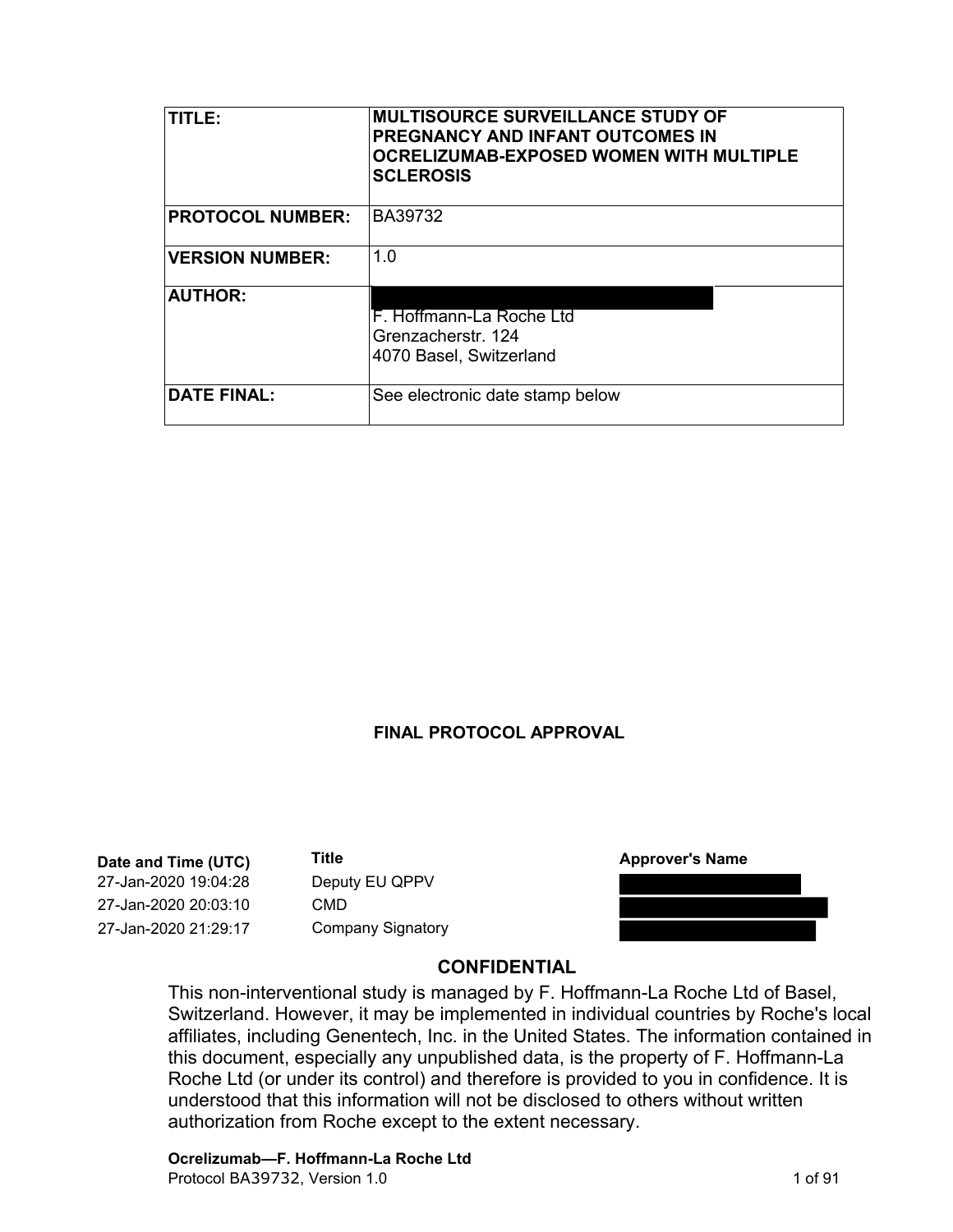| TITLE: | MULTISOURCE SURVEILLANCE STUDY OF PREGNANCY AND INFANT OUTCOMES IN OCRELIZUMAB-EXPOSED WOMEN WITH MULTIPLE SCLEROSIS |
|---|---|
| PROTOCOL NUMBER: | BA39732 |
| VERSION NUMBER: | 1.0 |
| AUTHOR: | F. Hoffmann-La Roche Ltd<br>Grenzacherstr. 124<br>4070 Basel, Switzerland |
| DATE FINAL: | See electronic date stamp below |

**FINAL PROTOCOL APPROVAL**

| Date and Time (UTC) | Title | Approver's Name |
|---|---|---|
| 27-Jan-2020 19:04:28 | Deputy EU QPPV | |
| 27-Jan-2020 20:03:10 | CMD | |
| 27-Jan-2020 21:29:17 | Company Signatory | |

## CONFIDENTIAL

This non-interventional study is managed by F. Hoffmann-La Roche Ltd of Basel, Switzerland. However, it may be implemented in individual countries by Roche's local affiliates, including Genentech, Inc. in the United States. The information contained in this document, especially any unpublished data, is the property of F. Hoffmann-La Roche Ltd (or under its control) and therefore is provided to you in confidence. It is understood that this information will not be disclosed to others without written authorization from Roche except to the extent necessary.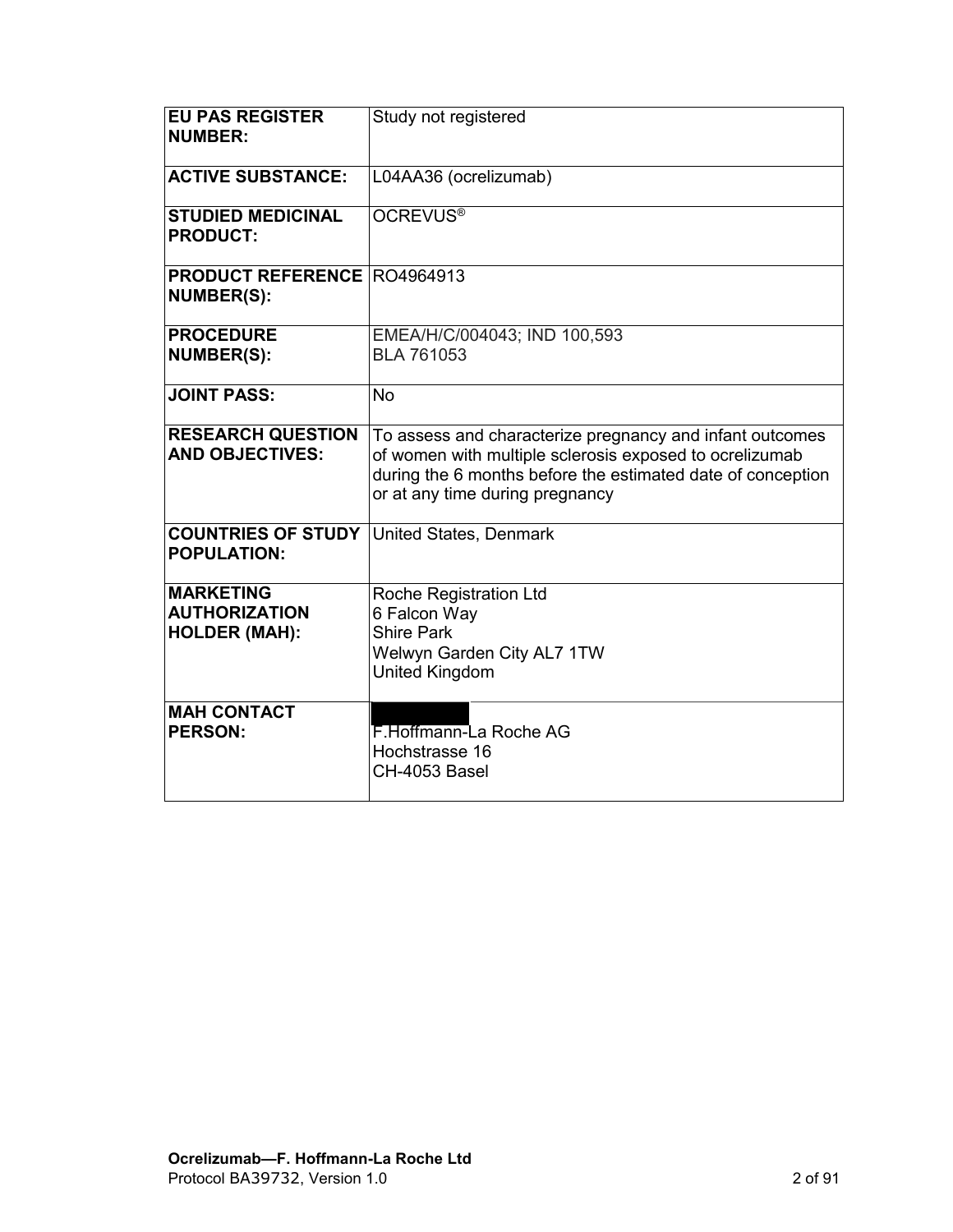| | |
|---|---|
| **EU PAS REGISTER NUMBER:** | Study not registered |
| **ACTIVE SUBSTANCE:** | L04AA36 (ocrelizumab) |
| **STUDIED MEDICINAL PRODUCT:** | OCREVUS® |
| **PRODUCT REFERENCE NUMBER(S):** | RO4964913 |
| **PROCEDURE NUMBER(S):** | EMEA/H/C/004043; IND 100,593<br>BLA 761053 |
| **JOINT PASS:** | No |
| **RESEARCH QUESTION AND OBJECTIVES:** | To assess and characterize pregnancy and infant outcomes of women with multiple sclerosis exposed to ocrelizumab during the 6 months before the estimated date of conception or at any time during pregnancy |
| **COUNTRIES OF STUDY POPULATION:** | United States, Denmark |
| **MARKETING AUTHORIZATION HOLDER (MAH):** | Roche Registration Ltd<br>6 Falcon Way<br>Shire Park<br>Welwyn Garden City AL7 1TW<br>United Kingdom |
| **MAH CONTACT PERSON:** | F.Hoffmann-La Roche AG<br>Hochstrasse 16<br>CH-4053 Basel |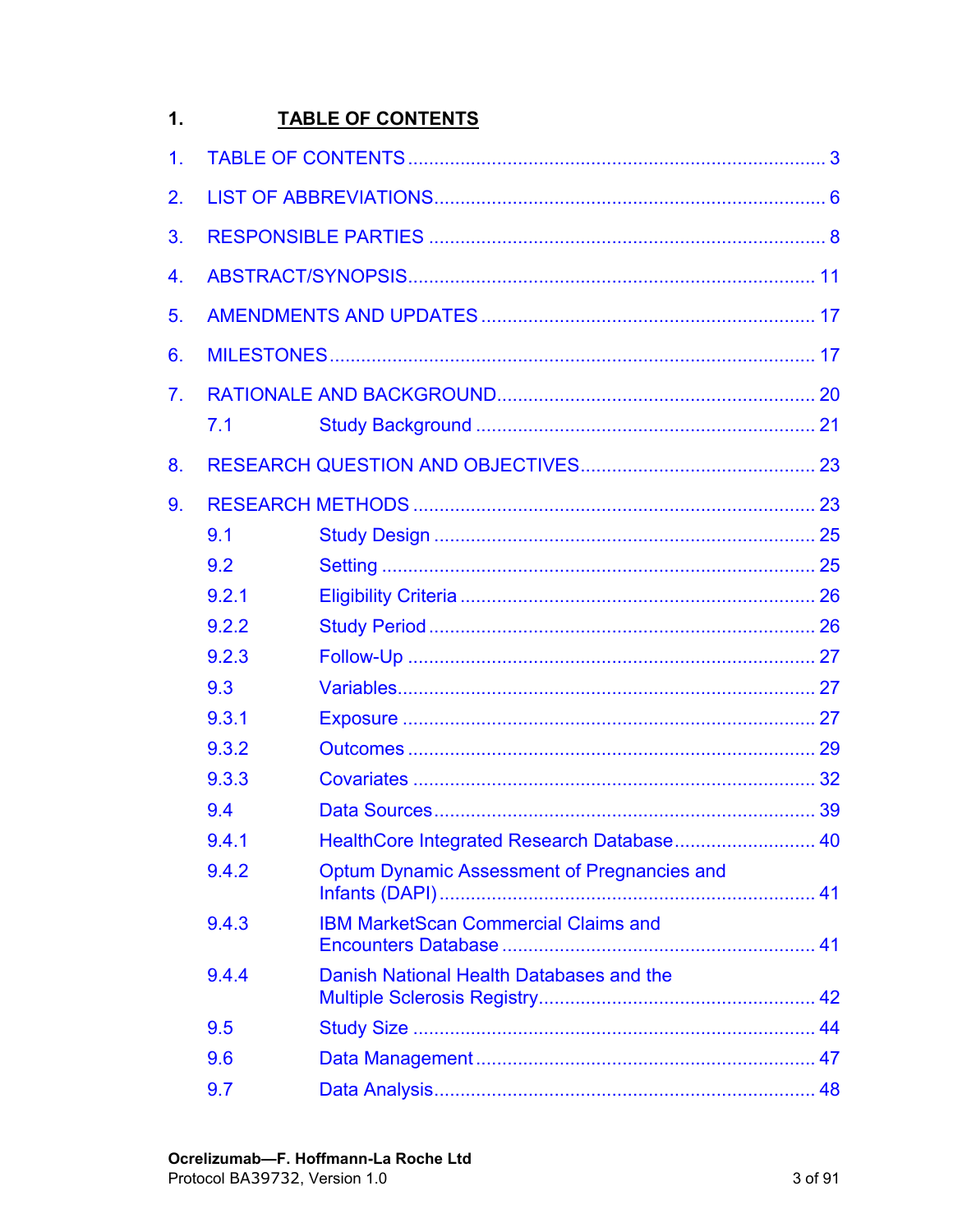# 1. TABLE OF CONTENTS

1. TABLE OF CONTENTS ............................................................................... 3
2. LIST OF ABBREVIATIONS.......................................................................... 6
3. RESPONSIBLE PARTIES ........................................................................... 8
4. ABSTRACT/SYNOPSIS............................................................................. 11
5. AMENDMENTS AND UPDATES ............................................................... 17
6. MILESTONES........................................................................................... 17
7. RATIONALE AND BACKGROUND............................................................ 20
   - 7.1 Study Background ................................................................ 21
8. RESEARCH QUESTION AND OBJECTIVES............................................. 23
9. RESEARCH METHODS ............................................................................ 23
   - 9.1 Study Design ........................................................................ 25
   - 9.2 Setting ................................................................................. 25
   - 9.2.1 Eligibility Criteria ................................................................... 26
   - 9.2.2 Study Period ......................................................................... 26
   - 9.2.3 Follow-Up ............................................................................. 27
   - 9.3 Variables.............................................................................. 27
   - 9.3.1 Exposure .............................................................................. 27
   - 9.3.2 Outcomes ............................................................................. 29
   - 9.3.3 Covariates ............................................................................ 32
   - 9.4 Data Sources........................................................................ 39
   - 9.4.1 HealthCore Integrated Research Database........................... 40
   - 9.4.2 Optum Dynamic Assessment of Pregnancies and Infants (DAPI)...................................................................... 41
   - 9.4.3 IBM MarketScan Commercial Claims and Encounters Database ........................................................... 41
   - 9.4.4 Danish National Health Databases and the Multiple Sclerosis Registry.................................................... 42
   - 9.5 Study Size ............................................................................ 44
   - 9.6 Data Management ................................................................ 47
   - 9.7 Data Analysis........................................................................ 48

Ocrelizumab—F. Hoffmann-La Roche Ltd
Protocol BA39732, Version 1.0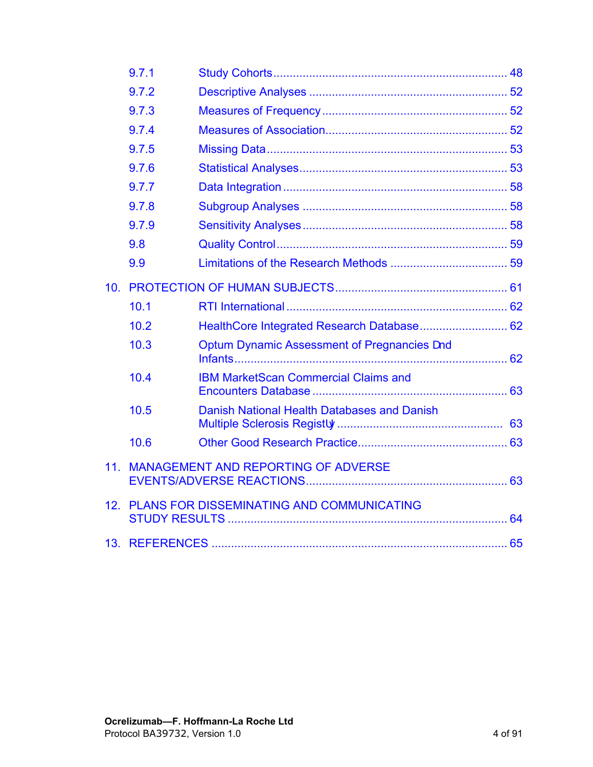| | | |
|---|---|---|
| 9.7.1 | Study Cohorts | 48 |
| 9.7.2 | Descriptive Analyses | 52 |
| 9.7.3 | Measures of Frequency | 52 |
| 9.7.4 | Measures of Association | 52 |
| 9.7.5 | Missing Data | 53 |
| 9.7.6 | Statistical Analyses | 53 |
| 9.7.7 | Data Integration | 58 |
| 9.7.8 | Subgroup Analyses | 58 |
| 9.7.9 | Sensitivity Analyses | 58 |
| 9.8 | Quality Control | 59 |
| 9.9 | Limitations of the Research Methods | 59 |
| 10. | PROTECTION OF HUMAN SUBJECTS | 61 |
| 10.1 | RTI International | 62 |
| 10.2 | HealthCore Integrated Research Database | 62 |
| 10.3 | Optum Dynamic Assessment of Pregnancies Dnd Infants | 62 |
| 10.4 | IBM MarketScan Commercial Claims and Encounters Database | 63 |
| 10.5 | Danish National Health Databases and Danish Multiple Sclerosis Registly | 63 |
| 10.6 | Other Good Research Practice | 63 |
| 11. | MANAGEMENT AND REPORTING OF ADVERSE EVENTS/ADVERSE REACTIONS | 63 |
| 12. | PLANS FOR DISSEMINATING AND COMMUNICATING STUDY RESULTS | 64 |
| 13. | REFERENCES | 65 |

**Ocrelizumab—F. Hoffmann-La Roche Ltd**
Protocol BA39732, Version 1.0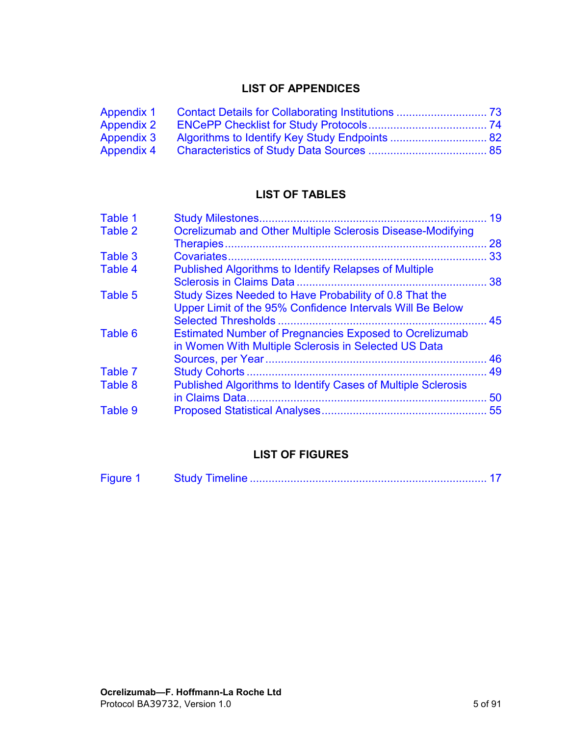## LIST OF APPENDICES

| | | |
|---|---|---|
| Appendix 1 | Contact Details for Collaborating Institutions | 73 |
| Appendix 2 | ENCePP Checklist for Study Protocols | 74 |
| Appendix 3 | Algorithms to Identify Key Study Endpoints | 82 |
| Appendix 4 | Characteristics of Study Data Sources | 85 |

## LIST OF TABLES

| | | |
|---|---|---|
| Table 1 | Study Milestones | 19 |
| Table 2 | Ocrelizumab and Other Multiple Sclerosis Disease-Modifying Therapies | 28 |
| Table 3 | Covariates | 33 |
| Table 4 | Published Algorithms to Identify Relapses of Multiple Sclerosis in Claims Data | 38 |
| Table 5 | Study Sizes Needed to Have Probability of 0.8 That the Upper Limit of the 95% Confidence Intervals Will Be Below Selected Thresholds | 45 |
| Table 6 | Estimated Number of Pregnancies Exposed to Ocrelizumab in Women With Multiple Sclerosis in Selected US Data Sources, per Year | 46 |
| Table 7 | Study Cohorts | 49 |
| Table 8 | Published Algorithms to Identify Cases of Multiple Sclerosis in Claims Data | 50 |
| Table 9 | Proposed Statistical Analyses | 55 |

## LIST OF FIGURES

| | | |
|---|---|---|
| Figure 1 | Study Timeline | 17 |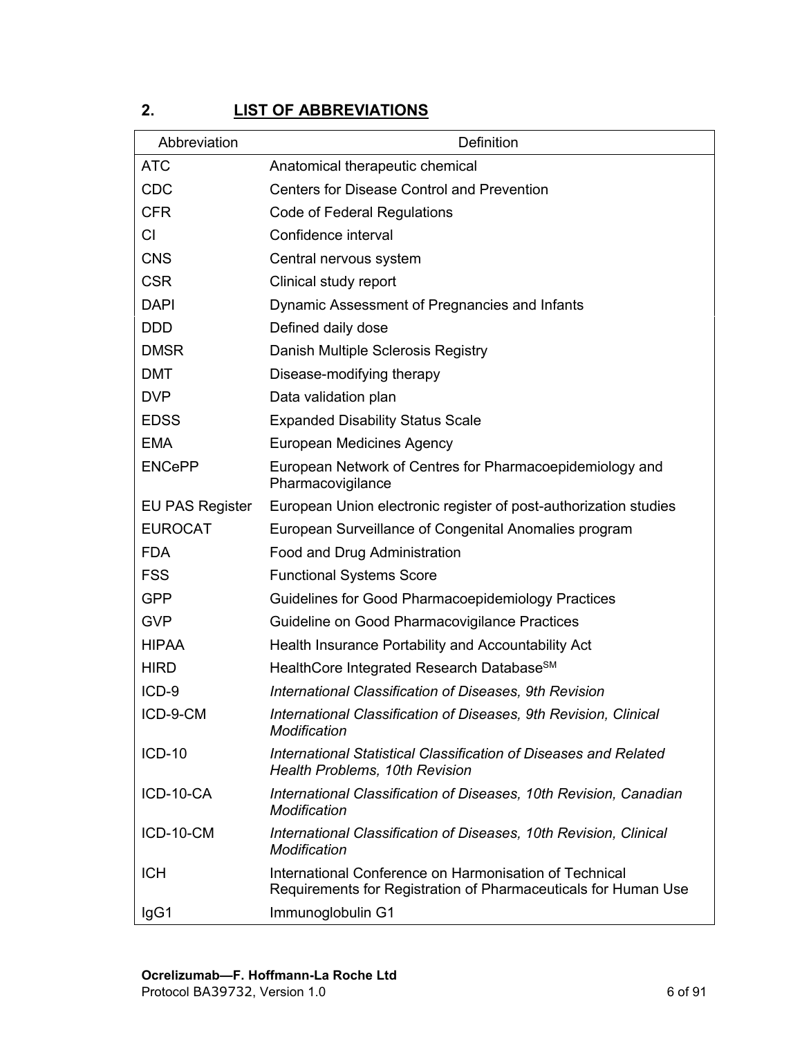## 2. LIST OF ABBREVIATIONS

| Abbreviation | Definition |
|---|---|
| ATC | Anatomical therapeutic chemical |
| CDC | Centers for Disease Control and Prevention |
| CFR | Code of Federal Regulations |
| CI | Confidence interval |
| CNS | Central nervous system |
| CSR | Clinical study report |
| DAPI | Dynamic Assessment of Pregnancies and Infants |
| DDD | Defined daily dose |
| DMSR | Danish Multiple Sclerosis Registry |
| DMT | Disease-modifying therapy |
| DVP | Data validation plan |
| EDSS | Expanded Disability Status Scale |
| EMA | European Medicines Agency |
| ENCePP | European Network of Centres for Pharmacoepidemiology and Pharmacovigilance |
| EU PAS Register | European Union electronic register of post-authorization studies |
| EUROCAT | European Surveillance of Congenital Anomalies program |
| FDA | Food and Drug Administration |
| FSS | Functional Systems Score |
| GPP | Guidelines for Good Pharmacoepidemiology Practices |
| GVP | Guideline on Good Pharmacovigilance Practices |
| HIPAA | Health Insurance Portability and Accountability Act |
| HIRD | HealthCore Integrated Research Database℠ |
| ICD-9 | *International Classification of Diseases, 9th Revision* |
| ICD-9-CM | *International Classification of Diseases, 9th Revision, Clinical Modification* |
| ICD-10 | *International Statistical Classification of Diseases and Related Health Problems, 10th Revision* |
| ICD-10-CA | *International Classification of Diseases, 10th Revision, Canadian Modification* |
| ICD-10-CM | *International Classification of Diseases, 10th Revision, Clinical Modification* |
| ICH | International Conference on Harmonisation of Technical Requirements for Registration of Pharmaceuticals for Human Use |
| IgG1 | Immunoglobulin G1 |

**Ocrelizumab—F. Hoffmann-La Roche Ltd**
Protocol BA39732, Version 1.0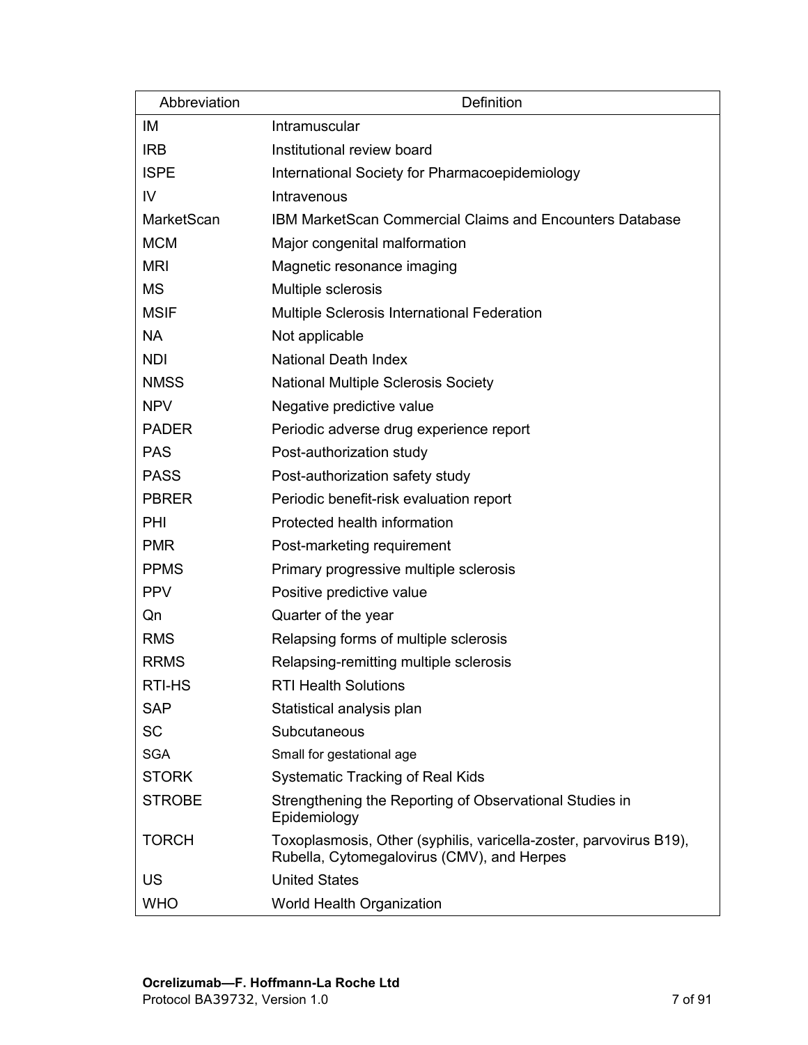| Abbreviation | Definition |
| --- | --- |
| IM | Intramuscular |
| IRB | Institutional review board |
| ISPE | International Society for Pharmacoepidemiology |
| IV | Intravenous |
| MarketScan | IBM MarketScan Commercial Claims and Encounters Database |
| MCM | Major congenital malformation |
| MRI | Magnetic resonance imaging |
| MS | Multiple sclerosis |
| MSIF | Multiple Sclerosis International Federation |
| NA | Not applicable |
| NDI | National Death Index |
| NMSS | National Multiple Sclerosis Society |
| NPV | Negative predictive value |
| PADER | Periodic adverse drug experience report |
| PAS | Post-authorization study |
| PASS | Post-authorization safety study |
| PBRER | Periodic benefit-risk evaluation report |
| PHI | Protected health information |
| PMR | Post-marketing requirement |
| PPMS | Primary progressive multiple sclerosis |
| PPV | Positive predictive value |
| Qn | Quarter of the year |
| RMS | Relapsing forms of multiple sclerosis |
| RRMS | Relapsing-remitting multiple sclerosis |
| RTI-HS | RTI Health Solutions |
| SAP | Statistical analysis plan |
| SC | Subcutaneous |
| SGA | Small for gestational age |
| STORK | Systematic Tracking of Real Kids |
| STROBE | Strengthening the Reporting of Observational Studies in Epidemiology |
| TORCH | Toxoplasmosis, Other (syphilis, varicella-zoster, parvovirus B19), Rubella, Cytomegalovirus (CMV), and Herpes |
| US | United States |
| WHO | World Health Organization |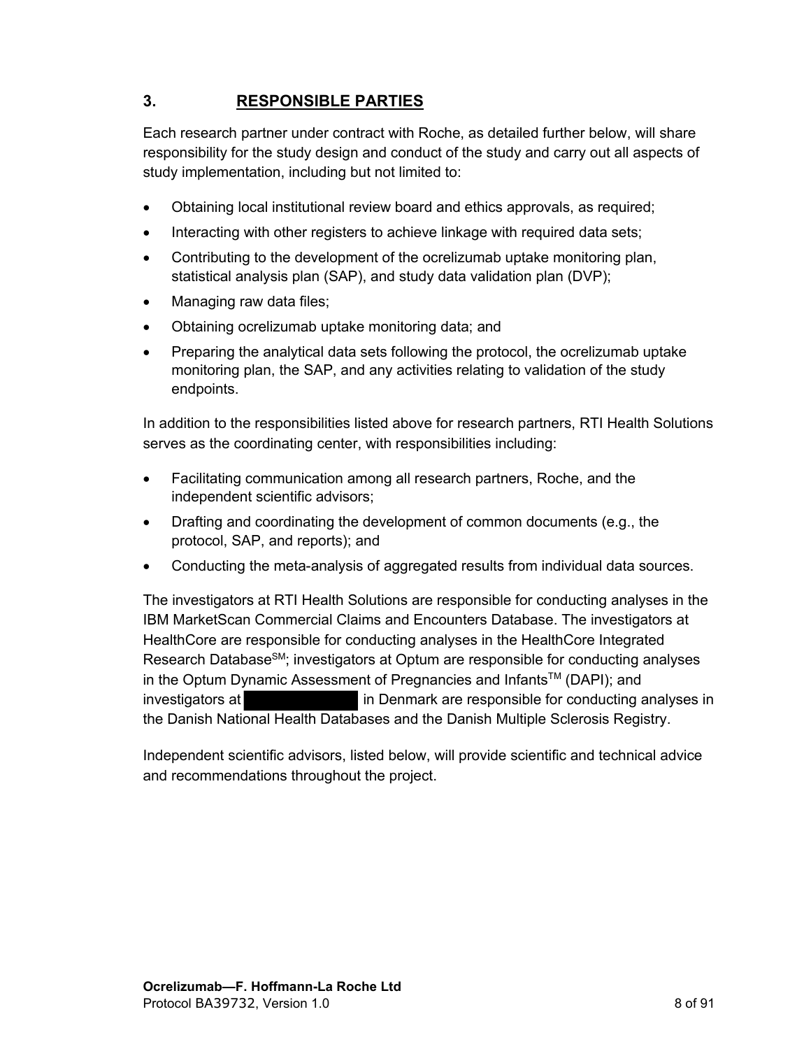# 3. RESPONSIBLE PARTIES

Each research partner under contract with Roche, as detailed further below, will share responsibility for the study design and conduct of the study and carry out all aspects of study implementation, including but not limited to:

- Obtaining local institutional review board and ethics approvals, as required;
- Interacting with other registers to achieve linkage with required data sets;
- Contributing to the development of the ocrelizumab uptake monitoring plan, statistical analysis plan (SAP), and study data validation plan (DVP);
- Managing raw data files;
- Obtaining ocrelizumab uptake monitoring data; and
- Preparing the analytical data sets following the protocol, the ocrelizumab uptake monitoring plan, the SAP, and any activities relating to validation of the study endpoints.

In addition to the responsibilities listed above for research partners, RTI Health Solutions serves as the coordinating center, with responsibilities including:

- Facilitating communication among all research partners, Roche, and the independent scientific advisors;
- Drafting and coordinating the development of common documents (e.g., the protocol, SAP, and reports); and
- Conducting the meta-analysis of aggregated results from individual data sources.

The investigators at RTI Health Solutions are responsible for conducting analyses in the IBM MarketScan Commercial Claims and Encounters Database. The investigators at HealthCore are responsible for conducting analyses in the HealthCore Integrated Research Database[SM]; investigators at Optum are responsible for conducting analyses in the Optum Dynamic Assessment of Pregnancies and Infants[TM] (DAPI); and investigators at ██████████ in Denmark are responsible for conducting analyses in the Danish National Health Databases and the Danish Multiple Sclerosis Registry.

Independent scientific advisors, listed below, will provide scientific and technical advice and recommendations throughout the project.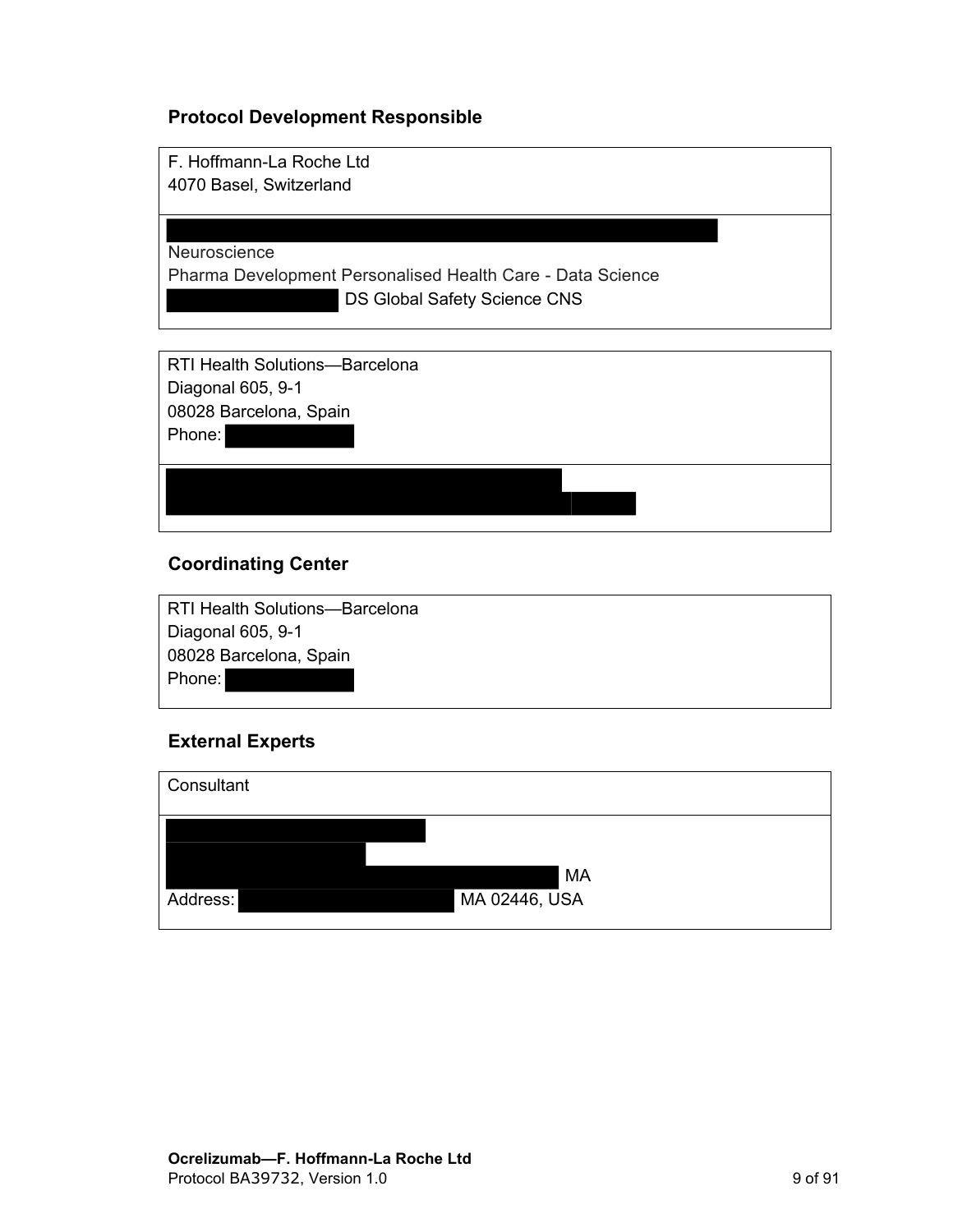## Protocol Development Responsible

F. Hoffmann-La Roche Ltd
4070 Basel, Switzerland

Neuroscience
Pharma Development Personalised Health Care - Data Science
DS Global Safety Science CNS

RTI Health Solutions—Barcelona
Diagonal 605, 9-1
08028 Barcelona, Spain
Phone:

## Coordinating Center

RTI Health Solutions—Barcelona
Diagonal 605, 9-1
08028 Barcelona, Spain
Phone:

## External Experts

Consultant

MA
Address: MA 02446, USA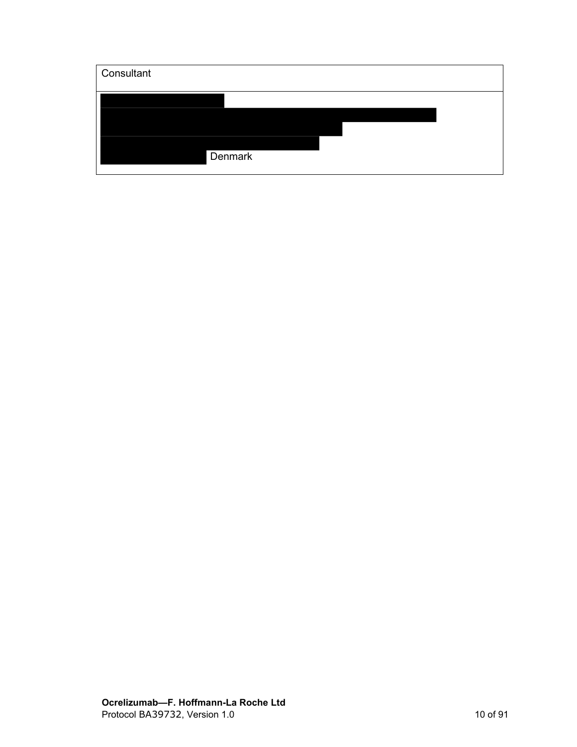| Consultant |
| --- |
| Denmark |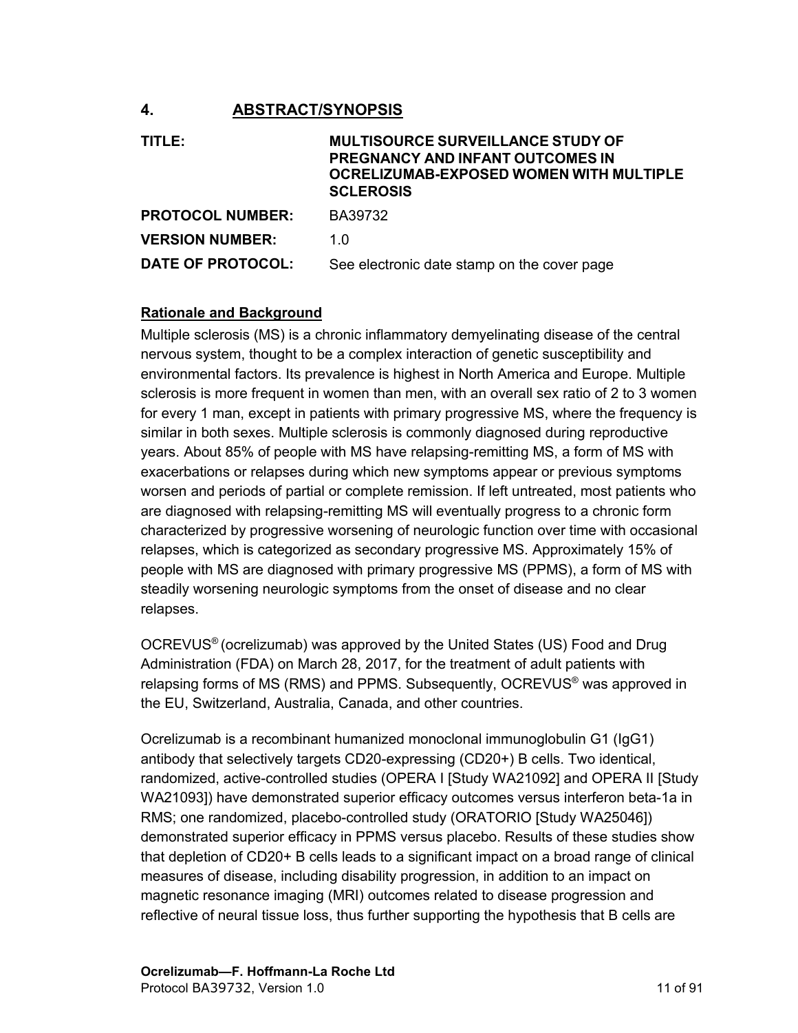## 4. ABSTRACT/SYNOPSIS

| | |
|---|---|
| **TITLE:** | **MULTISOURCE SURVEILLANCE STUDY OF PREGNANCY AND INFANT OUTCOMES IN OCRELIZUMAB-EXPOSED WOMEN WITH MULTIPLE SCLEROSIS** |
| **PROTOCOL NUMBER:** | BA39732 |
| **VERSION NUMBER:** | 1.0 |
| **DATE OF PROTOCOL:** | See electronic date stamp on the cover page |

### Rationale and Background

Multiple sclerosis (MS) is a chronic inflammatory demyelinating disease of the central nervous system, thought to be a complex interaction of genetic susceptibility and environmental factors. Its prevalence is highest in North America and Europe. Multiple sclerosis is more frequent in women than men, with an overall sex ratio of 2 to 3 women for every 1 man, except in patients with primary progressive MS, where the frequency is similar in both sexes. Multiple sclerosis is commonly diagnosed during reproductive years. About 85% of people with MS have relapsing-remitting MS, a form of MS with exacerbations or relapses during which new symptoms appear or previous symptoms worsen and periods of partial or complete remission. If left untreated, most patients who are diagnosed with relapsing-remitting MS will eventually progress to a chronic form characterized by progressive worsening of neurologic function over time with occasional relapses, which is categorized as secondary progressive MS. Approximately 15% of people with MS are diagnosed with primary progressive MS (PPMS), a form of MS with steadily worsening neurologic symptoms from the onset of disease and no clear relapses.

OCREVUS® (ocrelizumab) was approved by the United States (US) Food and Drug Administration (FDA) on March 28, 2017, for the treatment of adult patients with relapsing forms of MS (RMS) and PPMS. Subsequently, OCREVUS® was approved in the EU, Switzerland, Australia, Canada, and other countries.

Ocrelizumab is a recombinant humanized monoclonal immunoglobulin G1 (IgG1) antibody that selectively targets CD20-expressing (CD20+) B cells. Two identical, randomized, active-controlled studies (OPERA I [Study WA21092] and OPERA II [Study WA21093]) have demonstrated superior efficacy outcomes versus interferon beta-1a in RMS; one randomized, placebo-controlled study (ORATORIO [Study WA25046]) demonstrated superior efficacy in PPMS versus placebo. Results of these studies show that depletion of CD20+ B cells leads to a significant impact on a broad range of clinical measures of disease, including disability progression, in addition to an impact on magnetic resonance imaging (MRI) outcomes related to disease progression and reflective of neural tissue loss, thus further supporting the hypothesis that B cells are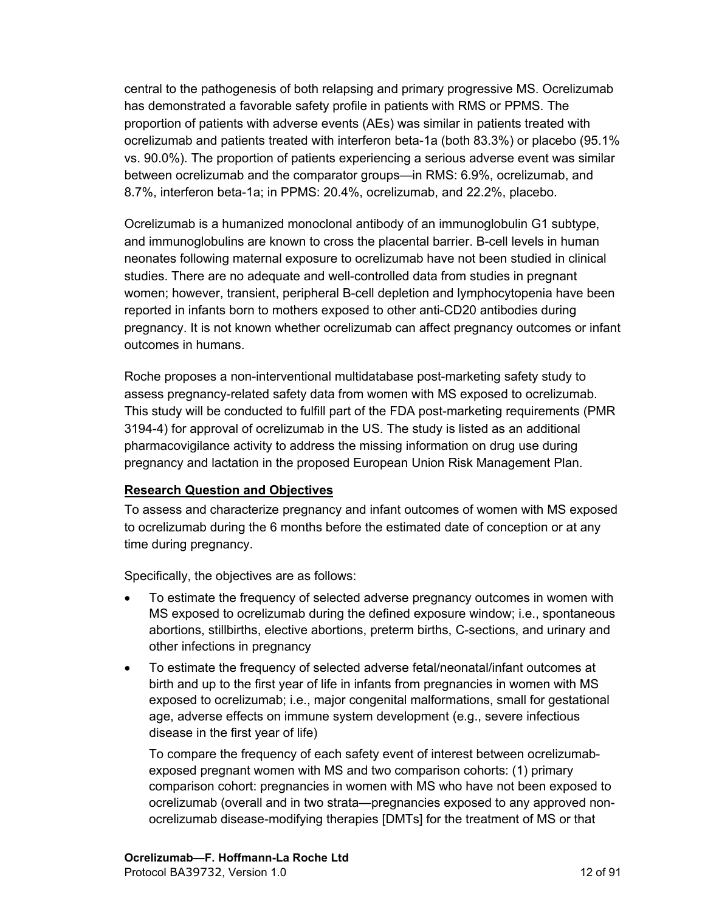central to the pathogenesis of both relapsing and primary progressive MS. Ocrelizumab has demonstrated a favorable safety profile in patients with RMS or PPMS. The proportion of patients with adverse events (AEs) was similar in patients treated with ocrelizumab and patients treated with interferon beta-1a (both 83.3%) or placebo (95.1% vs. 90.0%). The proportion of patients experiencing a serious adverse event was similar between ocrelizumab and the comparator groups—in RMS: 6.9%, ocrelizumab, and 8.7%, interferon beta-1a; in PPMS: 20.4%, ocrelizumab, and 22.2%, placebo.

Ocrelizumab is a humanized monoclonal antibody of an immunoglobulin G1 subtype, and immunoglobulins are known to cross the placental barrier. B-cell levels in human neonates following maternal exposure to ocrelizumab have not been studied in clinical studies. There are no adequate and well-controlled data from studies in pregnant women; however, transient, peripheral B-cell depletion and lymphocytopenia have been reported in infants born to mothers exposed to other anti-CD20 antibodies during pregnancy. It is not known whether ocrelizumab can affect pregnancy outcomes or infant outcomes in humans.

Roche proposes a non-interventional multidatabase post-marketing safety study to assess pregnancy-related safety data from women with MS exposed to ocrelizumab. This study will be conducted to fulfill part of the FDA post-marketing requirements (PMR 3194-4) for approval of ocrelizumab in the US. The study is listed as an additional pharmacovigilance activity to address the missing information on drug use during pregnancy and lactation in the proposed European Union Risk Management Plan.

**Research Question and Objectives**

To assess and characterize pregnancy and infant outcomes of women with MS exposed to ocrelizumab during the 6 months before the estimated date of conception or at any time during pregnancy.

Specifically, the objectives are as follows:

- To estimate the frequency of selected adverse pregnancy outcomes in women with MS exposed to ocrelizumab during the defined exposure window; i.e., spontaneous abortions, stillbirths, elective abortions, preterm births, C-sections, and urinary and other infections in pregnancy
- To estimate the frequency of selected adverse fetal/neonatal/infant outcomes at birth and up to the first year of life in infants from pregnancies in women with MS exposed to ocrelizumab; i.e., major congenital malformations, small for gestational age, adverse effects on immune system development (e.g., severe infectious disease in the first year of life)

  To compare the frequency of each safety event of interest between ocrelizumab-exposed pregnant women with MS and two comparison cohorts: (1) primary comparison cohort: pregnancies in women with MS who have not been exposed to ocrelizumab (overall and in two strata—pregnancies exposed to any approved non-ocrelizumab disease-modifying therapies [DMTs] for the treatment of MS or that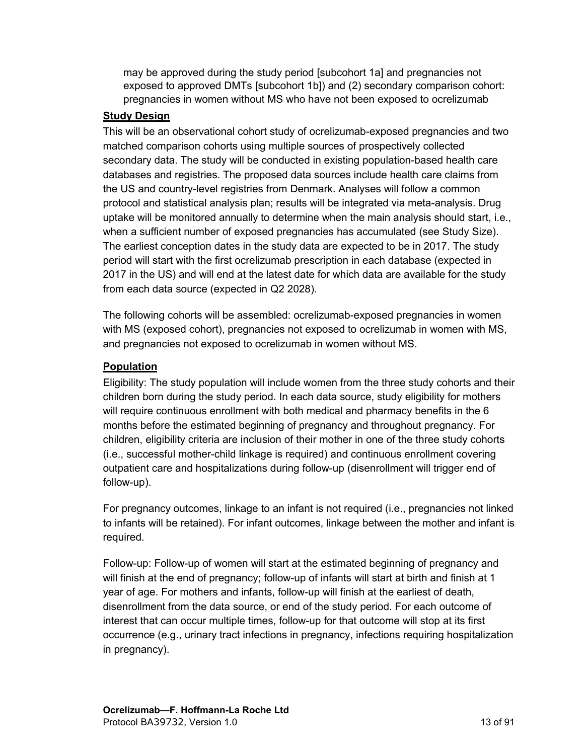may be approved during the study period [subcohort 1a] and pregnancies not exposed to approved DMTs [subcohort 1b]) and (2) secondary comparison cohort: pregnancies in women without MS who have not been exposed to ocrelizumab

**Study Design**

This will be an observational cohort study of ocrelizumab-exposed pregnancies and two matched comparison cohorts using multiple sources of prospectively collected secondary data. The study will be conducted in existing population-based health care databases and registries. The proposed data sources include health care claims from the US and country-level registries from Denmark. Analyses will follow a common protocol and statistical analysis plan; results will be integrated via meta-analysis. Drug uptake will be monitored annually to determine when the main analysis should start, i.e., when a sufficient number of exposed pregnancies has accumulated (see Study Size). The earliest conception dates in the study data are expected to be in 2017. The study period will start with the first ocrelizumab prescription in each database (expected in 2017 in the US) and will end at the latest date for which data are available for the study from each data source (expected in Q2 2028).

The following cohorts will be assembled: ocrelizumab-exposed pregnancies in women with MS (exposed cohort), pregnancies not exposed to ocrelizumab in women with MS, and pregnancies not exposed to ocrelizumab in women without MS.

**Population**

Eligibility: The study population will include women from the three study cohorts and their children born during the study period. In each data source, study eligibility for mothers will require continuous enrollment with both medical and pharmacy benefits in the 6 months before the estimated beginning of pregnancy and throughout pregnancy. For children, eligibility criteria are inclusion of their mother in one of the three study cohorts (i.e., successful mother-child linkage is required) and continuous enrollment covering outpatient care and hospitalizations during follow-up (disenrollment will trigger end of follow-up).

For pregnancy outcomes, linkage to an infant is not required (i.e., pregnancies not linked to infants will be retained). For infant outcomes, linkage between the mother and infant is required.

Follow-up: Follow-up of women will start at the estimated beginning of pregnancy and will finish at the end of pregnancy; follow-up of infants will start at birth and finish at 1 year of age. For mothers and infants, follow-up will finish at the earliest of death, disenrollment from the data source, or end of the study period. For each outcome of interest that can occur multiple times, follow-up for that outcome will stop at its first occurrence (e.g., urinary tract infections in pregnancy, infections requiring hospitalization in pregnancy).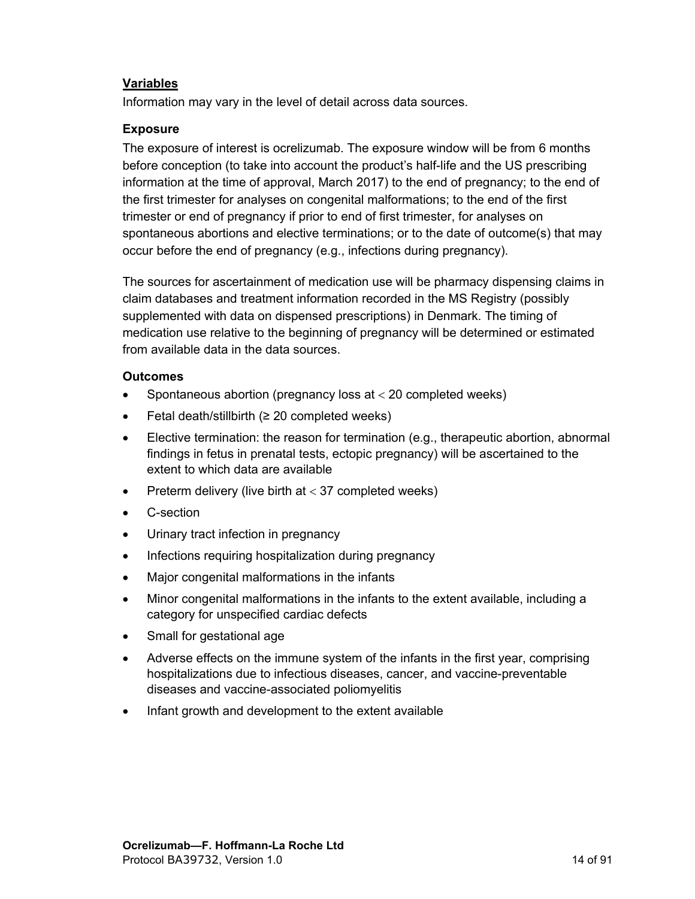**Variables**

Information may vary in the level of detail across data sources.

**Exposure**

The exposure of interest is ocrelizumab. The exposure window will be from 6 months before conception (to take into account the product's half-life and the US prescribing information at the time of approval, March 2017) to the end of pregnancy; to the end of the first trimester for analyses on congenital malformations; to the end of the first trimester or end of pregnancy if prior to end of first trimester, for analyses on spontaneous abortions and elective terminations; or to the date of outcome(s) that may occur before the end of pregnancy (e.g., infections during pregnancy).

The sources for ascertainment of medication use will be pharmacy dispensing claims in claim databases and treatment information recorded in the MS Registry (possibly supplemented with data on dispensed prescriptions) in Denmark. The timing of medication use relative to the beginning of pregnancy will be determined or estimated from available data in the data sources.

**Outcomes**

- Spontaneous abortion (pregnancy loss at < 20 completed weeks)
- Fetal death/stillbirth (≥ 20 completed weeks)
- Elective termination: the reason for termination (e.g., therapeutic abortion, abnormal findings in fetus in prenatal tests, ectopic pregnancy) will be ascertained to the extent to which data are available
- Preterm delivery (live birth at < 37 completed weeks)
- C-section
- Urinary tract infection in pregnancy
- Infections requiring hospitalization during pregnancy
- Major congenital malformations in the infants
- Minor congenital malformations in the infants to the extent available, including a category for unspecified cardiac defects
- Small for gestational age
- Adverse effects on the immune system of the infants in the first year, comprising hospitalizations due to infectious diseases, cancer, and vaccine-preventable diseases and vaccine-associated poliomyelitis
- Infant growth and development to the extent available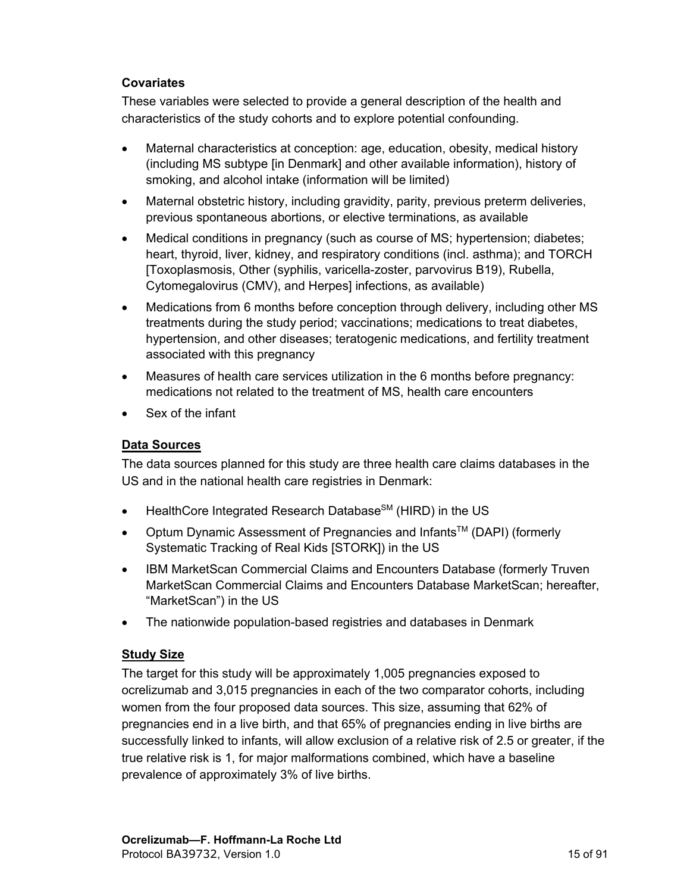**Covariates**

These variables were selected to provide a general description of the health and characteristics of the study cohorts and to explore potential confounding.

- Maternal characteristics at conception: age, education, obesity, medical history (including MS subtype [in Denmark] and other available information), history of smoking, and alcohol intake (information will be limited)
- Maternal obstetric history, including gravidity, parity, previous preterm deliveries, previous spontaneous abortions, or elective terminations, as available
- Medical conditions in pregnancy (such as course of MS; hypertension; diabetes; heart, thyroid, liver, kidney, and respiratory conditions (incl. asthma); and TORCH [Toxoplasmosis, Other (syphilis, varicella-zoster, parvovirus B19), Rubella, Cytomegalovirus (CMV), and Herpes] infections, as available)
- Medications from 6 months before conception through delivery, including other MS treatments during the study period; vaccinations; medications to treat diabetes, hypertension, and other diseases; teratogenic medications, and fertility treatment associated with this pregnancy
- Measures of health care services utilization in the 6 months before pregnancy: medications not related to the treatment of MS, health care encounters
- Sex of the infant

**Data Sources**

The data sources planned for this study are three health care claims databases in the US and in the national health care registries in Denmark:

- HealthCore Integrated Research Database[SM] (HIRD) in the US
- Optum Dynamic Assessment of Pregnancies and Infants[TM] (DAPI) (formerly Systematic Tracking of Real Kids [STORK]) in the US
- IBM MarketScan Commercial Claims and Encounters Database (formerly Truven MarketScan Commercial Claims and Encounters Database MarketScan; hereafter, "MarketScan") in the US
- The nationwide population-based registries and databases in Denmark

**Study Size**

The target for this study will be approximately 1,005 pregnancies exposed to ocrelizumab and 3,015 pregnancies in each of the two comparator cohorts, including women from the four proposed data sources. This size, assuming that 62% of pregnancies end in a live birth, and that 65% of pregnancies ending in live births are successfully linked to infants, will allow exclusion of a relative risk of 2.5 or greater, if the true relative risk is 1, for major malformations combined, which have a baseline prevalence of approximately 3% of live births.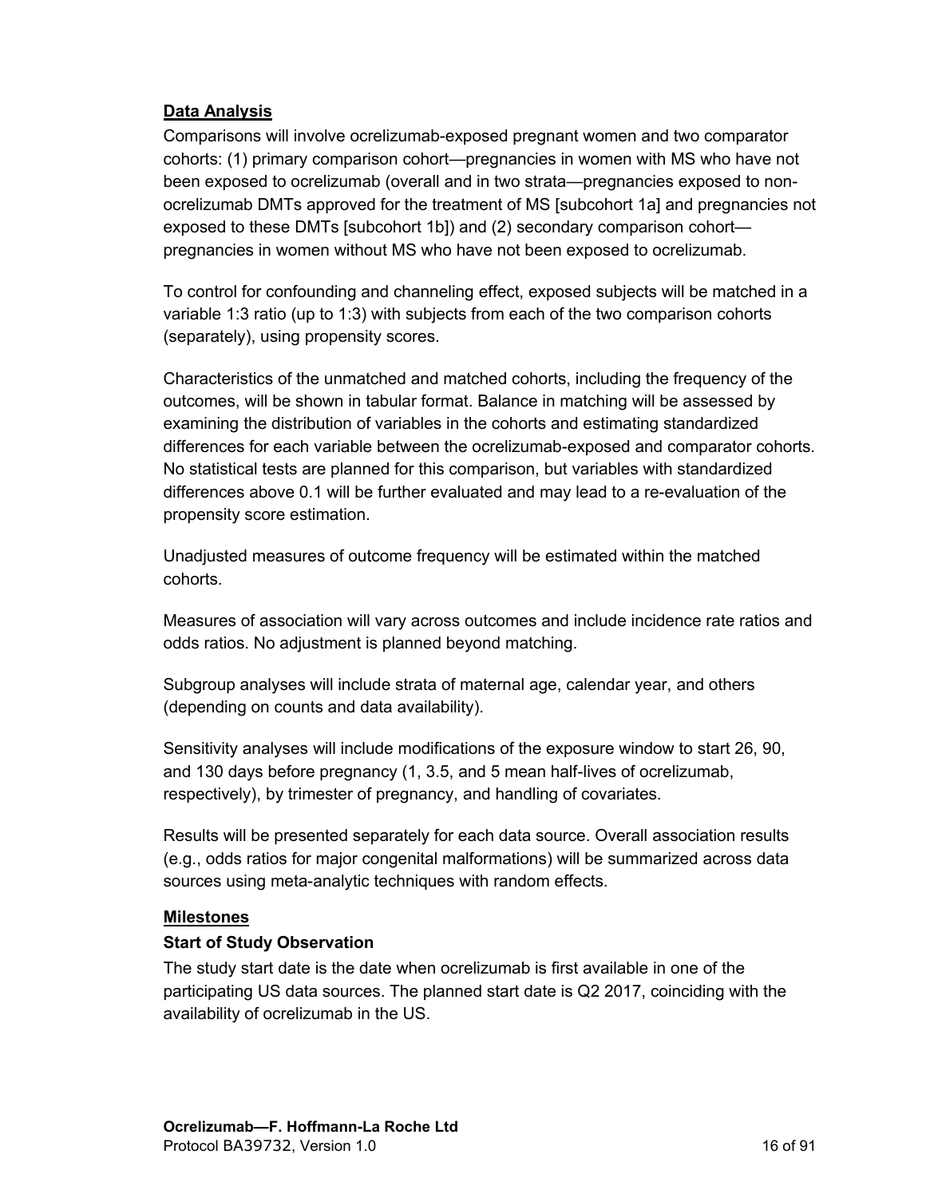**Data Analysis**

Comparisons will involve ocrelizumab-exposed pregnant women and two comparator cohorts: (1) primary comparison cohort—pregnancies in women with MS who have not been exposed to ocrelizumab (overall and in two strata—pregnancies exposed to non-ocrelizumab DMTs approved for the treatment of MS [subcohort 1a] and pregnancies not exposed to these DMTs [subcohort 1b]) and (2) secondary comparison cohort—pregnancies in women without MS who have not been exposed to ocrelizumab.

To control for confounding and channeling effect, exposed subjects will be matched in a variable 1:3 ratio (up to 1:3) with subjects from each of the two comparison cohorts (separately), using propensity scores.

Characteristics of the unmatched and matched cohorts, including the frequency of the outcomes, will be shown in tabular format. Balance in matching will be assessed by examining the distribution of variables in the cohorts and estimating standardized differences for each variable between the ocrelizumab-exposed and comparator cohorts. No statistical tests are planned for this comparison, but variables with standardized differences above 0.1 will be further evaluated and may lead to a re-evaluation of the propensity score estimation.

Unadjusted measures of outcome frequency will be estimated within the matched cohorts.

Measures of association will vary across outcomes and include incidence rate ratios and odds ratios. No adjustment is planned beyond matching.

Subgroup analyses will include strata of maternal age, calendar year, and others (depending on counts and data availability).

Sensitivity analyses will include modifications of the exposure window to start 26, 90, and 130 days before pregnancy (1, 3.5, and 5 mean half-lives of ocrelizumab, respectively), by trimester of pregnancy, and handling of covariates.

Results will be presented separately for each data source. Overall association results (e.g., odds ratios for major congenital malformations) will be summarized across data sources using meta-analytic techniques with random effects.

**Milestones**

**Start of Study Observation**

The study start date is the date when ocrelizumab is first available in one of the participating US data sources. The planned start date is Q2 2017, coinciding with the availability of ocrelizumab in the US.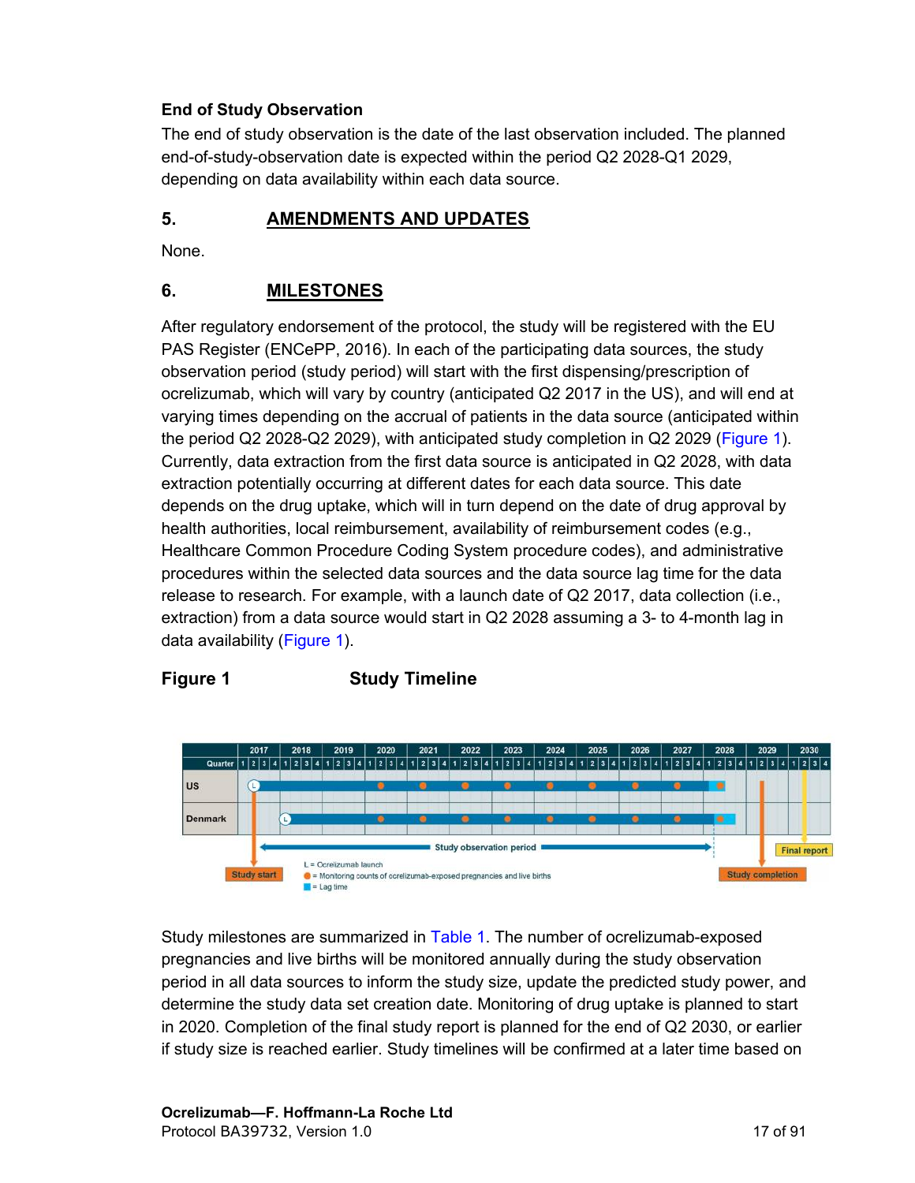**End of Study Observation**

The end of study observation is the date of the last observation included. The planned end-of-study-observation date is expected within the period Q2 2028-Q1 2029, depending on data availability within each data source.

## 5. AMENDMENTS AND UPDATES

None.

## 6. MILESTONES

After regulatory endorsement of the protocol, the study will be registered with the EU PAS Register (ENCePP, 2016). In each of the participating data sources, the study observation period (study period) will start with the first dispensing/prescription of ocrelizumab, which will vary by country (anticipated Q2 2017 in the US), and will end at varying times depending on the accrual of patients in the data source (anticipated within the period Q2 2028-Q2 2029), with anticipated study completion in Q2 2029 (Figure 1). Currently, data extraction from the first data source is anticipated in Q2 2028, with data extraction potentially occurring at different dates for each data source. This date depends on the drug uptake, which will in turn depend on the date of drug approval by health authorities, local reimbursement, availability of reimbursement codes (e.g., Healthcare Common Procedure Coding System procedure codes), and administrative procedures within the selected data sources and the data source lag time for the data release to research. For example, with a launch date of Q2 2017, data collection (i.e., extraction) from a data source would start in Q2 2028 assuming a 3- to 4-month lag in data availability (Figure 1).

**Figure 1 Study Timeline**

Study milestones are summarized in Table 1. The number of ocrelizumab-exposed pregnancies and live births will be monitored annually during the study observation period in all data sources to inform the study size, update the predicted study power, and determine the study data set creation date. Monitoring of drug uptake is planned to start in 2020. Completion of the final study report is planned for the end of Q2 2030, or earlier if study size is reached earlier. Study timelines will be confirmed at a later time based on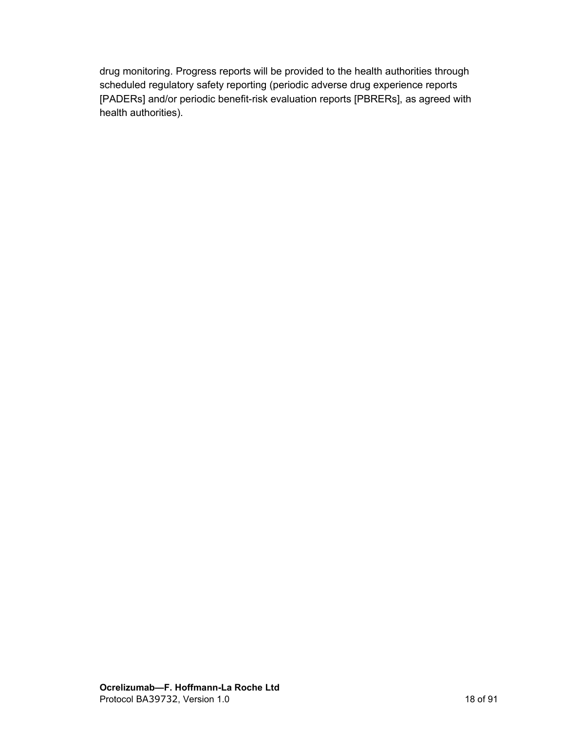drug monitoring. Progress reports will be provided to the health authorities through scheduled regulatory safety reporting (periodic adverse drug experience reports [PADERs] and/or periodic benefit-risk evaluation reports [PBRERs], as agreed with health authorities).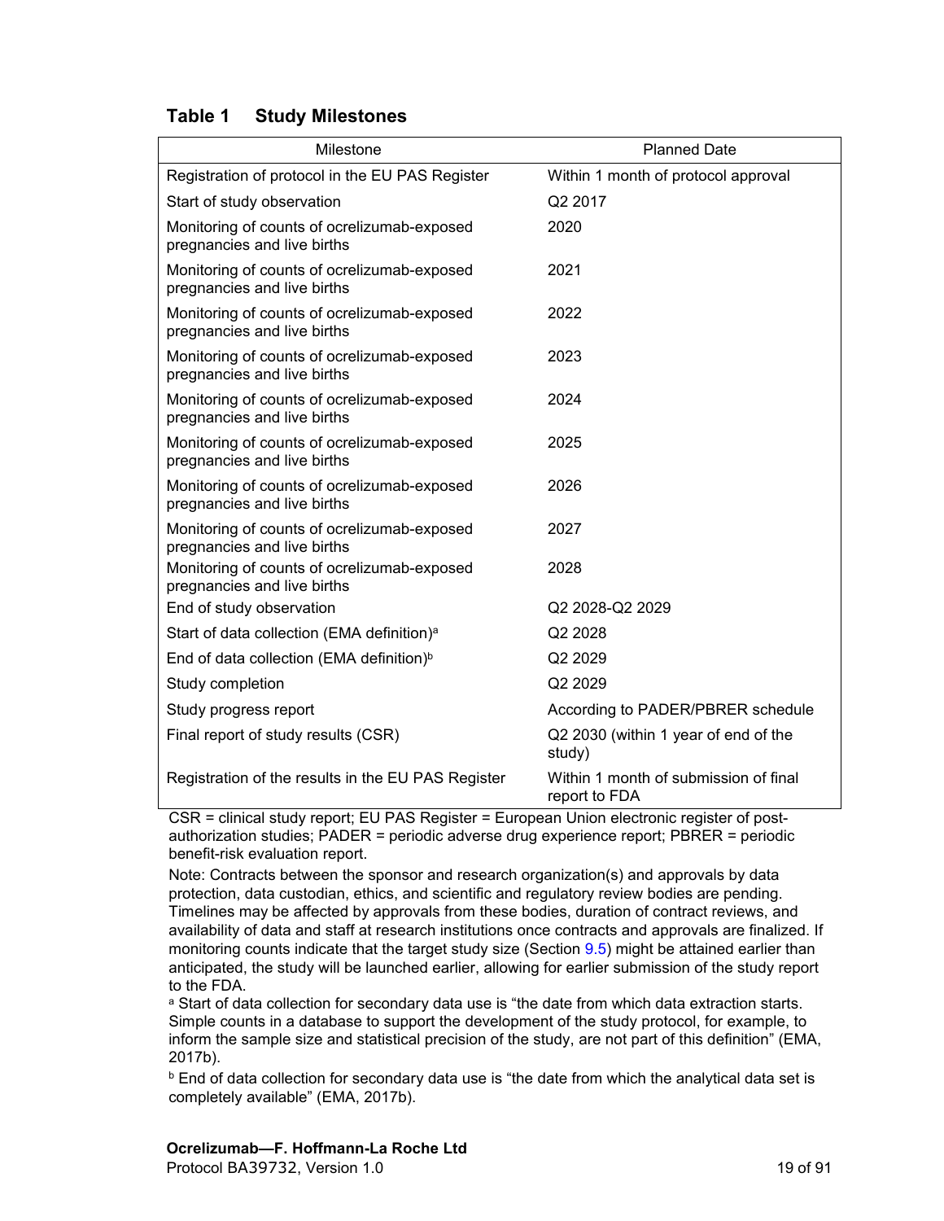**Table 1 Study Milestones**

| Milestone | Planned Date |
|---|---|
| Registration of protocol in the EU PAS Register | Within 1 month of protocol approval |
| Start of study observation | Q2 2017 |
| Monitoring of counts of ocrelizumab-exposed pregnancies and live births | 2020 |
| Monitoring of counts of ocrelizumab-exposed pregnancies and live births | 2021 |
| Monitoring of counts of ocrelizumab-exposed pregnancies and live births | 2022 |
| Monitoring of counts of ocrelizumab-exposed pregnancies and live births | 2023 |
| Monitoring of counts of ocrelizumab-exposed pregnancies and live births | 2024 |
| Monitoring of counts of ocrelizumab-exposed pregnancies and live births | 2025 |
| Monitoring of counts of ocrelizumab-exposed pregnancies and live births | 2026 |
| Monitoring of counts of ocrelizumab-exposed pregnancies and live births | 2027 |
| Monitoring of counts of ocrelizumab-exposed pregnancies and live births | 2028 |
| End of study observation | Q2 2028-Q2 2029 |
| Start of data collection (EMA definition)[a] | Q2 2028 |
| End of data collection (EMA definition)[b] | Q2 2029 |
| Study completion | Q2 2029 |
| Study progress report | According to PADER/PBRER schedule |
| Final report of study results (CSR) | Q2 2030 (within 1 year of end of the study) |
| Registration of the results in the EU PAS Register | Within 1 month of submission of final report to FDA |

CSR = clinical study report; EU PAS Register = European Union electronic register of post-authorization studies; PADER = periodic adverse drug experience report; PBRER = periodic benefit-risk evaluation report.

Note: Contracts between the sponsor and research organization(s) and approvals by data protection, data custodian, ethics, and scientific and regulatory review bodies are pending. Timelines may be affected by approvals from these bodies, duration of contract reviews, and availability of data and staff at research institutions once contracts and approvals are finalized. If monitoring counts indicate that the target study size (Section 9.5) might be attained earlier than anticipated, the study will be launched earlier, allowing for earlier submission of the study report to the FDA.

[a] Start of data collection for secondary data use is "the date from which data extraction starts. Simple counts in a database to support the development of the study protocol, for example, to inform the sample size and statistical precision of the study, are not part of this definition" (EMA, 2017b).

[b] End of data collection for secondary data use is "the date from which the analytical data set is completely available" (EMA, 2017b).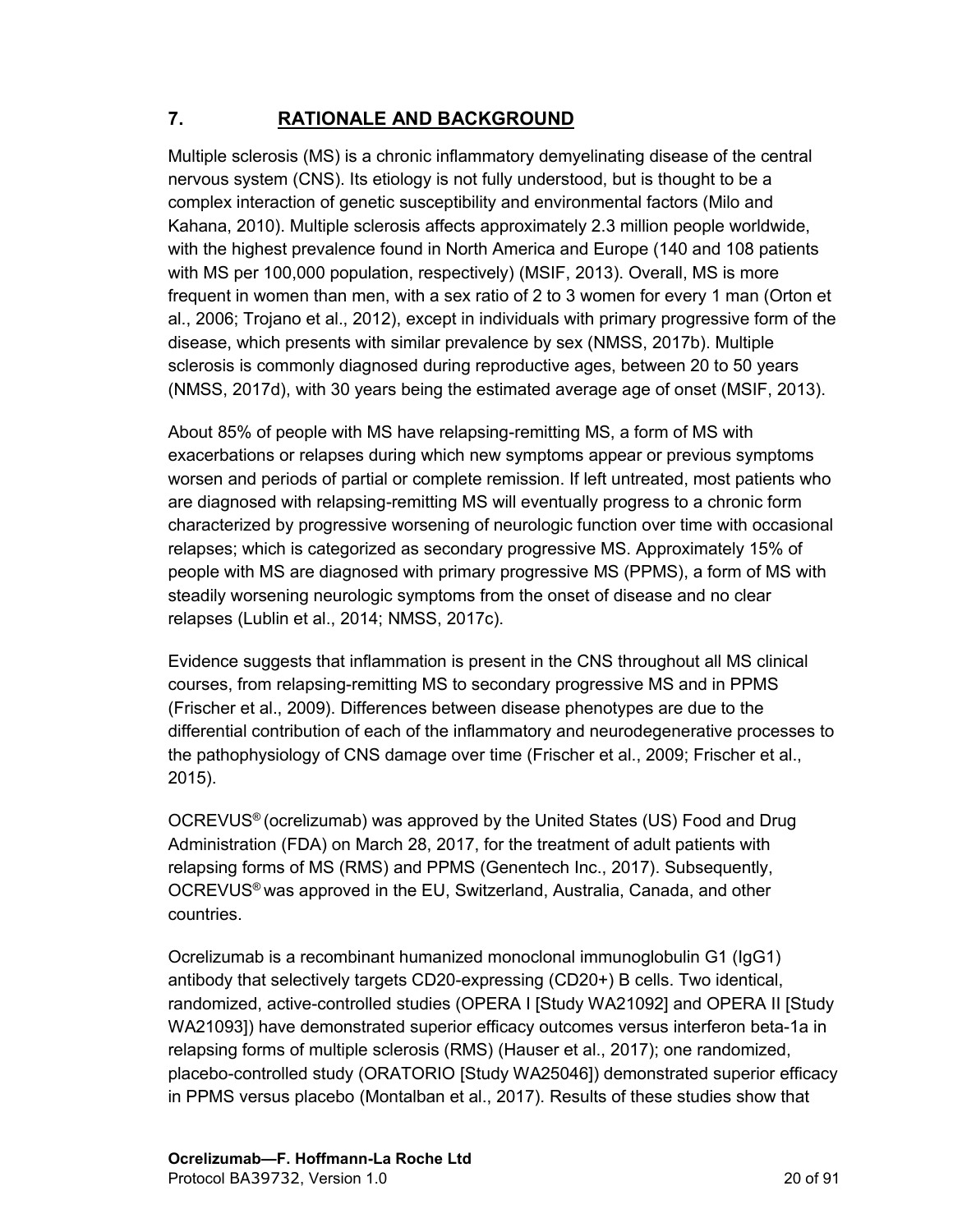# 7. RATIONALE AND BACKGROUND

Multiple sclerosis (MS) is a chronic inflammatory demyelinating disease of the central nervous system (CNS). Its etiology is not fully understood, but is thought to be a complex interaction of genetic susceptibility and environmental factors (Milo and Kahana, 2010). Multiple sclerosis affects approximately 2.3 million people worldwide, with the highest prevalence found in North America and Europe (140 and 108 patients with MS per 100,000 population, respectively) (MSIF, 2013). Overall, MS is more frequent in women than men, with a sex ratio of 2 to 3 women for every 1 man (Orton et al., 2006; Trojano et al., 2012), except in individuals with primary progressive form of the disease, which presents with similar prevalence by sex (NMSS, 2017b). Multiple sclerosis is commonly diagnosed during reproductive ages, between 20 to 50 years (NMSS, 2017d), with 30 years being the estimated average age of onset (MSIF, 2013).

About 85% of people with MS have relapsing-remitting MS, a form of MS with exacerbations or relapses during which new symptoms appear or previous symptoms worsen and periods of partial or complete remission. If left untreated, most patients who are diagnosed with relapsing-remitting MS will eventually progress to a chronic form characterized by progressive worsening of neurologic function over time with occasional relapses; which is categorized as secondary progressive MS. Approximately 15% of people with MS are diagnosed with primary progressive MS (PPMS), a form of MS with steadily worsening neurologic symptoms from the onset of disease and no clear relapses (Lublin et al., 2014; NMSS, 2017c).

Evidence suggests that inflammation is present in the CNS throughout all MS clinical courses, from relapsing-remitting MS to secondary progressive MS and in PPMS (Frischer et al., 2009). Differences between disease phenotypes are due to the differential contribution of each of the inflammatory and neurodegenerative processes to the pathophysiology of CNS damage over time (Frischer et al., 2009; Frischer et al., 2015).

OCREVUS® (ocrelizumab) was approved by the United States (US) Food and Drug Administration (FDA) on March 28, 2017, for the treatment of adult patients with relapsing forms of MS (RMS) and PPMS (Genentech Inc., 2017). Subsequently, OCREVUS® was approved in the EU, Switzerland, Australia, Canada, and other countries.

Ocrelizumab is a recombinant humanized monoclonal immunoglobulin G1 (IgG1) antibody that selectively targets CD20-expressing (CD20+) B cells. Two identical, randomized, active-controlled studies (OPERA I [Study WA21092] and OPERA II [Study WA21093]) have demonstrated superior efficacy outcomes versus interferon beta-1a in relapsing forms of multiple sclerosis (RMS) (Hauser et al., 2017); one randomized, placebo-controlled study (ORATORIO [Study WA25046]) demonstrated superior efficacy in PPMS versus placebo (Montalban et al., 2017). Results of these studies show that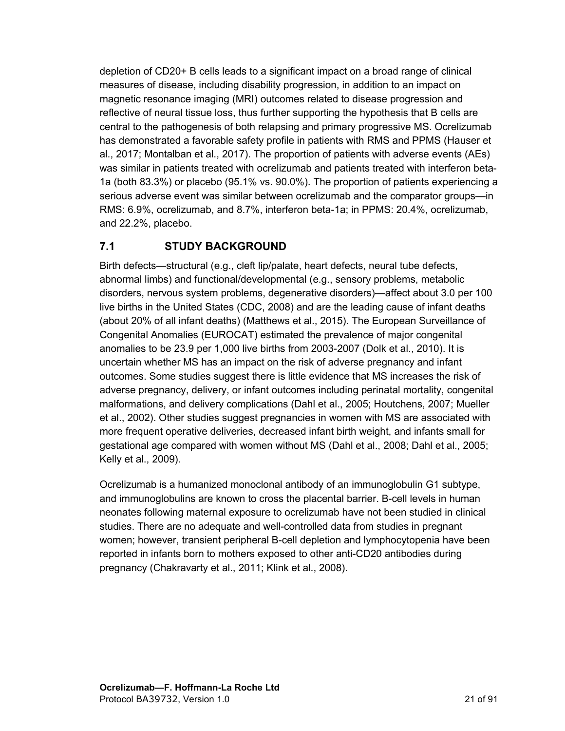depletion of CD20+ B cells leads to a significant impact on a broad range of clinical measures of disease, including disability progression, in addition to an impact on magnetic resonance imaging (MRI) outcomes related to disease progression and reflective of neural tissue loss, thus further supporting the hypothesis that B cells are central to the pathogenesis of both relapsing and primary progressive MS. Ocrelizumab has demonstrated a favorable safety profile in patients with RMS and PPMS (Hauser et al., 2017; Montalban et al., 2017). The proportion of patients with adverse events (AEs) was similar in patients treated with ocrelizumab and patients treated with interferon beta-1a (both 83.3%) or placebo (95.1% vs. 90.0%). The proportion of patients experiencing a serious adverse event was similar between ocrelizumab and the comparator groups—in RMS: 6.9%, ocrelizumab, and 8.7%, interferon beta-1a; in PPMS: 20.4%, ocrelizumab, and 22.2%, placebo.

## 7.1 STUDY BACKGROUND

Birth defects—structural (e.g., cleft lip/palate, heart defects, neural tube defects, abnormal limbs) and functional/developmental (e.g., sensory problems, metabolic disorders, nervous system problems, degenerative disorders)—affect about 3.0 per 100 live births in the United States (CDC, 2008) and are the leading cause of infant deaths (about 20% of all infant deaths) (Matthews et al., 2015). The European Surveillance of Congenital Anomalies (EUROCAT) estimated the prevalence of major congenital anomalies to be 23.9 per 1,000 live births from 2003-2007 (Dolk et al., 2010). It is uncertain whether MS has an impact on the risk of adverse pregnancy and infant outcomes. Some studies suggest there is little evidence that MS increases the risk of adverse pregnancy, delivery, or infant outcomes including perinatal mortality, congenital malformations, and delivery complications (Dahl et al., 2005; Houtchens, 2007; Mueller et al., 2002). Other studies suggest pregnancies in women with MS are associated with more frequent operative deliveries, decreased infant birth weight, and infants small for gestational age compared with women without MS (Dahl et al., 2008; Dahl et al., 2005; Kelly et al., 2009).

Ocrelizumab is a humanized monoclonal antibody of an immunoglobulin G1 subtype, and immunoglobulins are known to cross the placental barrier. B-cell levels in human neonates following maternal exposure to ocrelizumab have not been studied in clinical studies. There are no adequate and well-controlled data from studies in pregnant women; however, transient peripheral B-cell depletion and lymphocytopenia have been reported in infants born to mothers exposed to other anti-CD20 antibodies during pregnancy (Chakravarty et al., 2011; Klink et al., 2008).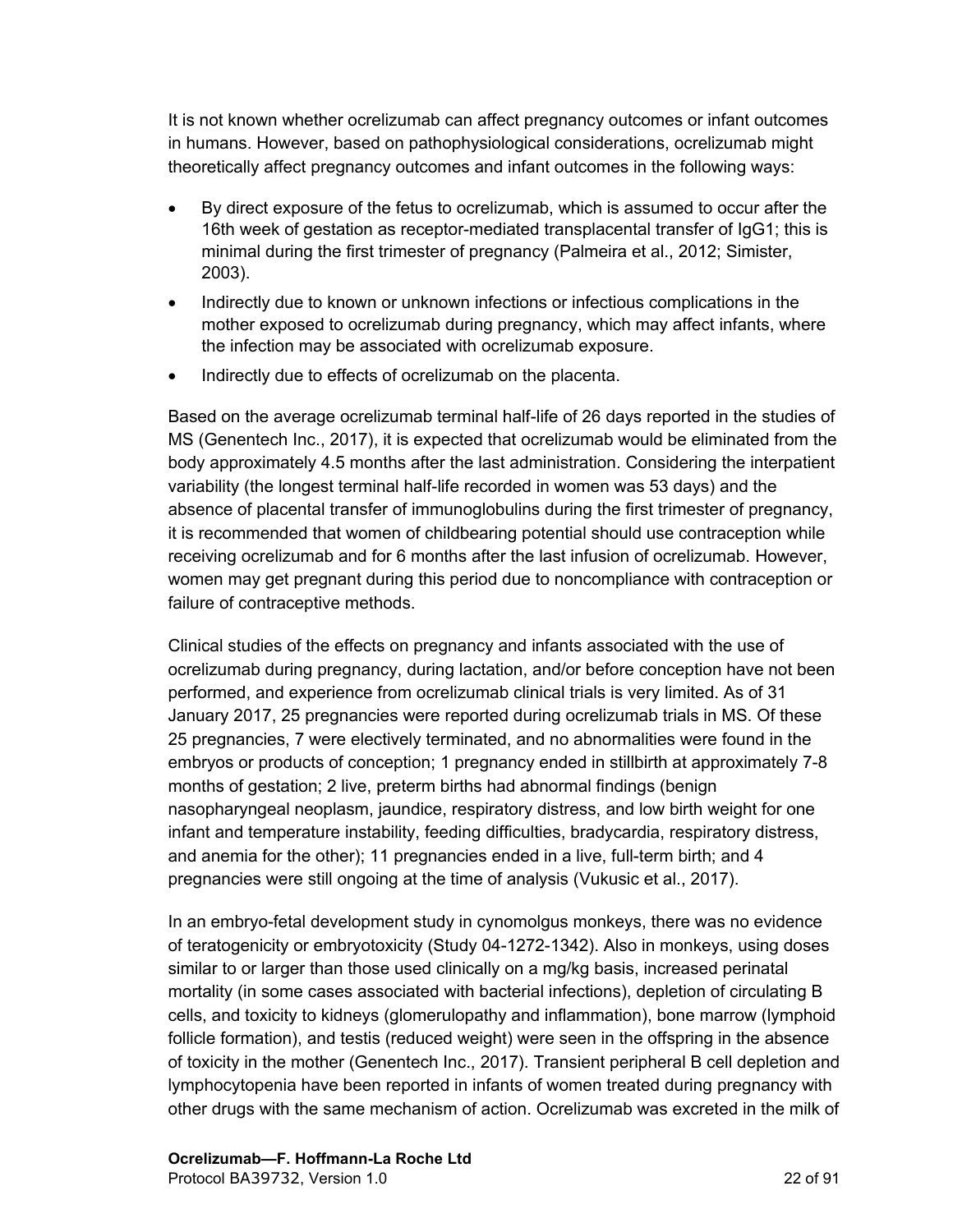It is not known whether ocrelizumab can affect pregnancy outcomes or infant outcomes in humans. However, based on pathophysiological considerations, ocrelizumab might theoretically affect pregnancy outcomes and infant outcomes in the following ways:

- By direct exposure of the fetus to ocrelizumab, which is assumed to occur after the 16th week of gestation as receptor-mediated transplacental transfer of IgG1; this is minimal during the first trimester of pregnancy (Palmeira et al., 2012; Simister, 2003).
- Indirectly due to known or unknown infections or infectious complications in the mother exposed to ocrelizumab during pregnancy, which may affect infants, where the infection may be associated with ocrelizumab exposure.
- Indirectly due to effects of ocrelizumab on the placenta.

Based on the average ocrelizumab terminal half-life of 26 days reported in the studies of MS (Genentech Inc., 2017), it is expected that ocrelizumab would be eliminated from the body approximately 4.5 months after the last administration. Considering the interpatient variability (the longest terminal half-life recorded in women was 53 days) and the absence of placental transfer of immunoglobulins during the first trimester of pregnancy, it is recommended that women of childbearing potential should use contraception while receiving ocrelizumab and for 6 months after the last infusion of ocrelizumab. However, women may get pregnant during this period due to noncompliance with contraception or failure of contraceptive methods.

Clinical studies of the effects on pregnancy and infants associated with the use of ocrelizumab during pregnancy, during lactation, and/or before conception have not been performed, and experience from ocrelizumab clinical trials is very limited. As of 31 January 2017, 25 pregnancies were reported during ocrelizumab trials in MS. Of these 25 pregnancies, 7 were electively terminated, and no abnormalities were found in the embryos or products of conception; 1 pregnancy ended in stillbirth at approximately 7-8 months of gestation; 2 live, preterm births had abnormal findings (benign nasopharyngeal neoplasm, jaundice, respiratory distress, and low birth weight for one infant and temperature instability, feeding difficulties, bradycardia, respiratory distress, and anemia for the other); 11 pregnancies ended in a live, full-term birth; and 4 pregnancies were still ongoing at the time of analysis (Vukusic et al., 2017).

In an embryo-fetal development study in cynomolgus monkeys, there was no evidence of teratogenicity or embryotoxicity (Study 04-1272-1342). Also in monkeys, using doses similar to or larger than those used clinically on a mg/kg basis, increased perinatal mortality (in some cases associated with bacterial infections), depletion of circulating B cells, and toxicity to kidneys (glomerulopathy and inflammation), bone marrow (lymphoid follicle formation), and testis (reduced weight) were seen in the offspring in the absence of toxicity in the mother (Genentech Inc., 2017). Transient peripheral B cell depletion and lymphocytopenia have been reported in infants of women treated during pregnancy with other drugs with the same mechanism of action. Ocrelizumab was excreted in the milk of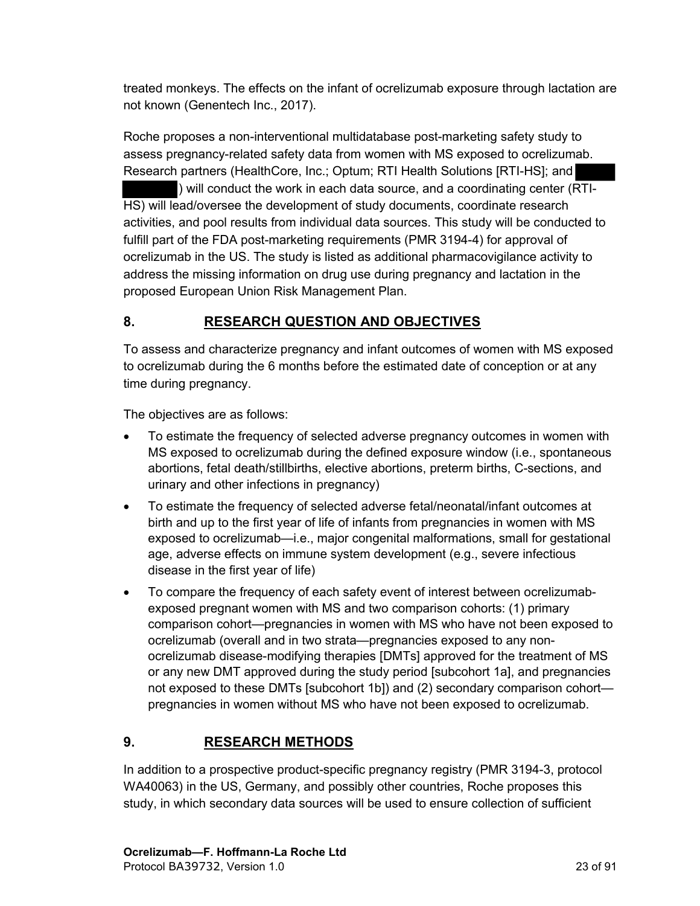treated monkeys. The effects on the infant of ocrelizumab exposure through lactation are not known (Genentech Inc., 2017).

Roche proposes a non-interventional multidatabase post-marketing safety study to assess pregnancy-related safety data from women with MS exposed to ocrelizumab. Research partners (HealthCore, Inc.; Optum; RTI Health Solutions [RTI-HS]; and ████ ████) will conduct the work in each data source, and a coordinating center (RTI-HS) will lead/oversee the development of study documents, coordinate research activities, and pool results from individual data sources. This study will be conducted to fulfill part of the FDA post-marketing requirements (PMR 3194-4) for approval of ocrelizumab in the US. The study is listed as additional pharmacovigilance activity to address the missing information on drug use during pregnancy and lactation in the proposed European Union Risk Management Plan.

## 8. RESEARCH QUESTION AND OBJECTIVES

To assess and characterize pregnancy and infant outcomes of women with MS exposed to ocrelizumab during the 6 months before the estimated date of conception or at any time during pregnancy.

The objectives are as follows:

- To estimate the frequency of selected adverse pregnancy outcomes in women with MS exposed to ocrelizumab during the defined exposure window (i.e., spontaneous abortions, fetal death/stillbirths, elective abortions, preterm births, C-sections, and urinary and other infections in pregnancy)
- To estimate the frequency of selected adverse fetal/neonatal/infant outcomes at birth and up to the first year of life of infants from pregnancies in women with MS exposed to ocrelizumab—i.e., major congenital malformations, small for gestational age, adverse effects on immune system development (e.g., severe infectious disease in the first year of life)
- To compare the frequency of each safety event of interest between ocrelizumab-exposed pregnant women with MS and two comparison cohorts: (1) primary comparison cohort—pregnancies in women with MS who have not been exposed to ocrelizumab (overall and in two strata—pregnancies exposed to any non-ocrelizumab disease-modifying therapies [DMTs] approved for the treatment of MS or any new DMT approved during the study period [subcohort 1a], and pregnancies not exposed to these DMTs [subcohort 1b]) and (2) secondary comparison cohort—pregnancies in women without MS who have not been exposed to ocrelizumab.

## 9. RESEARCH METHODS

In addition to a prospective product-specific pregnancy registry (PMR 3194-3, protocol WA40063) in the US, Germany, and possibly other countries, Roche proposes this study, in which secondary data sources will be used to ensure collection of sufficient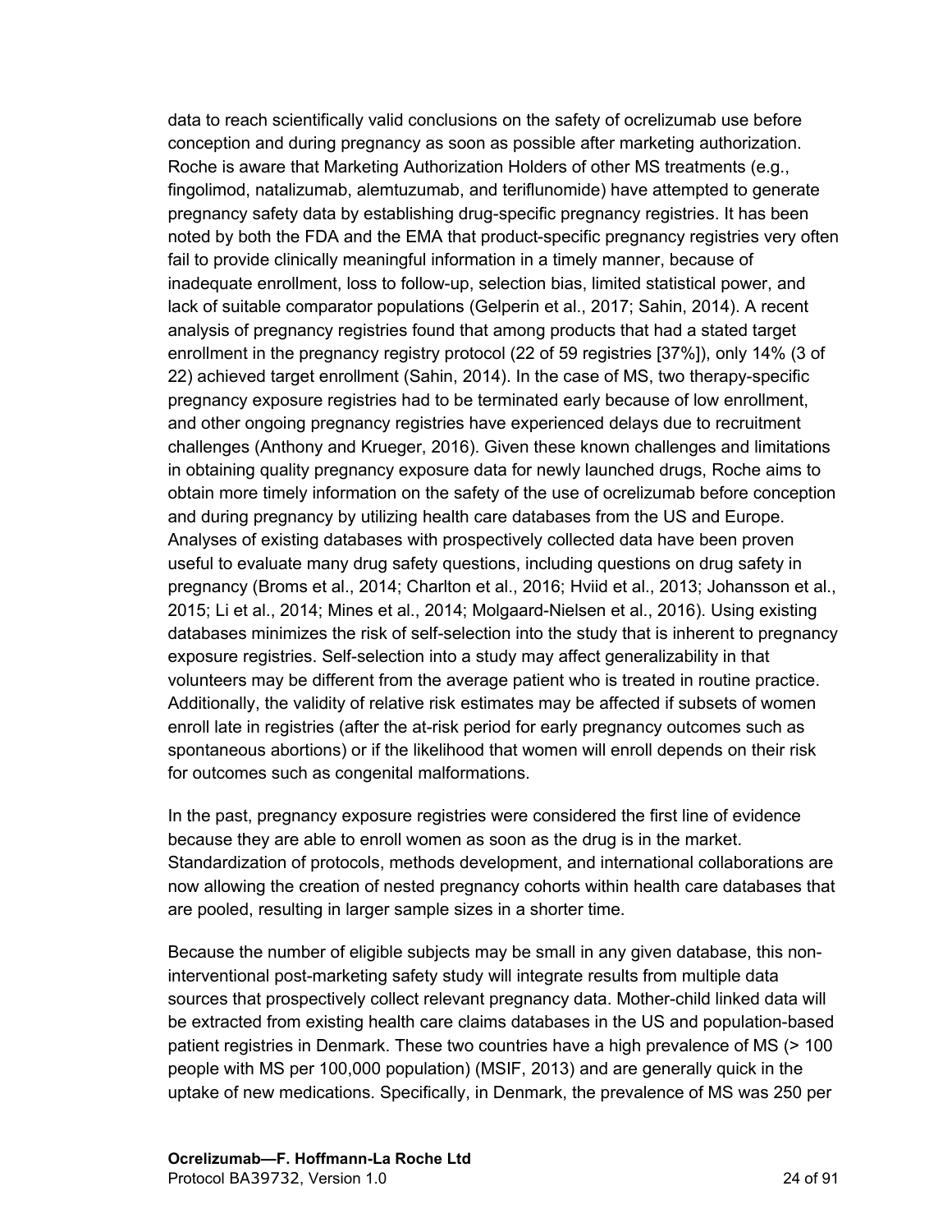data to reach scientifically valid conclusions on the safety of ocrelizumab use before conception and during pregnancy as soon as possible after marketing authorization. Roche is aware that Marketing Authorization Holders of other MS treatments (e.g., fingolimod, natalizumab, alemtuzumab, and teriflunomide) have attempted to generate pregnancy safety data by establishing drug-specific pregnancy registries. It has been noted by both the FDA and the EMA that product-specific pregnancy registries very often fail to provide clinically meaningful information in a timely manner, because of inadequate enrollment, loss to follow-up, selection bias, limited statistical power, and lack of suitable comparator populations (Gelperin et al., 2017; Sahin, 2014). A recent analysis of pregnancy registries found that among products that had a stated target enrollment in the pregnancy registry protocol (22 of 59 registries [37%]), only 14% (3 of 22) achieved target enrollment (Sahin, 2014). In the case of MS, two therapy-specific pregnancy exposure registries had to be terminated early because of low enrollment, and other ongoing pregnancy registries have experienced delays due to recruitment challenges (Anthony and Krueger, 2016). Given these known challenges and limitations in obtaining quality pregnancy exposure data for newly launched drugs, Roche aims to obtain more timely information on the safety of the use of ocrelizumab before conception and during pregnancy by utilizing health care databases from the US and Europe. Analyses of existing databases with prospectively collected data have been proven useful to evaluate many drug safety questions, including questions on drug safety in pregnancy (Broms et al., 2014; Charlton et al., 2016; Hviid et al., 2013; Johansson et al., 2015; Li et al., 2014; Mines et al., 2014; Molgaard-Nielsen et al., 2016). Using existing databases minimizes the risk of self-selection into the study that is inherent to pregnancy exposure registries. Self-selection into a study may affect generalizability in that volunteers may be different from the average patient who is treated in routine practice. Additionally, the validity of relative risk estimates may be affected if subsets of women enroll late in registries (after the at-risk period for early pregnancy outcomes such as spontaneous abortions) or if the likelihood that women will enroll depends on their risk for outcomes such as congenital malformations.

In the past, pregnancy exposure registries were considered the first line of evidence because they are able to enroll women as soon as the drug is in the market. Standardization of protocols, methods development, and international collaborations are now allowing the creation of nested pregnancy cohorts within health care databases that are pooled, resulting in larger sample sizes in a shorter time.

Because the number of eligible subjects may be small in any given database, this non-interventional post-marketing safety study will integrate results from multiple data sources that prospectively collect relevant pregnancy data. Mother-child linked data will be extracted from existing health care claims databases in the US and population-based patient registries in Denmark. These two countries have a high prevalence of MS (> 100 people with MS per 100,000 population) (MSIF, 2013) and are generally quick in the uptake of new medications. Specifically, in Denmark, the prevalence of MS was 250 per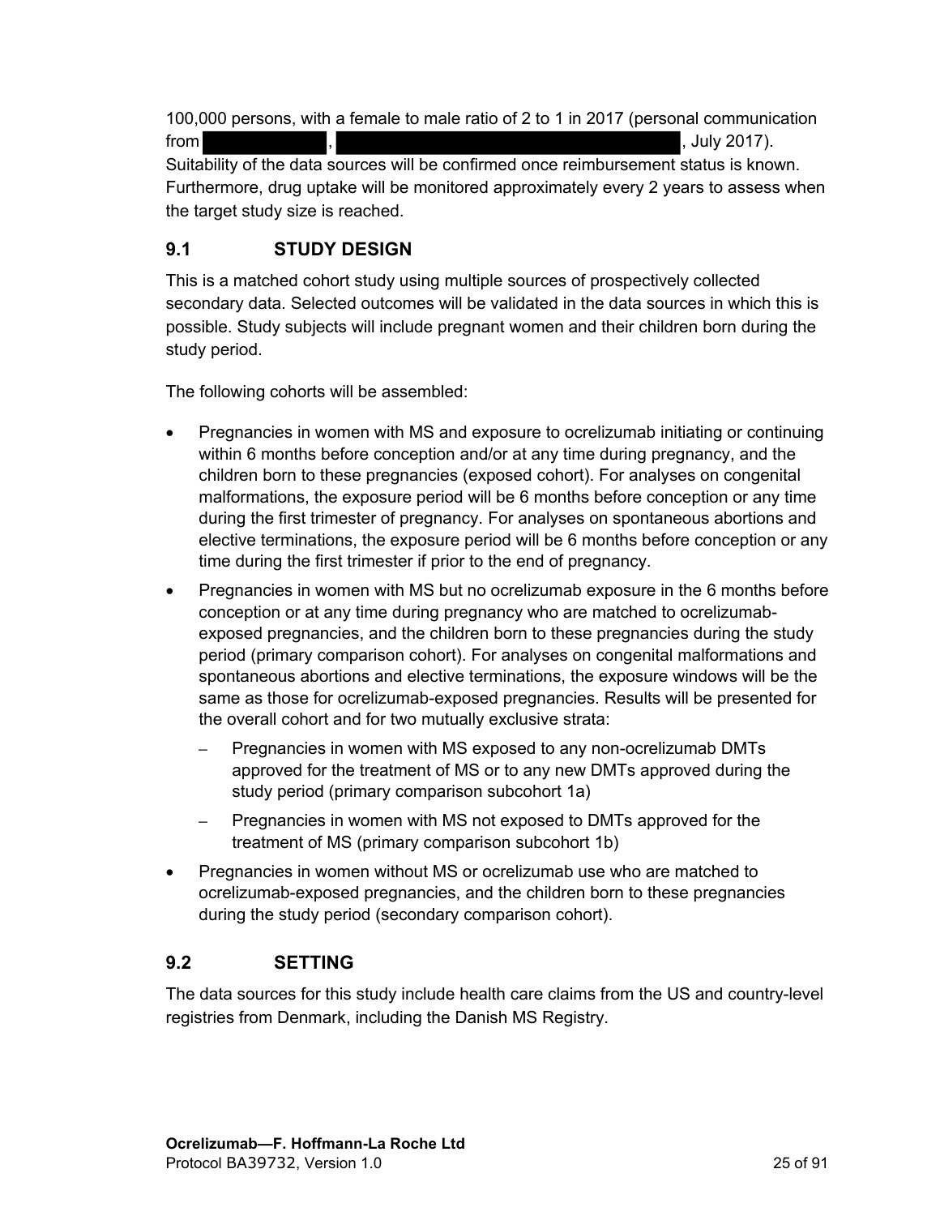100,000 persons, with a female to male ratio of 2 to 1 in 2017 (personal communication from [REDACTED], [REDACTED], July 2017). Suitability of the data sources will be confirmed once reimbursement status is known. Furthermore, drug uptake will be monitored approximately every 2 years to assess when the target study size is reached.

## 9.1 STUDY DESIGN

This is a matched cohort study using multiple sources of prospectively collected secondary data. Selected outcomes will be validated in the data sources in which this is possible. Study subjects will include pregnant women and their children born during the study period.

The following cohorts will be assembled:

- Pregnancies in women with MS and exposure to ocrelizumab initiating or continuing within 6 months before conception and/or at any time during pregnancy, and the children born to these pregnancies (exposed cohort). For analyses on congenital malformations, the exposure period will be 6 months before conception or any time during the first trimester of pregnancy. For analyses on spontaneous abortions and elective terminations, the exposure period will be 6 months before conception or any time during the first trimester if prior to the end of pregnancy.
- Pregnancies in women with MS but no ocrelizumab exposure in the 6 months before conception or at any time during pregnancy who are matched to ocrelizumab-exposed pregnancies, and the children born to these pregnancies during the study period (primary comparison cohort). For analyses on congenital malformations and spontaneous abortions and elective terminations, the exposure windows will be the same as those for ocrelizumab-exposed pregnancies. Results will be presented for the overall cohort and for two mutually exclusive strata:
  - Pregnancies in women with MS exposed to any non-ocrelizumab DMTs approved for the treatment of MS or to any new DMTs approved during the study period (primary comparison subcohort 1a)
  - Pregnancies in women with MS not exposed to DMTs approved for the treatment of MS (primary comparison subcohort 1b)
- Pregnancies in women without MS or ocrelizumab use who are matched to ocrelizumab-exposed pregnancies, and the children born to these pregnancies during the study period (secondary comparison cohort).

## 9.2 SETTING

The data sources for this study include health care claims from the US and country-level registries from Denmark, including the Danish MS Registry.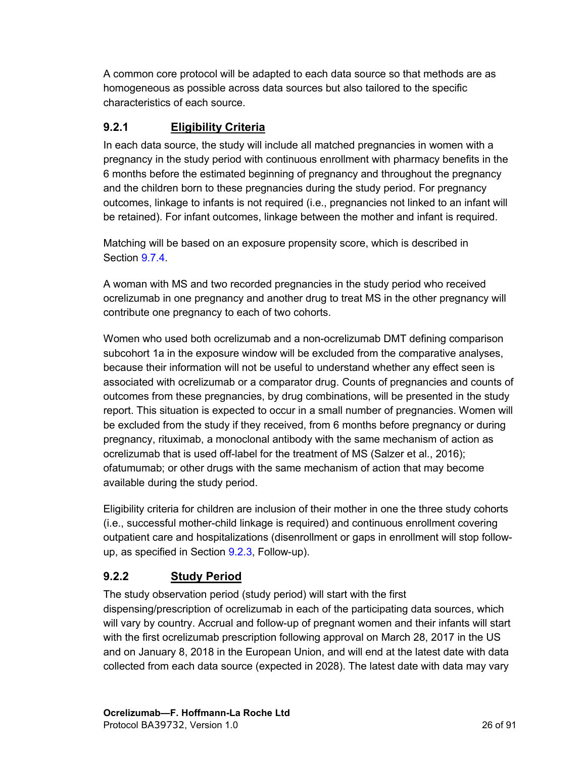A common core protocol will be adapted to each data source so that methods are as homogeneous as possible across data sources but also tailored to the specific characteristics of each source.

### 9.2.1 Eligibility Criteria

In each data source, the study will include all matched pregnancies in women with a pregnancy in the study period with continuous enrollment with pharmacy benefits in the 6 months before the estimated beginning of pregnancy and throughout the pregnancy and the children born to these pregnancies during the study period. For pregnancy outcomes, linkage to infants is not required (i.e., pregnancies not linked to an infant will be retained). For infant outcomes, linkage between the mother and infant is required.

Matching will be based on an exposure propensity score, which is described in Section 9.7.4.

A woman with MS and two recorded pregnancies in the study period who received ocrelizumab in one pregnancy and another drug to treat MS in the other pregnancy will contribute one pregnancy to each of two cohorts.

Women who used both ocrelizumab and a non-ocrelizumab DMT defining comparison subcohort 1a in the exposure window will be excluded from the comparative analyses, because their information will not be useful to understand whether any effect seen is associated with ocrelizumab or a comparator drug. Counts of pregnancies and counts of outcomes from these pregnancies, by drug combinations, will be presented in the study report. This situation is expected to occur in a small number of pregnancies. Women will be excluded from the study if they received, from 6 months before pregnancy or during pregnancy, rituximab, a monoclonal antibody with the same mechanism of action as ocrelizumab that is used off-label for the treatment of MS (Salzer et al., 2016); ofatumumab; or other drugs with the same mechanism of action that may become available during the study period.

Eligibility criteria for children are inclusion of their mother in one the three study cohorts (i.e., successful mother-child linkage is required) and continuous enrollment covering outpatient care and hospitalizations (disenrollment or gaps in enrollment will stop follow-up, as specified in Section 9.2.3, Follow-up).

### 9.2.2 Study Period

The study observation period (study period) will start with the first dispensing/prescription of ocrelizumab in each of the participating data sources, which will vary by country. Accrual and follow-up of pregnant women and their infants will start with the first ocrelizumab prescription following approval on March 28, 2017 in the US and on January 8, 2018 in the European Union, and will end at the latest date with data collected from each data source (expected in 2028). The latest date with data may vary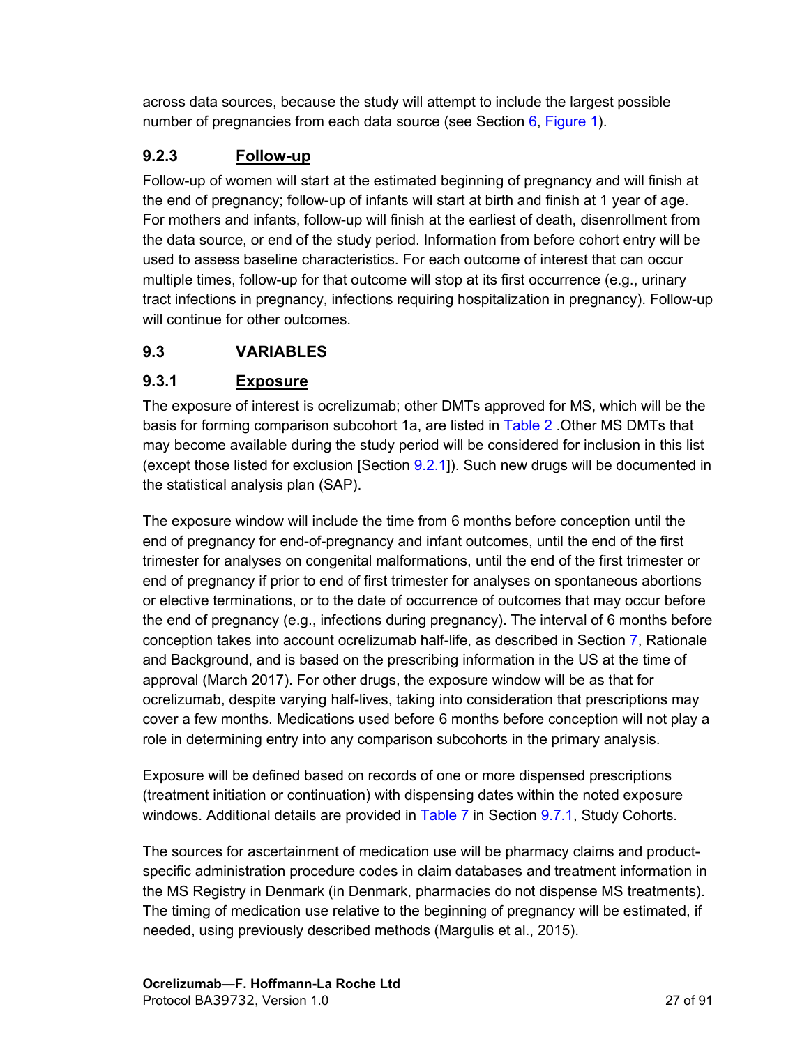across data sources, because the study will attempt to include the largest possible number of pregnancies from each data source (see Section 6, Figure 1).

### 9.2.3 Follow-up

Follow-up of women will start at the estimated beginning of pregnancy and will finish at the end of pregnancy; follow-up of infants will start at birth and finish at 1 year of age. For mothers and infants, follow-up will finish at the earliest of death, disenrollment from the data source, or end of the study period. Information from before cohort entry will be used to assess baseline characteristics. For each outcome of interest that can occur multiple times, follow-up for that outcome will stop at its first occurrence (e.g., urinary tract infections in pregnancy, infections requiring hospitalization in pregnancy). Follow-up will continue for other outcomes.

## 9.3 VARIABLES

### 9.3.1 Exposure

The exposure of interest is ocrelizumab; other DMTs approved for MS, which will be the basis for forming comparison subcohort 1a, are listed in Table 2 .Other MS DMTs that may become available during the study period will be considered for inclusion in this list (except those listed for exclusion [Section 9.2.1]). Such new drugs will be documented in the statistical analysis plan (SAP).

The exposure window will include the time from 6 months before conception until the end of pregnancy for end-of-pregnancy and infant outcomes, until the end of the first trimester for analyses on congenital malformations, until the end of the first trimester or end of pregnancy if prior to end of first trimester for analyses on spontaneous abortions or elective terminations, or to the date of occurrence of outcomes that may occur before the end of pregnancy (e.g., infections during pregnancy). The interval of 6 months before conception takes into account ocrelizumab half-life, as described in Section 7, Rationale and Background, and is based on the prescribing information in the US at the time of approval (March 2017). For other drugs, the exposure window will be as that for ocrelizumab, despite varying half-lives, taking into consideration that prescriptions may cover a few months. Medications used before 6 months before conception will not play a role in determining entry into any comparison subcohorts in the primary analysis.

Exposure will be defined based on records of one or more dispensed prescriptions (treatment initiation or continuation) with dispensing dates within the noted exposure windows. Additional details are provided in Table 7 in Section 9.7.1, Study Cohorts.

The sources for ascertainment of medication use will be pharmacy claims and product-specific administration procedure codes in claim databases and treatment information in the MS Registry in Denmark (in Denmark, pharmacies do not dispense MS treatments). The timing of medication use relative to the beginning of pregnancy will be estimated, if needed, using previously described methods (Margulis et al., 2015).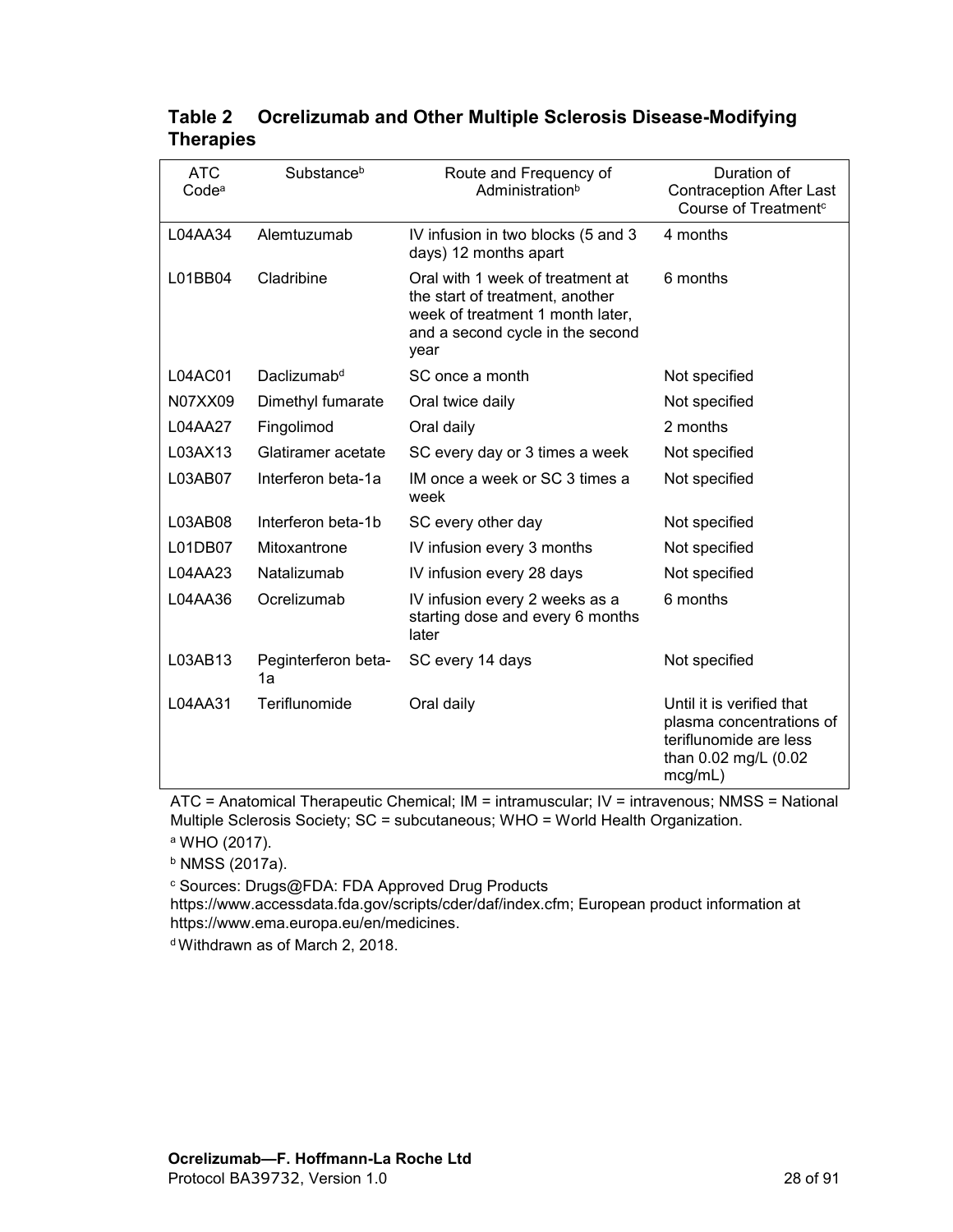**Table 2 Ocrelizumab and Other Multiple Sclerosis Disease-Modifying Therapies**

| ATC Code[a] | Substance[b] | Route and Frequency of Administration[b] | Duration of Contraception After Last Course of Treatment[c] |
|---|---|---|---|
| L04AA34 | Alemtuzumab | IV infusion in two blocks (5 and 3 days) 12 months apart | 4 months |
| L01BB04 | Cladribine | Oral with 1 week of treatment at the start of treatment, another week of treatment 1 month later, and a second cycle in the second year | 6 months |
| L04AC01 | Daclizumab[d] | SC once a month | Not specified |
| N07XX09 | Dimethyl fumarate | Oral twice daily | Not specified |
| L04AA27 | Fingolimod | Oral daily | 2 months |
| L03AX13 | Glatiramer acetate | SC every day or 3 times a week | Not specified |
| L03AB07 | Interferon beta-1a | IM once a week or SC 3 times a week | Not specified |
| L03AB08 | Interferon beta-1b | SC every other day | Not specified |
| L01DB07 | Mitoxantrone | IV infusion every 3 months | Not specified |
| L04AA23 | Natalizumab | IV infusion every 28 days | Not specified |
| L04AA36 | Ocrelizumab | IV infusion every 2 weeks as a starting dose and every 6 months later | 6 months |
| L03AB13 | Peginterferon beta-1a | SC every 14 days | Not specified |
| L04AA31 | Teriflunomide | Oral daily | Until it is verified that plasma concentrations of teriflunomide are less than 0.02 mg/L (0.02 mcg/mL) |

ATC = Anatomical Therapeutic Chemical; IM = intramuscular; IV = intravenous; NMSS = National Multiple Sclerosis Society; SC = subcutaneous; WHO = World Health Organization.

[a] WHO (2017).

[b] NMSS (2017a).

[c] Sources: Drugs@FDA: FDA Approved Drug Products https://www.accessdata.fda.gov/scripts/cder/daf/index.cfm; European product information at https://www.ema.europa.eu/en/medicines.

[d] Withdrawn as of March 2, 2018.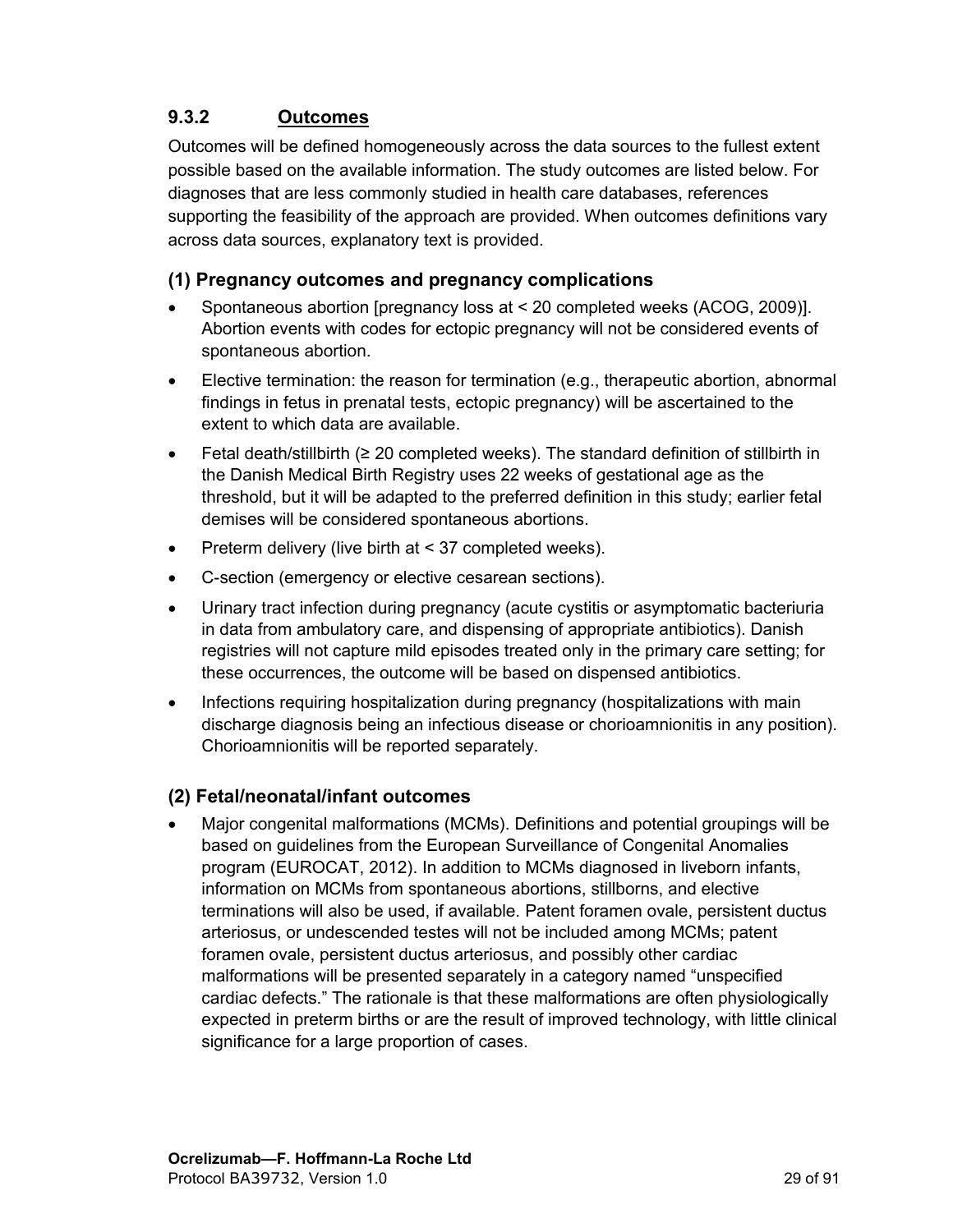### 9.3.2 Outcomes

Outcomes will be defined homogeneously across the data sources to the fullest extent possible based on the available information. The study outcomes are listed below. For diagnoses that are less commonly studied in health care databases, references supporting the feasibility of the approach are provided. When outcomes definitions vary across data sources, explanatory text is provided.

#### (1) Pregnancy outcomes and pregnancy complications

- Spontaneous abortion [pregnancy loss at < 20 completed weeks (ACOG, 2009)]. Abortion events with codes for ectopic pregnancy will not be considered events of spontaneous abortion.
- Elective termination: the reason for termination (e.g., therapeutic abortion, abnormal findings in fetus in prenatal tests, ectopic pregnancy) will be ascertained to the extent to which data are available.
- Fetal death/stillbirth (≥ 20 completed weeks). The standard definition of stillbirth in the Danish Medical Birth Registry uses 22 weeks of gestational age as the threshold, but it will be adapted to the preferred definition in this study; earlier fetal demises will be considered spontaneous abortions.
- Preterm delivery (live birth at < 37 completed weeks).
- C-section (emergency or elective cesarean sections).
- Urinary tract infection during pregnancy (acute cystitis or asymptomatic bacteriuria in data from ambulatory care, and dispensing of appropriate antibiotics). Danish registries will not capture mild episodes treated only in the primary care setting; for these occurrences, the outcome will be based on dispensed antibiotics.
- Infections requiring hospitalization during pregnancy (hospitalizations with main discharge diagnosis being an infectious disease or chorioamnionitis in any position). Chorioamnionitis will be reported separately.

#### (2) Fetal/neonatal/infant outcomes

- Major congenital malformations (MCMs). Definitions and potential groupings will be based on guidelines from the European Surveillance of Congenital Anomalies program (EUROCAT, 2012). In addition to MCMs diagnosed in liveborn infants, information on MCMs from spontaneous abortions, stillborns, and elective terminations will also be used, if available. Patent foramen ovale, persistent ductus arteriosus, or undescended testes will not be included among MCMs; patent foramen ovale, persistent ductus arteriosus, and possibly other cardiac malformations will be presented separately in a category named "unspecified cardiac defects." The rationale is that these malformations are often physiologically expected in preterm births or are the result of improved technology, with little clinical significance for a large proportion of cases.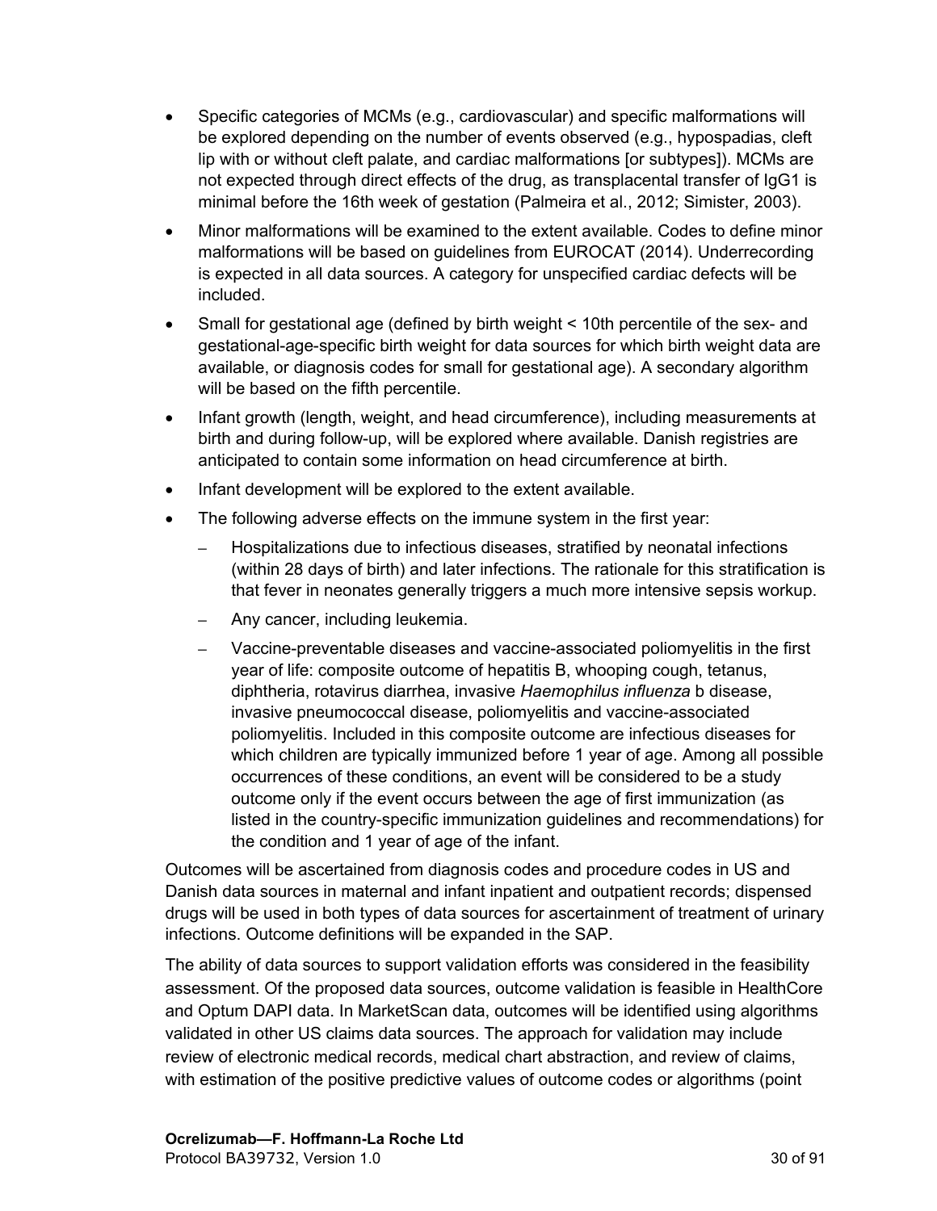- Specific categories of MCMs (e.g., cardiovascular) and specific malformations will be explored depending on the number of events observed (e.g., hypospadias, cleft lip with or without cleft palate, and cardiac malformations [or subtypes]). MCMs are not expected through direct effects of the drug, as transplacental transfer of IgG1 is minimal before the 16th week of gestation (Palmeira et al., 2012; Simister, 2003).
- Minor malformations will be examined to the extent available. Codes to define minor malformations will be based on guidelines from EUROCAT (2014). Underrecording is expected in all data sources. A category for unspecified cardiac defects will be included.
- Small for gestational age (defined by birth weight < 10th percentile of the sex- and gestational-age-specific birth weight for data sources for which birth weight data are available, or diagnosis codes for small for gestational age). A secondary algorithm will be based on the fifth percentile.
- Infant growth (length, weight, and head circumference), including measurements at birth and during follow-up, will be explored where available. Danish registries are anticipated to contain some information on head circumference at birth.
- Infant development will be explored to the extent available.
- The following adverse effects on the immune system in the first year:
  - Hospitalizations due to infectious diseases, stratified by neonatal infections (within 28 days of birth) and later infections. The rationale for this stratification is that fever in neonates generally triggers a much more intensive sepsis workup.
  - Any cancer, including leukemia.
  - Vaccine-preventable diseases and vaccine-associated poliomyelitis in the first year of life: composite outcome of hepatitis B, whooping cough, tetanus, diphtheria, rotavirus diarrhea, invasive *Haemophilus influenza* b disease, invasive pneumococcal disease, poliomyelitis and vaccine-associated poliomyelitis. Included in this composite outcome are infectious diseases for which children are typically immunized before 1 year of age. Among all possible occurrences of these conditions, an event will be considered to be a study outcome only if the event occurs between the age of first immunization (as listed in the country-specific immunization guidelines and recommendations) for the condition and 1 year of age of the infant.

Outcomes will be ascertained from diagnosis codes and procedure codes in US and Danish data sources in maternal and infant inpatient and outpatient records; dispensed drugs will be used in both types of data sources for ascertainment of treatment of urinary infections. Outcome definitions will be expanded in the SAP.

The ability of data sources to support validation efforts was considered in the feasibility assessment. Of the proposed data sources, outcome validation is feasible in HealthCore and Optum DAPI data. In MarketScan data, outcomes will be identified using algorithms validated in other US claims data sources. The approach for validation may include review of electronic medical records, medical chart abstraction, and review of claims, with estimation of the positive predictive values of outcome codes or algorithms (point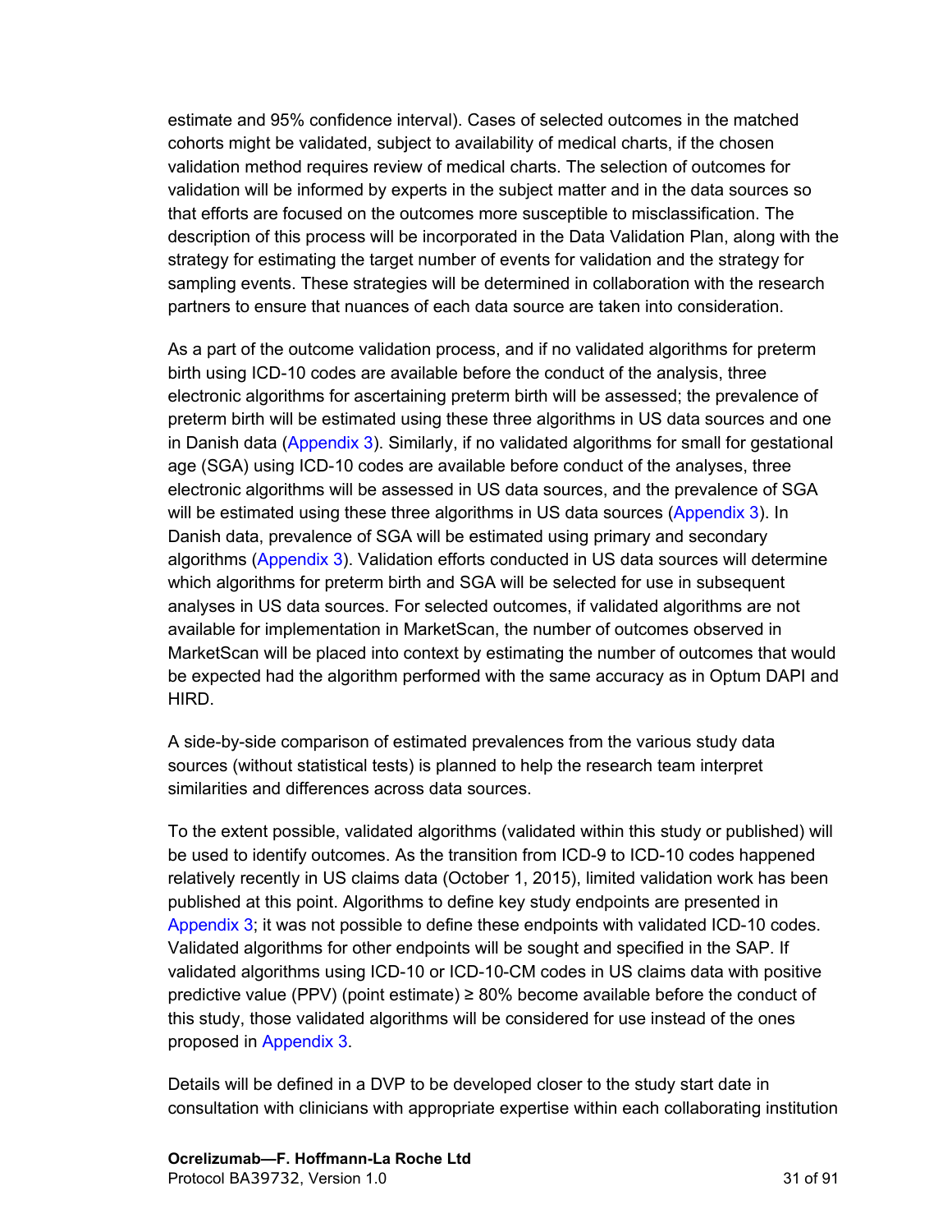estimate and 95% confidence interval). Cases of selected outcomes in the matched cohorts might be validated, subject to availability of medical charts, if the chosen validation method requires review of medical charts. The selection of outcomes for validation will be informed by experts in the subject matter and in the data sources so that efforts are focused on the outcomes more susceptible to misclassification. The description of this process will be incorporated in the Data Validation Plan, along with the strategy for estimating the target number of events for validation and the strategy for sampling events. These strategies will be determined in collaboration with the research partners to ensure that nuances of each data source are taken into consideration.

As a part of the outcome validation process, and if no validated algorithms for preterm birth using ICD-10 codes are available before the conduct of the analysis, three electronic algorithms for ascertaining preterm birth will be assessed; the prevalence of preterm birth will be estimated using these three algorithms in US data sources and one in Danish data (Appendix 3). Similarly, if no validated algorithms for small for gestational age (SGA) using ICD-10 codes are available before conduct of the analyses, three electronic algorithms will be assessed in US data sources, and the prevalence of SGA will be estimated using these three algorithms in US data sources (Appendix 3). In Danish data, prevalence of SGA will be estimated using primary and secondary algorithms (Appendix 3). Validation efforts conducted in US data sources will determine which algorithms for preterm birth and SGA will be selected for use in subsequent analyses in US data sources. For selected outcomes, if validated algorithms are not available for implementation in MarketScan, the number of outcomes observed in MarketScan will be placed into context by estimating the number of outcomes that would be expected had the algorithm performed with the same accuracy as in Optum DAPI and HIRD.

A side-by-side comparison of estimated prevalences from the various study data sources (without statistical tests) is planned to help the research team interpret similarities and differences across data sources.

To the extent possible, validated algorithms (validated within this study or published) will be used to identify outcomes. As the transition from ICD-9 to ICD-10 codes happened relatively recently in US claims data (October 1, 2015), limited validation work has been published at this point. Algorithms to define key study endpoints are presented in Appendix 3; it was not possible to define these endpoints with validated ICD-10 codes. Validated algorithms for other endpoints will be sought and specified in the SAP. If validated algorithms using ICD-10 or ICD-10-CM codes in US claims data with positive predictive value (PPV) (point estimate) ≥ 80% become available before the conduct of this study, those validated algorithms will be considered for use instead of the ones proposed in Appendix 3.

Details will be defined in a DVP to be developed closer to the study start date in consultation with clinicians with appropriate expertise within each collaborating institution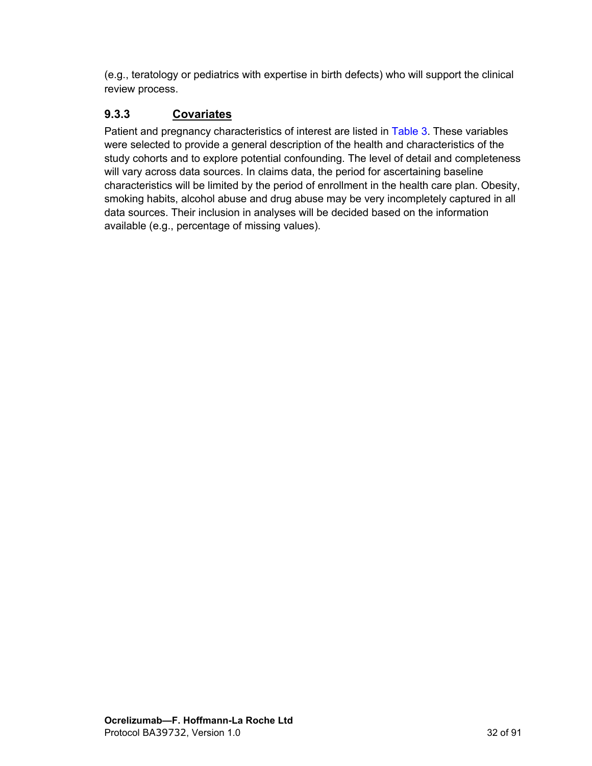(e.g., teratology or pediatrics with expertise in birth defects) who will support the clinical review process.

### 9.3.3 Covariates

Patient and pregnancy characteristics of interest are listed in Table 3. These variables were selected to provide a general description of the health and characteristics of the study cohorts and to explore potential confounding. The level of detail and completeness will vary across data sources. In claims data, the period for ascertaining baseline characteristics will be limited by the period of enrollment in the health care plan. Obesity, smoking habits, alcohol abuse and drug abuse may be very incompletely captured in all data sources. Their inclusion in analyses will be decided based on the information available (e.g., percentage of missing values).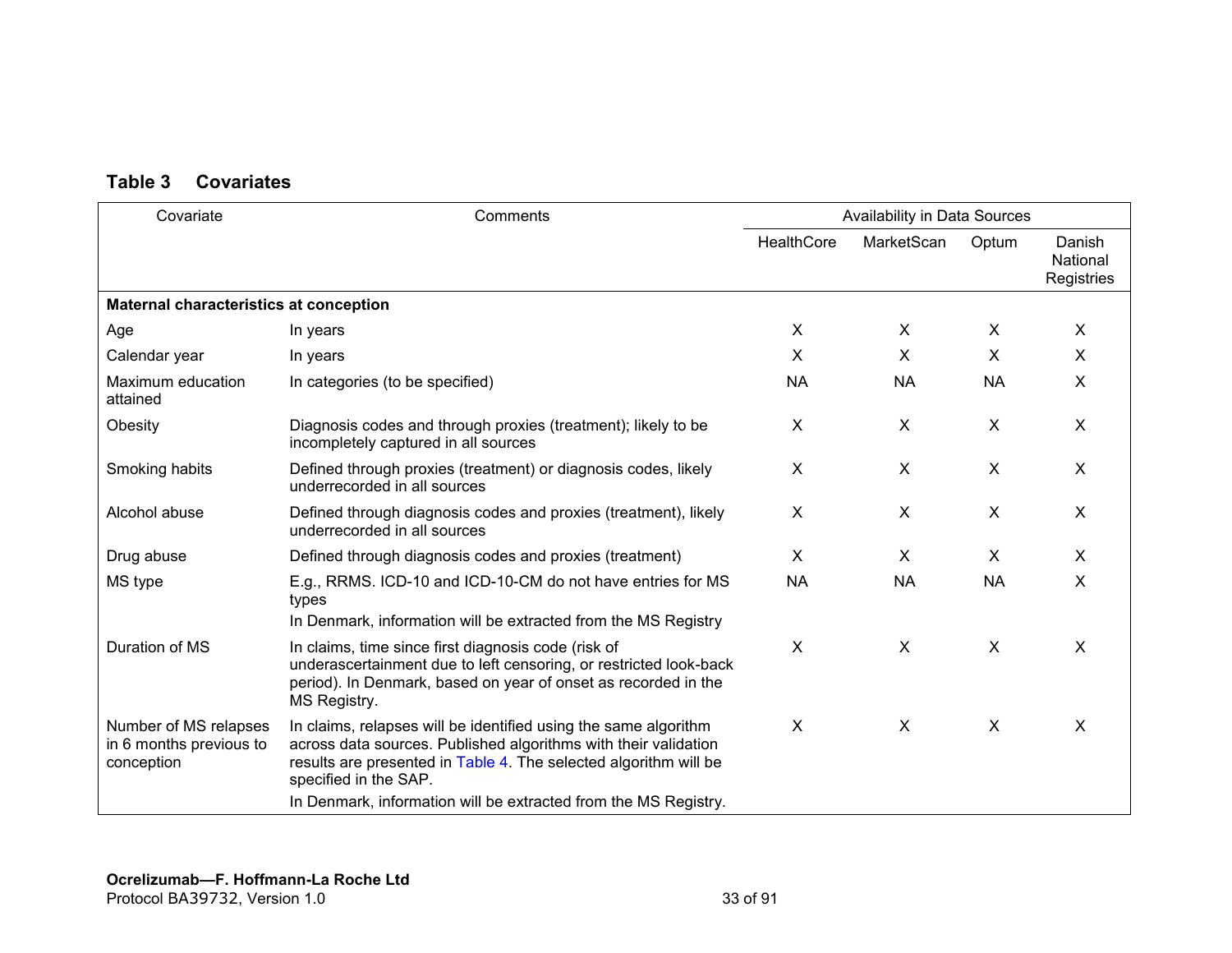**Table 3 Covariates**

| Covariate | Comments | Availability in Data Sources | | | |
|---|---|---|---|---|---|
| | | HealthCore | MarketScan | Optum | Danish National Registries |
| **Maternal characteristics at conception** | | | | | |
| Age | In years | X | X | X | X |
| Calendar year | In years | X | X | X | X |
| Maximum education attained | In categories (to be specified) | NA | NA | NA | X |
| Obesity | Diagnosis codes and through proxies (treatment); likely to be incompletely captured in all sources | X | X | X | X |
| Smoking habits | Defined through proxies (treatment) or diagnosis codes, likely underrecorded in all sources | X | X | X | X |
| Alcohol abuse | Defined through diagnosis codes and proxies (treatment), likely underrecorded in all sources | X | X | X | X |
| Drug abuse | Defined through diagnosis codes and proxies (treatment) | X | X | X | X |
| MS type | E.g., RRMS. ICD-10 and ICD-10-CM do not have entries for MS types<br>In Denmark, information will be extracted from the MS Registry | NA | NA | NA | X |
| Duration of MS | In claims, time since first diagnosis code (risk of underascertainment due to left censoring, or restricted look-back period). In Denmark, based on year of onset as recorded in the MS Registry. | X | X | X | X |
| Number of MS relapses in 6 months previous to conception | In claims, relapses will be identified using the same algorithm across data sources. Published algorithms with their validation results are presented in Table 4. The selected algorithm will be specified in the SAP.<br>In Denmark, information will be extracted from the MS Registry. | X | X | X | X |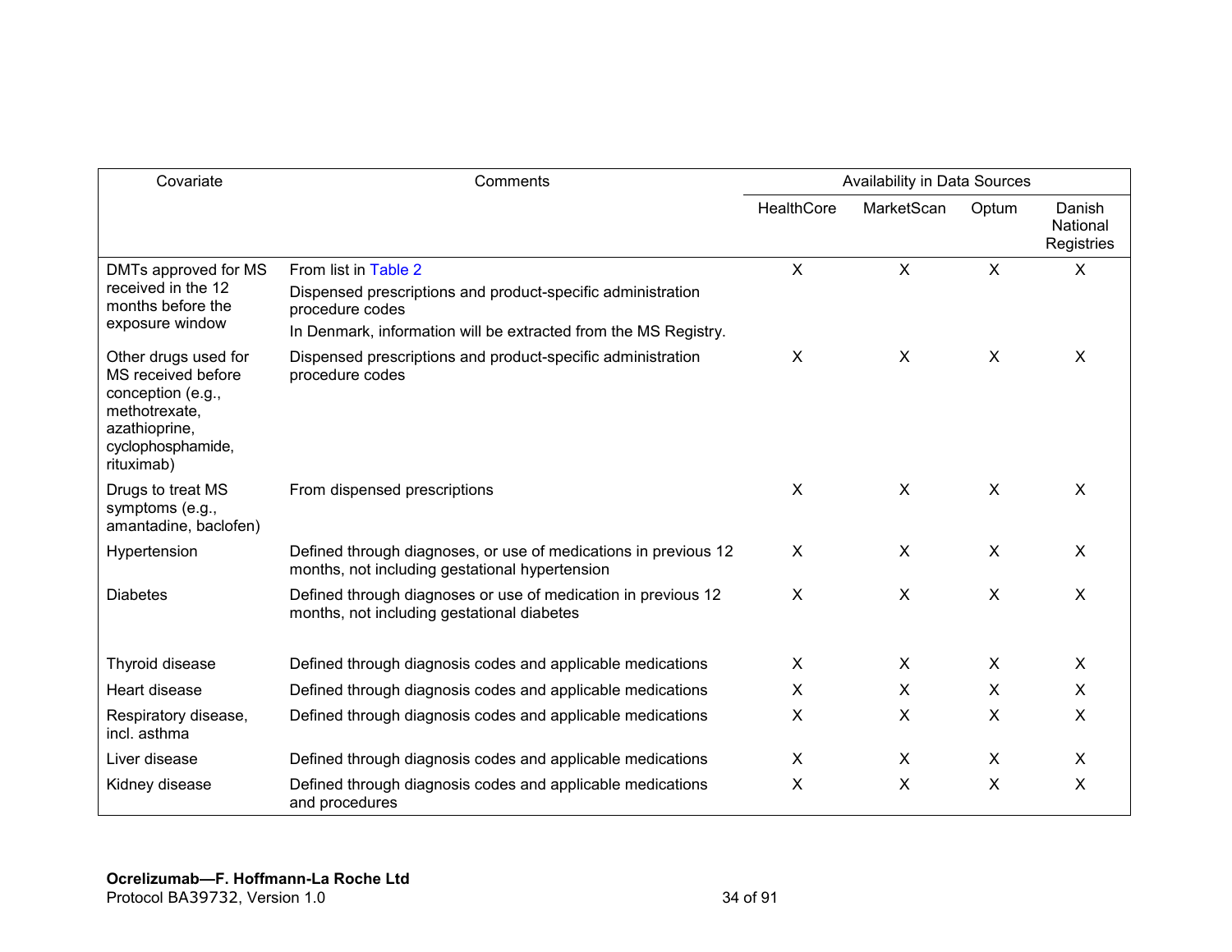| Covariate | Comments | Availability in Data Sources | | | |
|---|---|---|---|---|---|
| | | HealthCore | MarketScan | Optum | Danish National Registries |
| DMTs approved for MS received in the 12 months before the exposure window | From list in Table 2<br>Dispensed prescriptions and product-specific administration procedure codes<br>In Denmark, information will be extracted from the MS Registry. | X | X | X | X |
| Other drugs used for MS received before conception (e.g., methotrexate, azathioprine, cyclophosphamide, rituximab) | Dispensed prescriptions and product-specific administration procedure codes | X | X | X | X |
| Drugs to treat MS symptoms (e.g., amantadine, baclofen) | From dispensed prescriptions | X | X | X | X |
| Hypertension | Defined through diagnoses, or use of medications in previous 12 months, not including gestational hypertension | X | X | X | X |
| Diabetes | Defined through diagnoses or use of medication in previous 12 months, not including gestational diabetes | X | X | X | X |
| Thyroid disease | Defined through diagnosis codes and applicable medications | X | X | X | X |
| Heart disease | Defined through diagnosis codes and applicable medications | X | X | X | X |
| Respiratory disease, incl. asthma | Defined through diagnosis codes and applicable medications | X | X | X | X |
| Liver disease | Defined through diagnosis codes and applicable medications | X | X | X | X |
| Kidney disease | Defined through diagnosis codes and applicable medications and procedures | X | X | X | X |

**Ocrelizumab—F. Hoffmann-La Roche Ltd**
Protocol BA39732, Version 1.0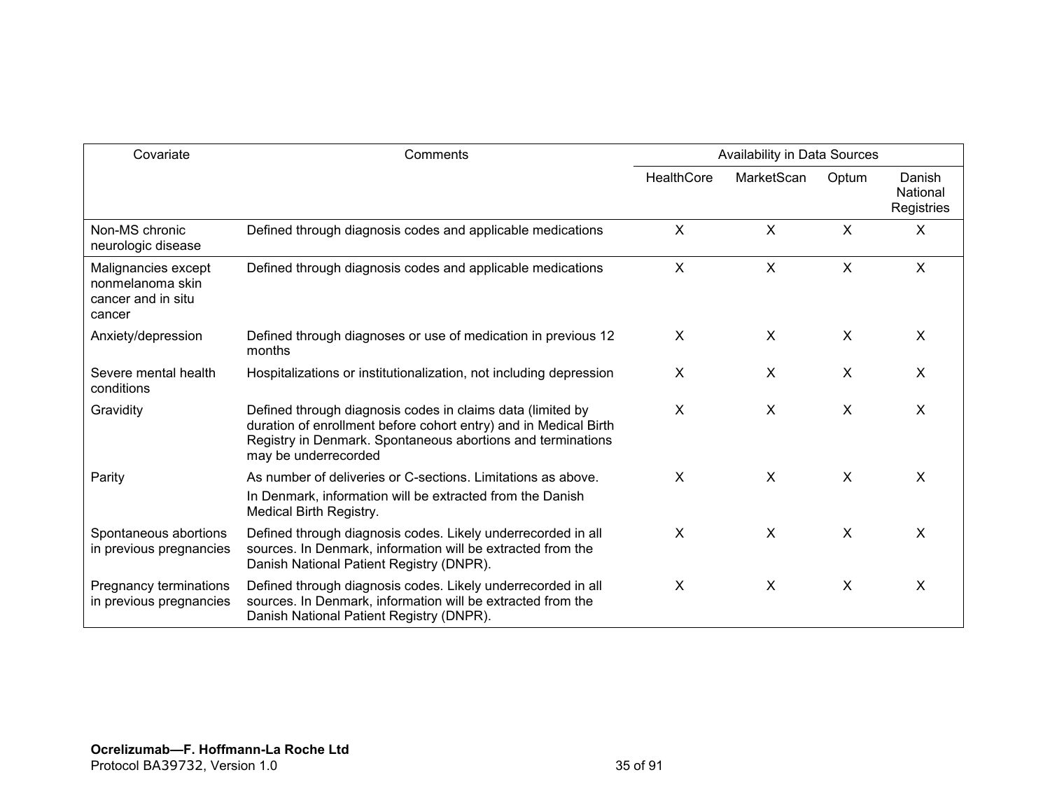| Covariate | Comments | Availability in Data Sources | | | |
|---|---|---|---|---|---|
| | | HealthCore | MarketScan | Optum | Danish National Registries |
| Non-MS chronic neurologic disease | Defined through diagnosis codes and applicable medications | X | X | X | X |
| Malignancies except nonmelanoma skin cancer and in situ cancer | Defined through diagnosis codes and applicable medications | X | X | X | X |
| Anxiety/depression | Defined through diagnoses or use of medication in previous 12 months | X | X | X | X |
| Severe mental health conditions | Hospitalizations or institutionalization, not including depression | X | X | X | X |
| Gravidity | Defined through diagnosis codes in claims data (limited by duration of enrollment before cohort entry) and in Medical Birth Registry in Denmark. Spontaneous abortions and terminations may be underrecorded | X | X | X | X |
| Parity | As number of deliveries or C-sections. Limitations as above. In Denmark, information will be extracted from the Danish Medical Birth Registry. | X | X | X | X |
| Spontaneous abortions in previous pregnancies | Defined through diagnosis codes. Likely underrecorded in all sources. In Denmark, information will be extracted from the Danish National Patient Registry (DNPR). | X | X | X | X |
| Pregnancy terminations in previous pregnancies | Defined through diagnosis codes. Likely underrecorded in all sources. In Denmark, information will be extracted from the Danish National Patient Registry (DNPR). | X | X | X | X |

**Ocrelizumab—F. Hoffmann-La Roche Ltd**
Protocol BA39732, Version 1.0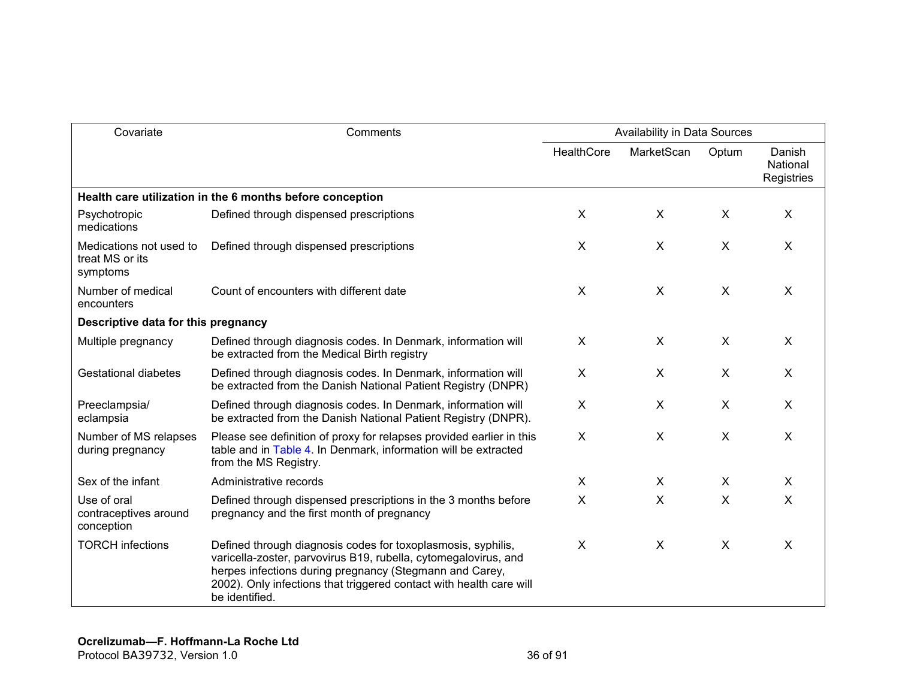| Covariate | Comments | Availability in Data Sources | | | |
|---|---|---|---|---|---|
| | | HealthCore | MarketScan | Optum | Danish National Registries |
| **Health care utilization in the 6 months before conception** | | | | | |
| Psychotropic medications | Defined through dispensed prescriptions | X | X | X | X |
| Medications not used to treat MS or its symptoms | Defined through dispensed prescriptions | X | X | X | X |
| Number of medical encounters | Count of encounters with different date | X | X | X | X |
| **Descriptive data for this pregnancy** | | | | | |
| Multiple pregnancy | Defined through diagnosis codes. In Denmark, information will be extracted from the Medical Birth registry | X | X | X | X |
| Gestational diabetes | Defined through diagnosis codes. In Denmark, information will be extracted from the Danish National Patient Registry (DNPR) | X | X | X | X |
| Preeclampsia/ eclampsia | Defined through diagnosis codes. In Denmark, information will be extracted from the Danish National Patient Registry (DNPR). | X | X | X | X |
| Number of MS relapses during pregnancy | Please see definition of proxy for relapses provided earlier in this table and in Table 4. In Denmark, information will be extracted from the MS Registry. | X | X | X | X |
| Sex of the infant | Administrative records | X | X | X | X |
| Use of oral contraceptives around conception | Defined through dispensed prescriptions in the 3 months before pregnancy and the first month of pregnancy | X | X | X | X |
| TORCH infections | Defined through diagnosis codes for toxoplasmosis, syphilis, varicella-zoster, parvovirus B19, rubella, cytomegalovirus, and herpes infections during pregnancy (Stegmann and Carey, 2002). Only infections that triggered contact with health care will be identified. | X | X | X | X |

**Ocrelizumab—F. Hoffmann-La Roche Ltd**
Protocol BA39732, Version 1.0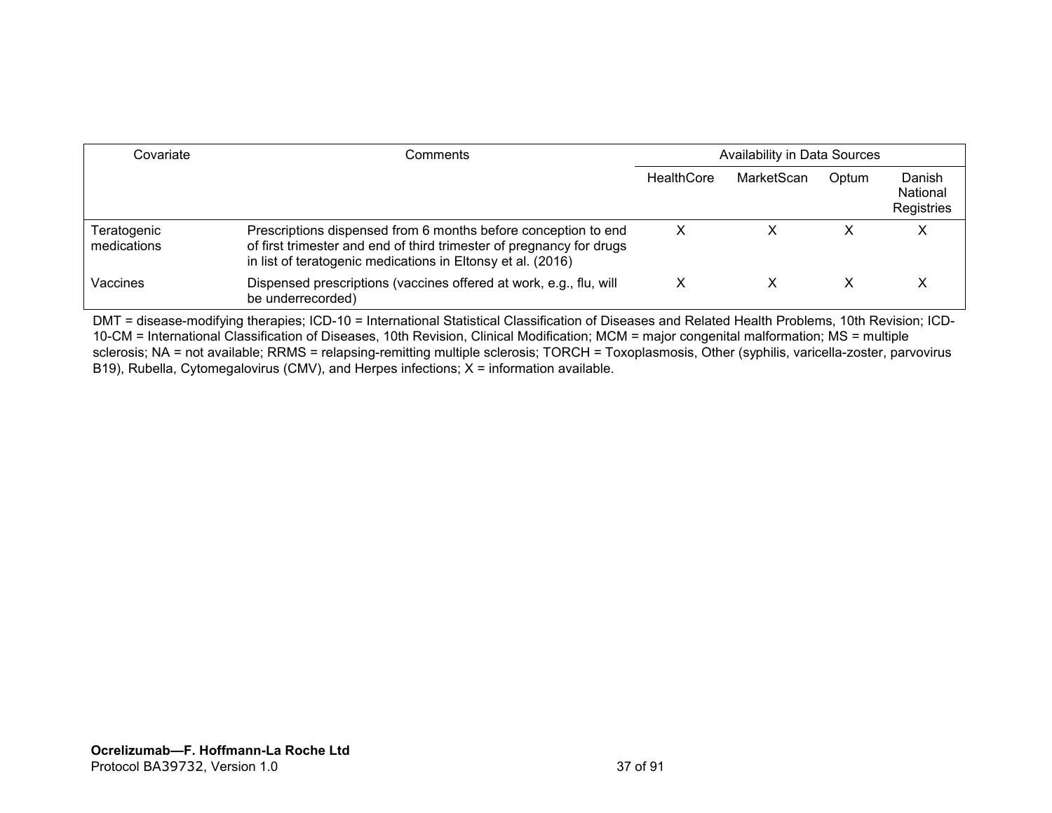| Covariate | Comments | Availability in Data Sources | | | |
|---|---|---|---|---|---|
| | | HealthCore | MarketScan | Optum | Danish National Registries |
| Teratogenic medications | Prescriptions dispensed from 6 months before conception to end of first trimester and end of third trimester of pregnancy for drugs in list of teratogenic medications in Eltonsy et al. (2016) | X | X | X | X |
| Vaccines | Dispensed prescriptions (vaccines offered at work, e.g., flu, will be underrecorded) | X | X | X | X |

DMT = disease-modifying therapies; ICD-10 = International Statistical Classification of Diseases and Related Health Problems, 10th Revision; ICD-10-CM = International Classification of Diseases, 10th Revision, Clinical Modification; MCM = major congenital malformation; MS = multiple sclerosis; NA = not available; RRMS = relapsing-remitting multiple sclerosis; TORCH = Toxoplasmosis, Other (syphilis, varicella-zoster, parvovirus B19), Rubella, Cytomegalovirus (CMV), and Herpes infections; X = information available.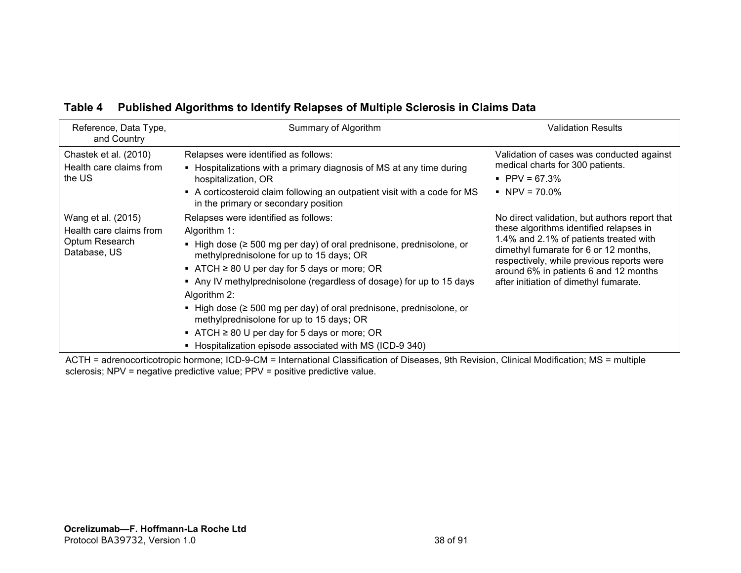**Table 4 Published Algorithms to Identify Relapses of Multiple Sclerosis in Claims Data**

| Reference, Data Type, and Country | Summary of Algorithm | Validation Results |
|---|---|---|
| Chastek et al. (2010)<br>Health care claims from the US | Relapses were identified as follows:<br>▪ Hospitalizations with a primary diagnosis of MS at any time during hospitalization, OR<br>▪ A corticosteroid claim following an outpatient visit with a code for MS in the primary or secondary position | Validation of cases was conducted against medical charts for 300 patients.<br>▪ PPV = 67.3%<br>▪ NPV = 70.0% |
| Wang et al. (2015)<br>Health care claims from Optum Research Database, US | Relapses were identified as follows:<br>Algorithm 1:<br>▪ High dose (≥ 500 mg per day) of oral prednisone, prednisolone, or methylprednisolone for up to 15 days; OR<br>▪ ATCH ≥ 80 U per day for 5 days or more; OR<br>▪ Any IV methylprednisolone (regardless of dosage) for up to 15 days<br>Algorithm 2:<br>▪ High dose (≥ 500 mg per day) of oral prednisone, prednisolone, or methylprednisolone for up to 15 days; OR<br>▪ ATCH ≥ 80 U per day for 5 days or more; OR<br>▪ Hospitalization episode associated with MS (ICD-9 340) | No direct validation, but authors report that these algorithms identified relapses in 1.4% and 2.1% of patients treated with dimethyl fumarate for 6 or 12 months, respectively, while previous reports were around 6% in patients 6 and 12 months after initiation of dimethyl fumarate. |

ACTH = adrenocorticotropic hormone; ICD-9-CM = International Classification of Diseases, 9th Revision, Clinical Modification; MS = multiple sclerosis; NPV = negative predictive value; PPV = positive predictive value.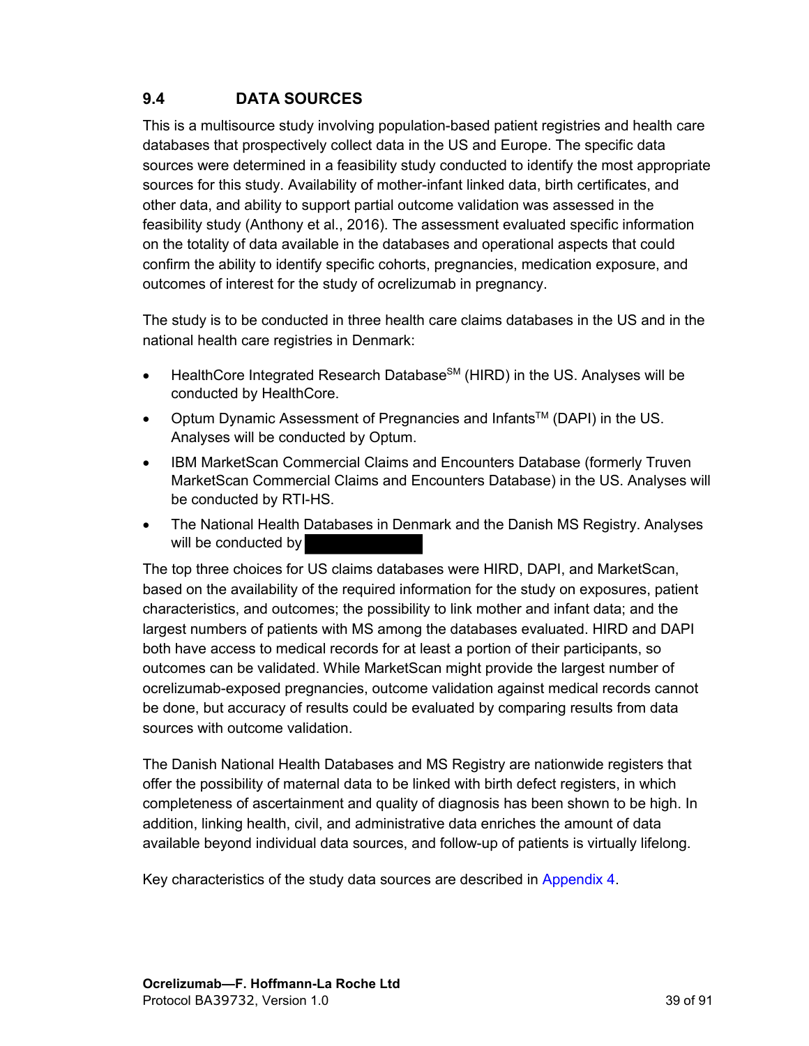## 9.4 DATA SOURCES

This is a multisource study involving population-based patient registries and health care databases that prospectively collect data in the US and Europe. The specific data sources were determined in a feasibility study conducted to identify the most appropriate sources for this study. Availability of mother-infant linked data, birth certificates, and other data, and ability to support partial outcome validation was assessed in the feasibility study (Anthony et al., 2016). The assessment evaluated specific information on the totality of data available in the databases and operational aspects that could confirm the ability to identify specific cohorts, pregnancies, medication exposure, and outcomes of interest for the study of ocrelizumab in pregnancy.

The study is to be conducted in three health care claims databases in the US and in the national health care registries in Denmark:

- HealthCore Integrated Research Database[SM] (HIRD) in the US. Analyses will be conducted by HealthCore.
- Optum Dynamic Assessment of Pregnancies and Infants[TM] (DAPI) in the US. Analyses will be conducted by Optum.
- IBM MarketScan Commercial Claims and Encounters Database (formerly Truven MarketScan Commercial Claims and Encounters Database) in the US. Analyses will be conducted by RTI-HS.
- The National Health Databases in Denmark and the Danish MS Registry. Analyses will be conducted by

The top three choices for US claims databases were HIRD, DAPI, and MarketScan, based on the availability of the required information for the study on exposures, patient characteristics, and outcomes; the possibility to link mother and infant data; and the largest numbers of patients with MS among the databases evaluated. HIRD and DAPI both have access to medical records for at least a portion of their participants, so outcomes can be validated. While MarketScan might provide the largest number of ocrelizumab-exposed pregnancies, outcome validation against medical records cannot be done, but accuracy of results could be evaluated by comparing results from data sources with outcome validation.

The Danish National Health Databases and MS Registry are nationwide registers that offer the possibility of maternal data to be linked with birth defect registers, in which completeness of ascertainment and quality of diagnosis has been shown to be high. In addition, linking health, civil, and administrative data enriches the amount of data available beyond individual data sources, and follow-up of patients is virtually lifelong.

Key characteristics of the study data sources are described in Appendix 4.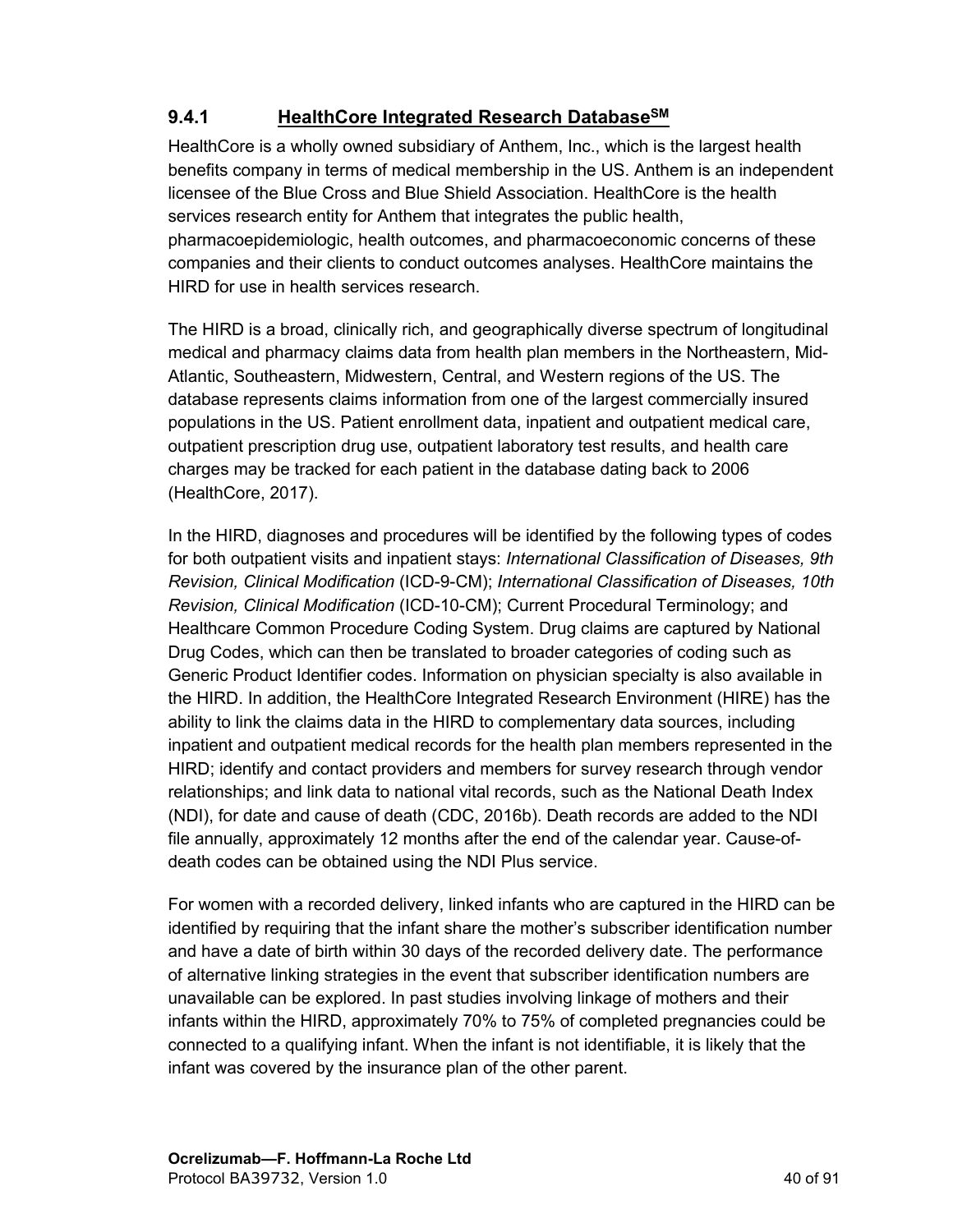### 9.4.1 HealthCore Integrated Research Database[SM]

HealthCore is a wholly owned subsidiary of Anthem, Inc., which is the largest health benefits company in terms of medical membership in the US. Anthem is an independent licensee of the Blue Cross and Blue Shield Association. HealthCore is the health services research entity for Anthem that integrates the public health, pharmacoepidemiologic, health outcomes, and pharmacoeconomic concerns of these companies and their clients to conduct outcomes analyses. HealthCore maintains the HIRD for use in health services research.

The HIRD is a broad, clinically rich, and geographically diverse spectrum of longitudinal medical and pharmacy claims data from health plan members in the Northeastern, Mid-Atlantic, Southeastern, Midwestern, Central, and Western regions of the US. The database represents claims information from one of the largest commercially insured populations in the US. Patient enrollment data, inpatient and outpatient medical care, outpatient prescription drug use, outpatient laboratory test results, and health care charges may be tracked for each patient in the database dating back to 2006 (HealthCore, 2017).

In the HIRD, diagnoses and procedures will be identified by the following types of codes for both outpatient visits and inpatient stays: *International Classification of Diseases, 9th Revision, Clinical Modification* (ICD-9-CM); *International Classification of Diseases, 10th Revision, Clinical Modification* (ICD-10-CM); Current Procedural Terminology; and Healthcare Common Procedure Coding System. Drug claims are captured by National Drug Codes, which can then be translated to broader categories of coding such as Generic Product Identifier codes. Information on physician specialty is also available in the HIRD. In addition, the HealthCore Integrated Research Environment (HIRE) has the ability to link the claims data in the HIRD to complementary data sources, including inpatient and outpatient medical records for the health plan members represented in the HIRD; identify and contact providers and members for survey research through vendor relationships; and link data to national vital records, such as the National Death Index (NDI), for date and cause of death (CDC, 2016b). Death records are added to the NDI file annually, approximately 12 months after the end of the calendar year. Cause-of-death codes can be obtained using the NDI Plus service.

For women with a recorded delivery, linked infants who are captured in the HIRD can be identified by requiring that the infant share the mother's subscriber identification number and have a date of birth within 30 days of the recorded delivery date. The performance of alternative linking strategies in the event that subscriber identification numbers are unavailable can be explored. In past studies involving linkage of mothers and their infants within the HIRD, approximately 70% to 75% of completed pregnancies could be connected to a qualifying infant. When the infant is not identifiable, it is likely that the infant was covered by the insurance plan of the other parent.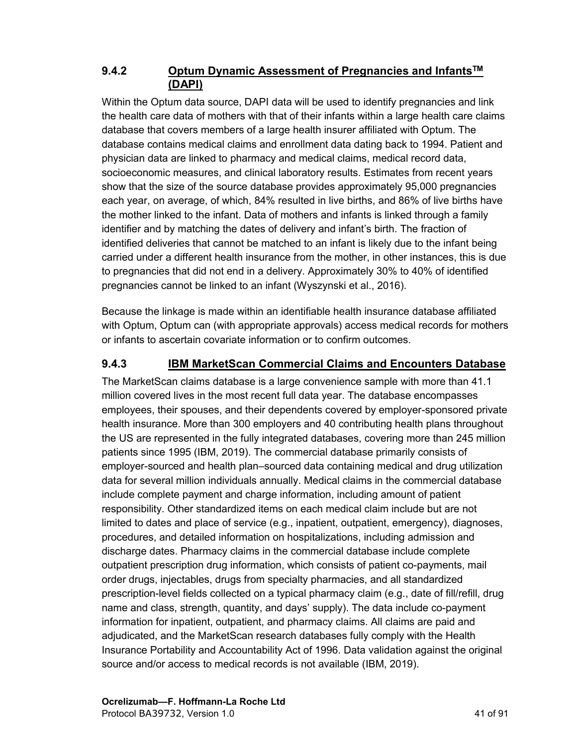### 9.4.2 Optum Dynamic Assessment of Pregnancies and Infants™ (DAPI)

Within the Optum data source, DAPI data will be used to identify pregnancies and link the health care data of mothers with that of their infants within a large health care claims database that covers members of a large health insurer affiliated with Optum. The database contains medical claims and enrollment data dating back to 1994. Patient and physician data are linked to pharmacy and medical claims, medical record data, socioeconomic measures, and clinical laboratory results. Estimates from recent years show that the size of the source database provides approximately 95,000 pregnancies each year, on average, of which, 84% resulted in live births, and 86% of live births have the mother linked to the infant. Data of mothers and infants is linked through a family identifier and by matching the dates of delivery and infant's birth. The fraction of identified deliveries that cannot be matched to an infant is likely due to the infant being carried under a different health insurance from the mother, in other instances, this is due to pregnancies that did not end in a delivery. Approximately 30% to 40% of identified pregnancies cannot be linked to an infant (Wyszynski et al., 2016).

Because the linkage is made within an identifiable health insurance database affiliated with Optum, Optum can (with appropriate approvals) access medical records for mothers or infants to ascertain covariate information or to confirm outcomes.

### 9.4.3 IBM MarketScan Commercial Claims and Encounters Database

The MarketScan claims database is a large convenience sample with more than 41.1 million covered lives in the most recent full data year. The database encompasses employees, their spouses, and their dependents covered by employer-sponsored private health insurance. More than 300 employers and 40 contributing health plans throughout the US are represented in the fully integrated databases, covering more than 245 million patients since 1995 (IBM, 2019). The commercial database primarily consists of employer-sourced and health plan–sourced data containing medical and drug utilization data for several million individuals annually. Medical claims in the commercial database include complete payment and charge information, including amount of patient responsibility. Other standardized items on each medical claim include but are not limited to dates and place of service (e.g., inpatient, outpatient, emergency), diagnoses, procedures, and detailed information on hospitalizations, including admission and discharge dates. Pharmacy claims in the commercial database include complete outpatient prescription drug information, which consists of patient co-payments, mail order drugs, injectables, drugs from specialty pharmacies, and all standardized prescription-level fields collected on a typical pharmacy claim (e.g., date of fill/refill, drug name and class, strength, quantity, and days' supply). The data include co-payment information for inpatient, outpatient, and pharmacy claims. All claims are paid and adjudicated, and the MarketScan research databases fully comply with the Health Insurance Portability and Accountability Act of 1996. Data validation against the original source and/or access to medical records is not available (IBM, 2019).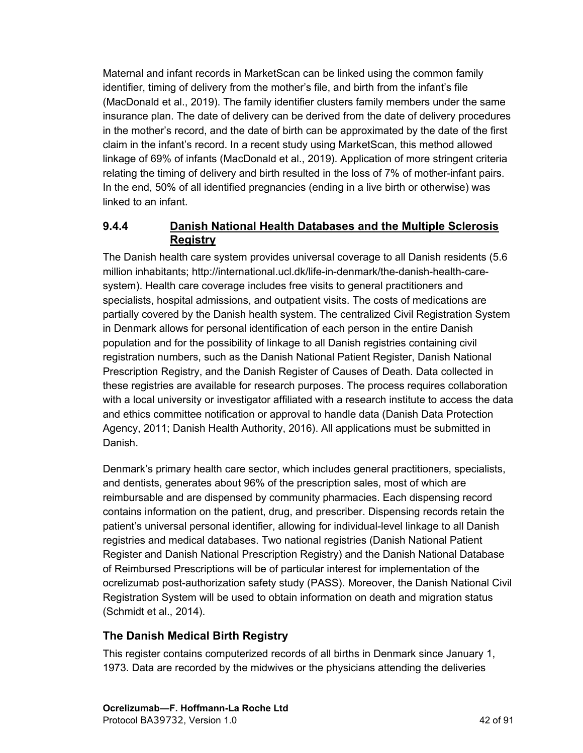Maternal and infant records in MarketScan can be linked using the common family identifier, timing of delivery from the mother's file, and birth from the infant's file (MacDonald et al., 2019). The family identifier clusters family members under the same insurance plan. The date of delivery can be derived from the date of delivery procedures in the mother's record, and the date of birth can be approximated by the date of the first claim in the infant's record. In a recent study using MarketScan, this method allowed linkage of 69% of infants (MacDonald et al., 2019). Application of more stringent criteria relating the timing of delivery and birth resulted in the loss of 7% of mother-infant pairs. In the end, 50% of all identified pregnancies (ending in a live birth or otherwise) was linked to an infant.

### 9.4.4 Danish National Health Databases and the Multiple Sclerosis Registry

The Danish health care system provides universal coverage to all Danish residents (5.6 million inhabitants; http://international.ucl.dk/life-in-denmark/the-danish-health-care-system). Health care coverage includes free visits to general practitioners and specialists, hospital admissions, and outpatient visits. The costs of medications are partially covered by the Danish health system. The centralized Civil Registration System in Denmark allows for personal identification of each person in the entire Danish population and for the possibility of linkage to all Danish registries containing civil registration numbers, such as the Danish National Patient Register, Danish National Prescription Registry, and the Danish Register of Causes of Death. Data collected in these registries are available for research purposes. The process requires collaboration with a local university or investigator affiliated with a research institute to access the data and ethics committee notification or approval to handle data (Danish Data Protection Agency, 2011; Danish Health Authority, 2016). All applications must be submitted in Danish.

Denmark's primary health care sector, which includes general practitioners, specialists, and dentists, generates about 96% of the prescription sales, most of which are reimbursable and are dispensed by community pharmacies. Each dispensing record contains information on the patient, drug, and prescriber. Dispensing records retain the patient's universal personal identifier, allowing for individual-level linkage to all Danish registries and medical databases. Two national registries (Danish National Patient Register and Danish National Prescription Registry) and the Danish National Database of Reimbursed Prescriptions will be of particular interest for implementation of the ocrelizumab post-authorization safety study (PASS). Moreover, the Danish National Civil Registration System will be used to obtain information on death and migration status (Schmidt et al., 2014).

#### The Danish Medical Birth Registry

This register contains computerized records of all births in Denmark since January 1, 1973. Data are recorded by the midwives or the physicians attending the deliveries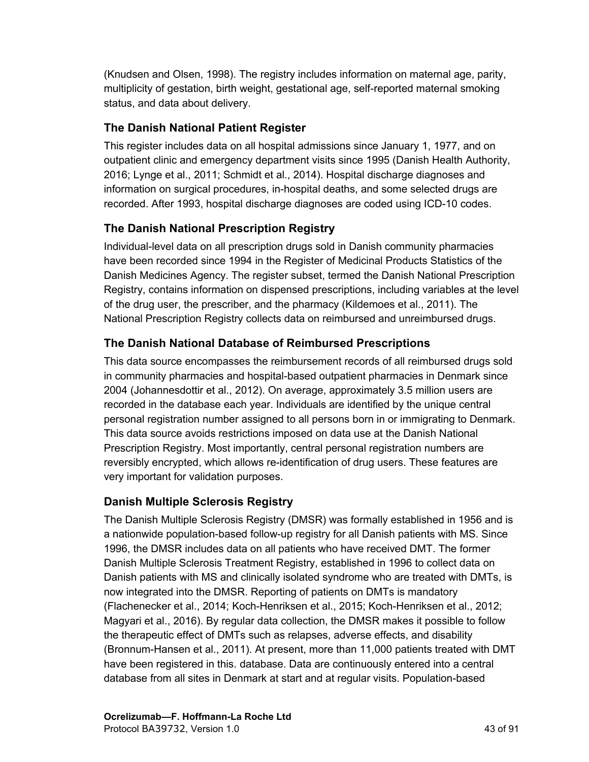(Knudsen and Olsen, 1998). The registry includes information on maternal age, parity, multiplicity of gestation, birth weight, gestational age, self-reported maternal smoking status, and data about delivery.

### The Danish National Patient Register

This register includes data on all hospital admissions since January 1, 1977, and on outpatient clinic and emergency department visits since 1995 (Danish Health Authority, 2016; Lynge et al., 2011; Schmidt et al., 2014). Hospital discharge diagnoses and information on surgical procedures, in-hospital deaths, and some selected drugs are recorded. After 1993, hospital discharge diagnoses are coded using ICD-10 codes.

### The Danish National Prescription Registry

Individual-level data on all prescription drugs sold in Danish community pharmacies have been recorded since 1994 in the Register of Medicinal Products Statistics of the Danish Medicines Agency. The register subset, termed the Danish National Prescription Registry, contains information on dispensed prescriptions, including variables at the level of the drug user, the prescriber, and the pharmacy (Kildemoes et al., 2011). The National Prescription Registry collects data on reimbursed and unreimbursed drugs.

### The Danish National Database of Reimbursed Prescriptions

This data source encompasses the reimbursement records of all reimbursed drugs sold in community pharmacies and hospital-based outpatient pharmacies in Denmark since 2004 (Johannesdottir et al., 2012). On average, approximately 3.5 million users are recorded in the database each year. Individuals are identified by the unique central personal registration number assigned to all persons born in or immigrating to Denmark. This data source avoids restrictions imposed on data use at the Danish National Prescription Registry. Most importantly, central personal registration numbers are reversibly encrypted, which allows re-identification of drug users. These features are very important for validation purposes.

### Danish Multiple Sclerosis Registry

The Danish Multiple Sclerosis Registry (DMSR) was formally established in 1956 and is a nationwide population-based follow-up registry for all Danish patients with MS. Since 1996, the DMSR includes data on all patients who have received DMT. The former Danish Multiple Sclerosis Treatment Registry, established in 1996 to collect data on Danish patients with MS and clinically isolated syndrome who are treated with DMTs, is now integrated into the DMSR. Reporting of patients on DMTs is mandatory (Flachenecker et al., 2014; Koch-Henriksen et al., 2015; Koch-Henriksen et al., 2012; Magyari et al., 2016). By regular data collection, the DMSR makes it possible to follow the therapeutic effect of DMTs such as relapses, adverse effects, and disability (Bronnum-Hansen et al., 2011). At present, more than 11,000 patients treated with DMT have been registered in this. database. Data are continuously entered into a central database from all sites in Denmark at start and at regular visits. Population-based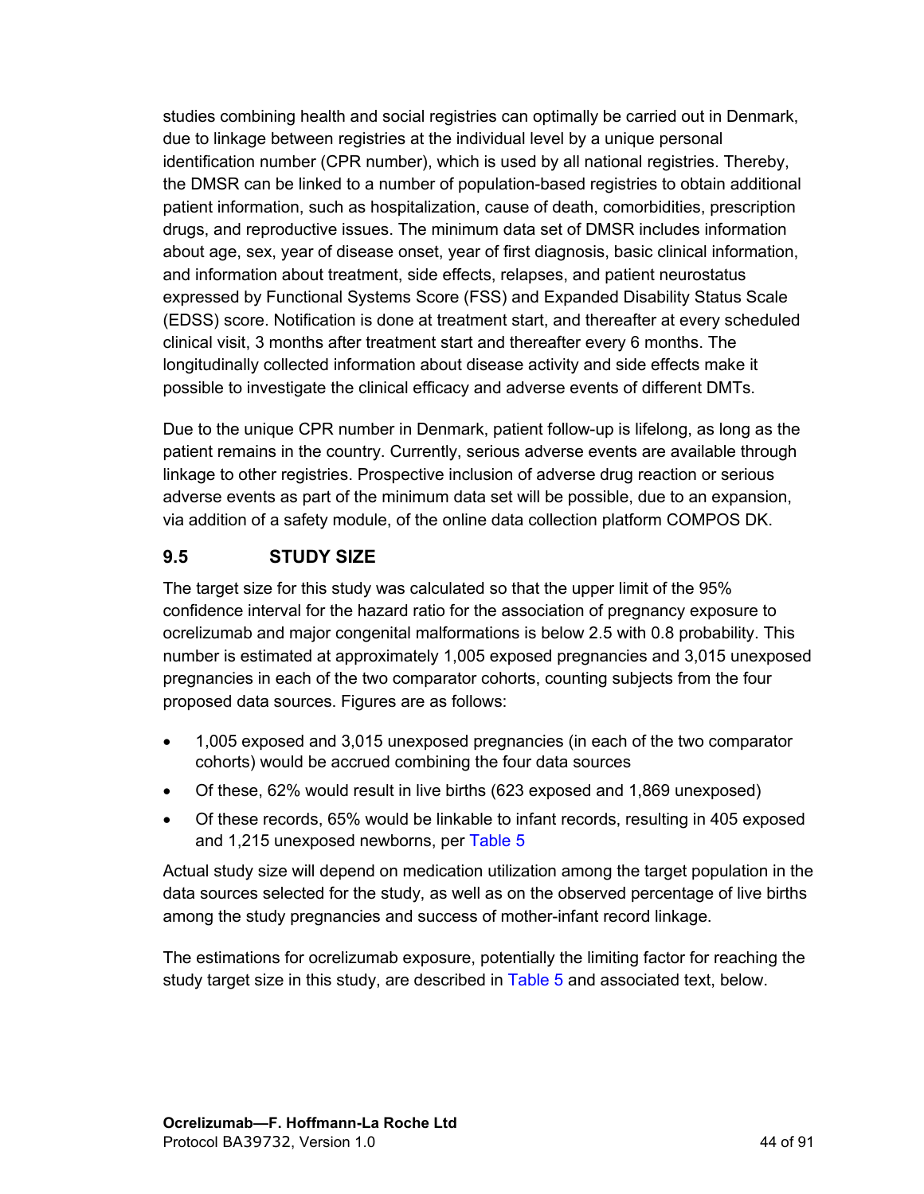studies combining health and social registries can optimally be carried out in Denmark, due to linkage between registries at the individual level by a unique personal identification number (CPR number), which is used by all national registries. Thereby, the DMSR can be linked to a number of population-based registries to obtain additional patient information, such as hospitalization, cause of death, comorbidities, prescription drugs, and reproductive issues. The minimum data set of DMSR includes information about age, sex, year of disease onset, year of first diagnosis, basic clinical information, and information about treatment, side effects, relapses, and patient neurostatus expressed by Functional Systems Score (FSS) and Expanded Disability Status Scale (EDSS) score. Notification is done at treatment start, and thereafter at every scheduled clinical visit, 3 months after treatment start and thereafter every 6 months. The longitudinally collected information about disease activity and side effects make it possible to investigate the clinical efficacy and adverse events of different DMTs.

Due to the unique CPR number in Denmark, patient follow-up is lifelong, as long as the patient remains in the country. Currently, serious adverse events are available through linkage to other registries. Prospective inclusion of adverse drug reaction or serious adverse events as part of the minimum data set will be possible, due to an expansion, via addition of a safety module, of the online data collection platform COMPOS DK.

## 9.5 STUDY SIZE

The target size for this study was calculated so that the upper limit of the 95% confidence interval for the hazard ratio for the association of pregnancy exposure to ocrelizumab and major congenital malformations is below 2.5 with 0.8 probability. This number is estimated at approximately 1,005 exposed pregnancies and 3,015 unexposed pregnancies in each of the two comparator cohorts, counting subjects from the four proposed data sources. Figures are as follows:

- 1,005 exposed and 3,015 unexposed pregnancies (in each of the two comparator cohorts) would be accrued combining the four data sources
- Of these, 62% would result in live births (623 exposed and 1,869 unexposed)
- Of these records, 65% would be linkable to infant records, resulting in 405 exposed and 1,215 unexposed newborns, per Table 5

Actual study size will depend on medication utilization among the target population in the data sources selected for the study, as well as on the observed percentage of live births among the study pregnancies and success of mother-infant record linkage.

The estimations for ocrelizumab exposure, potentially the limiting factor for reaching the study target size in this study, are described in Table 5 and associated text, below.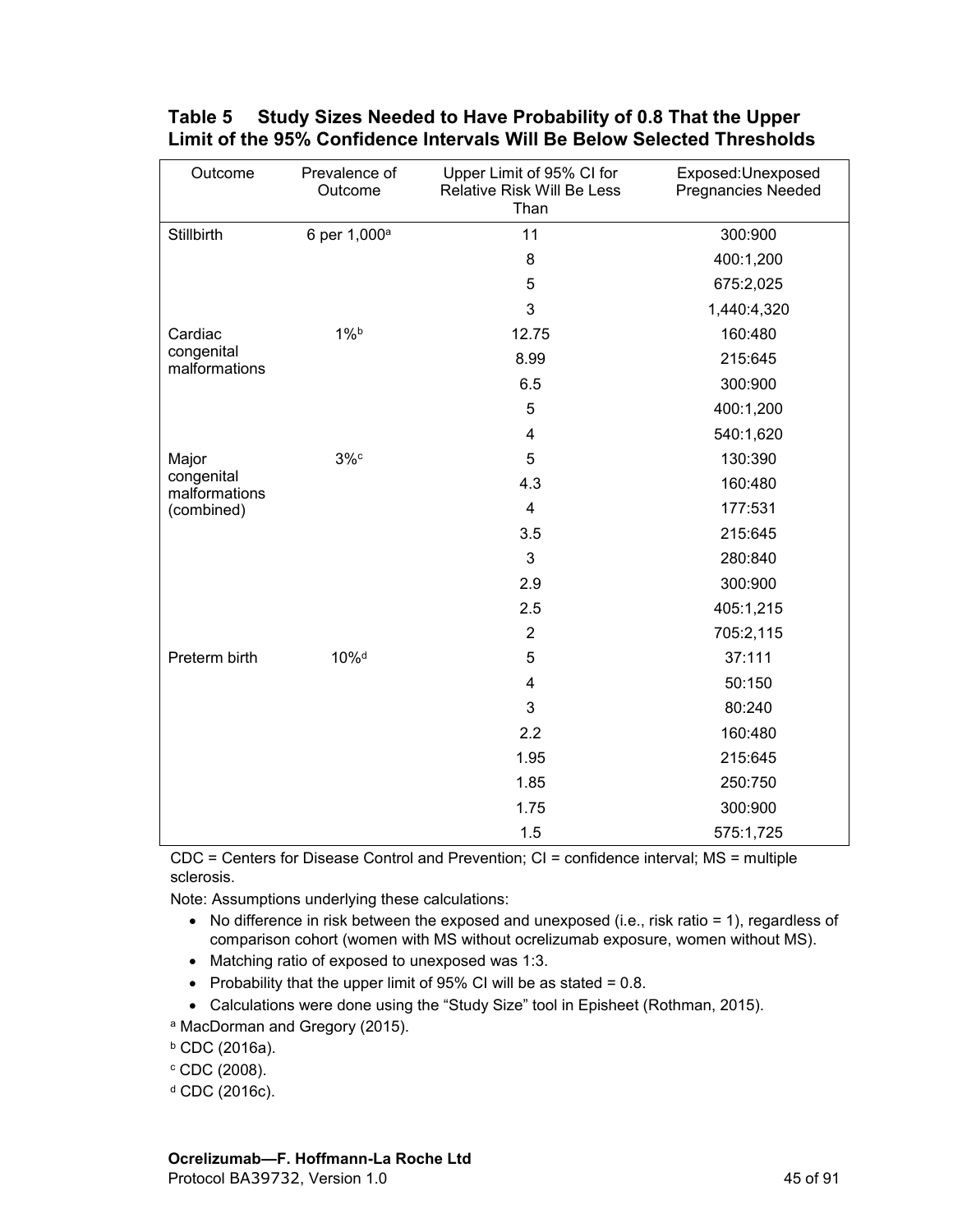**Table 5 Study Sizes Needed to Have Probability of 0.8 That the Upper Limit of the 95% Confidence Intervals Will Be Below Selected Thresholds**

| Outcome | Prevalence of Outcome | Upper Limit of 95% CI for Relative Risk Will Be Less Than | Exposed:Unexposed Pregnancies Needed |
|---|---|---|---|
| Stillbirth | 6 per 1,000[a] | 11 | 300:900 |
| | | 8 | 400:1,200 |
| | | 5 | 675:2,025 |
| | | 3 | 1,440:4,320 |
| Cardiac congenital malformations | 1%[b] | 12.75 | 160:480 |
| | | 8.99 | 215:645 |
| | | 6.5 | 300:900 |
| | | 5 | 400:1,200 |
| | | 4 | 540:1,620 |
| Major congenital malformations (combined) | 3%[c] | 5 | 130:390 |
| | | 4.3 | 160:480 |
| | | 4 | 177:531 |
| | | 3.5 | 215:645 |
| | | 3 | 280:840 |
| | | 2.9 | 300:900 |
| | | 2.5 | 405:1,215 |
| | | 2 | 705:2,115 |
| Preterm birth | 10%[d] | 5 | 37:111 |
| | | 4 | 50:150 |
| | | 3 | 80:240 |
| | | 2.2 | 160:480 |
| | | 1.95 | 215:645 |
| | | 1.85 | 250:750 |
| | | 1.75 | 300:900 |
| | | 1.5 | 575:1,725 |

CDC = Centers for Disease Control and Prevention; CI = confidence interval; MS = multiple sclerosis.

Note: Assumptions underlying these calculations:

- No difference in risk between the exposed and unexposed (i.e., risk ratio = 1), regardless of comparison cohort (women with MS without ocrelizumab exposure, women without MS).
- Matching ratio of exposed to unexposed was 1:3.
- Probability that the upper limit of 95% CI will be as stated = 0.8.
- Calculations were done using the "Study Size" tool in Episheet (Rothman, 2015).

[a] MacDorman and Gregory (2015).

[b] CDC (2016a).

[c] CDC (2008).

[d] CDC (2016c).

**Ocrelizumab—F. Hoffmann-La Roche Ltd**
Protocol BA39732, Version 1.0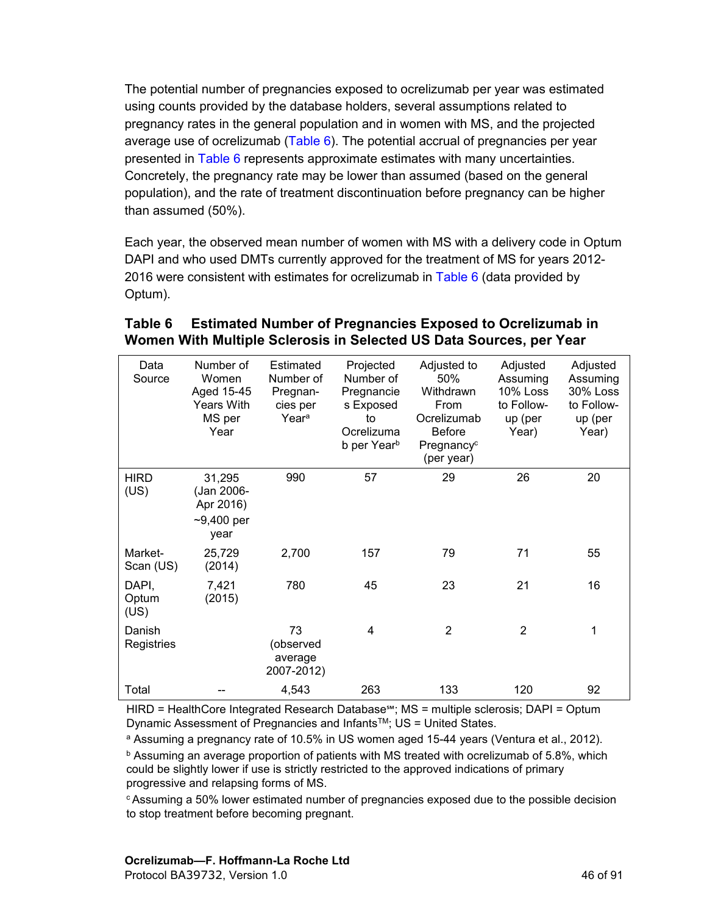The potential number of pregnancies exposed to ocrelizumab per year was estimated using counts provided by the database holders, several assumptions related to pregnancy rates in the general population and in women with MS, and the projected average use of ocrelizumab (Table 6). The potential accrual of pregnancies per year presented in Table 6 represents approximate estimates with many uncertainties. Concretely, the pregnancy rate may be lower than assumed (based on the general population), and the rate of treatment discontinuation before pregnancy can be higher than assumed (50%).

Each year, the observed mean number of women with MS with a delivery code in Optum DAPI and who used DMTs currently approved for the treatment of MS for years 2012-2016 were consistent with estimates for ocrelizumab in Table 6 (data provided by Optum).

**Table 6 Estimated Number of Pregnancies Exposed to Ocrelizumab in Women With Multiple Sclerosis in Selected US Data Sources, per Year**

| Data Source | Number of Women Aged 15-45 Years With MS per Year | Estimated Number of Pregnancies per Year[a] | Projected Number of Pregnancies Exposed to Ocrelizumab per Year[b] | Adjusted to 50% Withdrawn From Ocrelizumab Before Pregnancy[c] (per year) | Adjusted Assuming 10% Loss to Follow-up (per Year) | Adjusted Assuming 30% Loss to Follow-up (per Year) |
|---|---|---|---|---|---|---|
| HIRD (US) | 31,295 (Jan 2006-Apr 2016) ~9,400 per year | 990 | 57 | 29 | 26 | 20 |
| Market-Scan (US) | 25,729 (2014) | 2,700 | 157 | 79 | 71 | 55 |
| DAPI, Optum (US) | 7,421 (2015) | 780 | 45 | 23 | 21 | 16 |
| Danish Registries | | 73 (observed average 2007-2012) | 4 | 2 | 2 | 1 |
| Total | -- | 4,543 | 263 | 133 | 120 | 92 |

HIRD = HealthCore Integrated Research Database℠; MS = multiple sclerosis; DAPI = Optum Dynamic Assessment of Pregnancies and Infants™; US = United States.

[a] Assuming a pregnancy rate of 10.5% in US women aged 15-44 years (Ventura et al., 2012).

[b] Assuming an average proportion of patients with MS treated with ocrelizumab of 5.8%, which could be slightly lower if use is strictly restricted to the approved indications of primary progressive and relapsing forms of MS.

[c] Assuming a 50% lower estimated number of pregnancies exposed due to the possible decision to stop treatment before becoming pregnant.

**Ocrelizumab—F. Hoffmann-La Roche Ltd**
Protocol BA39732, Version 1.0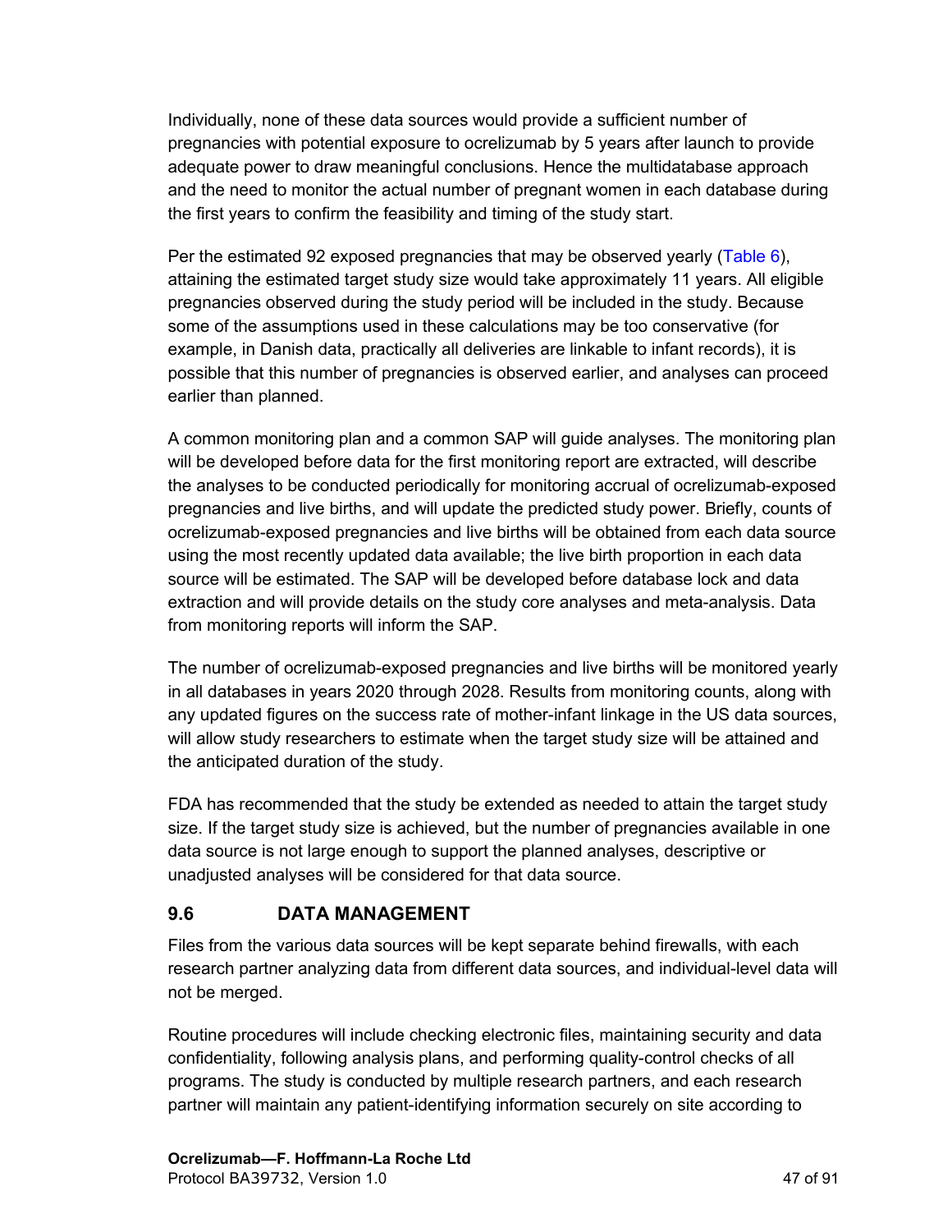Individually, none of these data sources would provide a sufficient number of pregnancies with potential exposure to ocrelizumab by 5 years after launch to provide adequate power to draw meaningful conclusions. Hence the multidatabase approach and the need to monitor the actual number of pregnant women in each database during the first years to confirm the feasibility and timing of the study start.

Per the estimated 92 exposed pregnancies that may be observed yearly (Table 6), attaining the estimated target study size would take approximately 11 years. All eligible pregnancies observed during the study period will be included in the study. Because some of the assumptions used in these calculations may be too conservative (for example, in Danish data, practically all deliveries are linkable to infant records), it is possible that this number of pregnancies is observed earlier, and analyses can proceed earlier than planned.

A common monitoring plan and a common SAP will guide analyses. The monitoring plan will be developed before data for the first monitoring report are extracted, will describe the analyses to be conducted periodically for monitoring accrual of ocrelizumab-exposed pregnancies and live births, and will update the predicted study power. Briefly, counts of ocrelizumab-exposed pregnancies and live births will be obtained from each data source using the most recently updated data available; the live birth proportion in each data source will be estimated. The SAP will be developed before database lock and data extraction and will provide details on the study core analyses and meta-analysis. Data from monitoring reports will inform the SAP.

The number of ocrelizumab-exposed pregnancies and live births will be monitored yearly in all databases in years 2020 through 2028. Results from monitoring counts, along with any updated figures on the success rate of mother-infant linkage in the US data sources, will allow study researchers to estimate when the target study size will be attained and the anticipated duration of the study.

FDA has recommended that the study be extended as needed to attain the target study size. If the target study size is achieved, but the number of pregnancies available in one data source is not large enough to support the planned analyses, descriptive or unadjusted analyses will be considered for that data source.

## 9.6 DATA MANAGEMENT

Files from the various data sources will be kept separate behind firewalls, with each research partner analyzing data from different data sources, and individual-level data will not be merged.

Routine procedures will include checking electronic files, maintaining security and data confidentiality, following analysis plans, and performing quality-control checks of all programs. The study is conducted by multiple research partners, and each research partner will maintain any patient-identifying information securely on site according to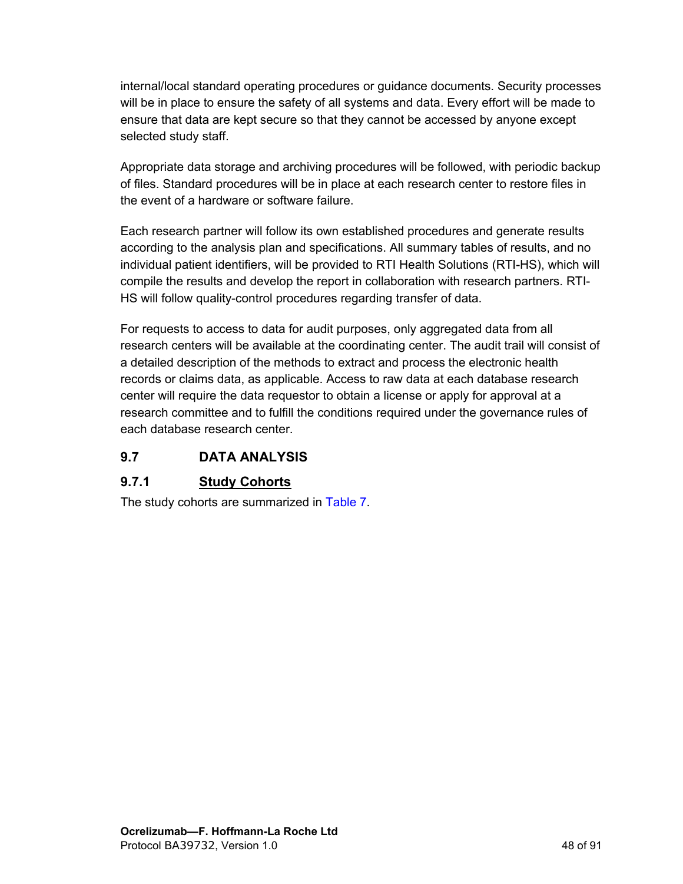internal/local standard operating procedures or guidance documents. Security processes will be in place to ensure the safety of all systems and data. Every effort will be made to ensure that data are kept secure so that they cannot be accessed by anyone except selected study staff.

Appropriate data storage and archiving procedures will be followed, with periodic backup of files. Standard procedures will be in place at each research center to restore files in the event of a hardware or software failure.

Each research partner will follow its own established procedures and generate results according to the analysis plan and specifications. All summary tables of results, and no individual patient identifiers, will be provided to RTI Health Solutions (RTI-HS), which will compile the results and develop the report in collaboration with research partners. RTI-HS will follow quality-control procedures regarding transfer of data.

For requests to access to data for audit purposes, only aggregated data from all research centers will be available at the coordinating center. The audit trail will consist of a detailed description of the methods to extract and process the electronic health records or claims data, as applicable. Access to raw data at each database research center will require the data requestor to obtain a license or apply for approval at a research committee and to fulfill the conditions required under the governance rules of each database research center.

## 9.7 DATA ANALYSIS

### 9.7.1 Study Cohorts

The study cohorts are summarized in Table 7.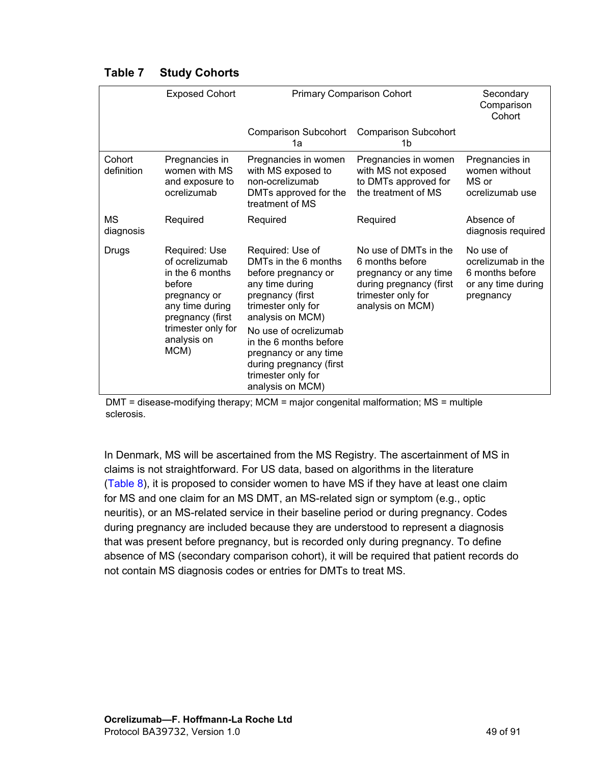**Table 7 Study Cohorts**

| | Exposed Cohort | Primary Comparison Cohort | | Secondary Comparison Cohort |
|---|---|---|---|---|
| | | Comparison Subcohort 1a | Comparison Subcohort 1b | |
| Cohort definition | Pregnancies in women with MS and exposure to ocrelizumab | Pregnancies in women with MS exposed to non-ocrelizumab DMTs approved for the treatment of MS | Pregnancies in women with MS not exposed to DMTs approved for the treatment of MS | Pregnancies in women without MS or ocrelizumab use |
| MS diagnosis | Required | Required | Required | Absence of diagnosis required |
| Drugs | Required: Use of ocrelizumab in the 6 months before pregnancy or any time during pregnancy (first trimester only for analysis on MCM) | Required: Use of DMTs in the 6 months before pregnancy or any time during pregnancy (first trimester only for analysis on MCM)<br>No use of ocrelizumab in the 6 months before pregnancy or any time during pregnancy (first trimester only for analysis on MCM) | No use of DMTs in the 6 months before pregnancy or any time during pregnancy (first trimester only for analysis on MCM) | No use of ocrelizumab in the 6 months before or any time during pregnancy |

DMT = disease-modifying therapy; MCM = major congenital malformation; MS = multiple sclerosis.

In Denmark, MS will be ascertained from the MS Registry. The ascertainment of MS in claims is not straightforward. For US data, based on algorithms in the literature (Table 8), it is proposed to consider women to have MS if they have at least one claim for MS and one claim for an MS DMT, an MS-related sign or symptom (e.g., optic neuritis), or an MS-related service in their baseline period or during pregnancy. Codes during pregnancy are included because they are understood to represent a diagnosis that was present before pregnancy, but is recorded only during pregnancy. To define absence of MS (secondary comparison cohort), it will be required that patient records do not contain MS diagnosis codes or entries for DMTs to treat MS.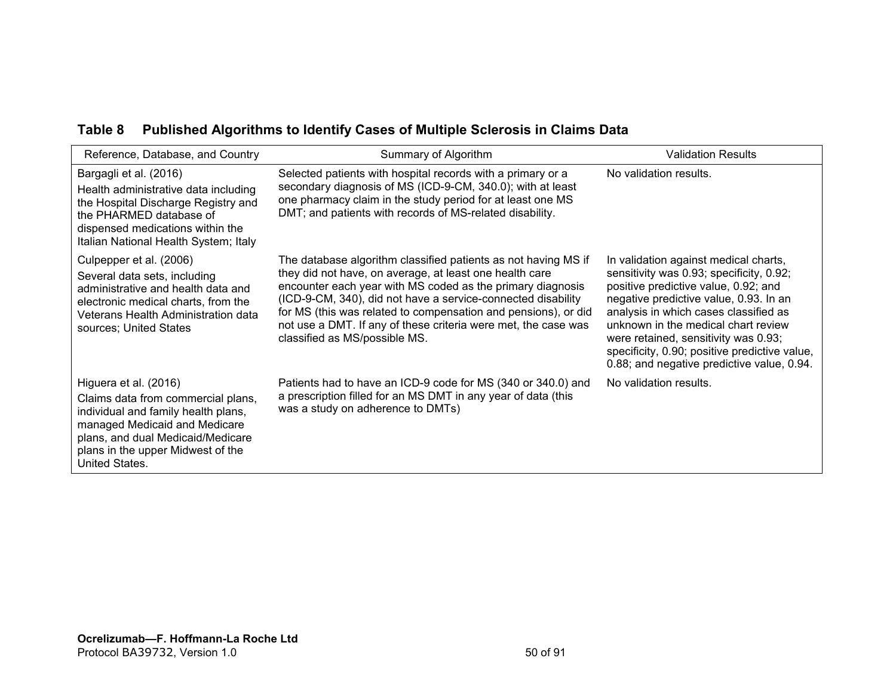**Table 8 Published Algorithms to Identify Cases of Multiple Sclerosis in Claims Data**

| Reference, Database, and Country | Summary of Algorithm | Validation Results |
|---|---|---|
| Bargagli et al. (2016)<br>Health administrative data including the Hospital Discharge Registry and the PHARMED database of dispensed medications within the Italian National Health System; Italy | Selected patients with hospital records with a primary or a secondary diagnosis of MS (ICD-9-CM, 340.0); with at least one pharmacy claim in the study period for at least one MS DMT; and patients with records of MS-related disability. | No validation results. |
| Culpepper et al. (2006)<br>Several data sets, including administrative and health data and electronic medical charts, from the Veterans Health Administration data sources; United States | The database algorithm classified patients as not having MS if they did not have, on average, at least one health care encounter each year with MS coded as the primary diagnosis (ICD-9-CM, 340), did not have a service-connected disability for MS (this was related to compensation and pensions), or did not use a DMT. If any of these criteria were met, the case was classified as MS/possible MS. | In validation against medical charts, sensitivity was 0.93; specificity, 0.92; positive predictive value, 0.92; and negative predictive value, 0.93. In an analysis in which cases classified as unknown in the medical chart review were retained, sensitivity was 0.93; specificity, 0.90; positive predictive value, 0.88; and negative predictive value, 0.94. |
| Higuera et al. (2016)<br>Claims data from commercial plans, individual and family health plans, managed Medicaid and Medicare plans, and dual Medicaid/Medicare plans in the upper Midwest of the United States. | Patients had to have an ICD-9 code for MS (340 or 340.0) and a prescription filled for an MS DMT in any year of data (this was a study on adherence to DMTs) | No validation results. |

**Ocrelizumab—F. Hoffmann-La Roche Ltd**
Protocol BA39732, Version 1.0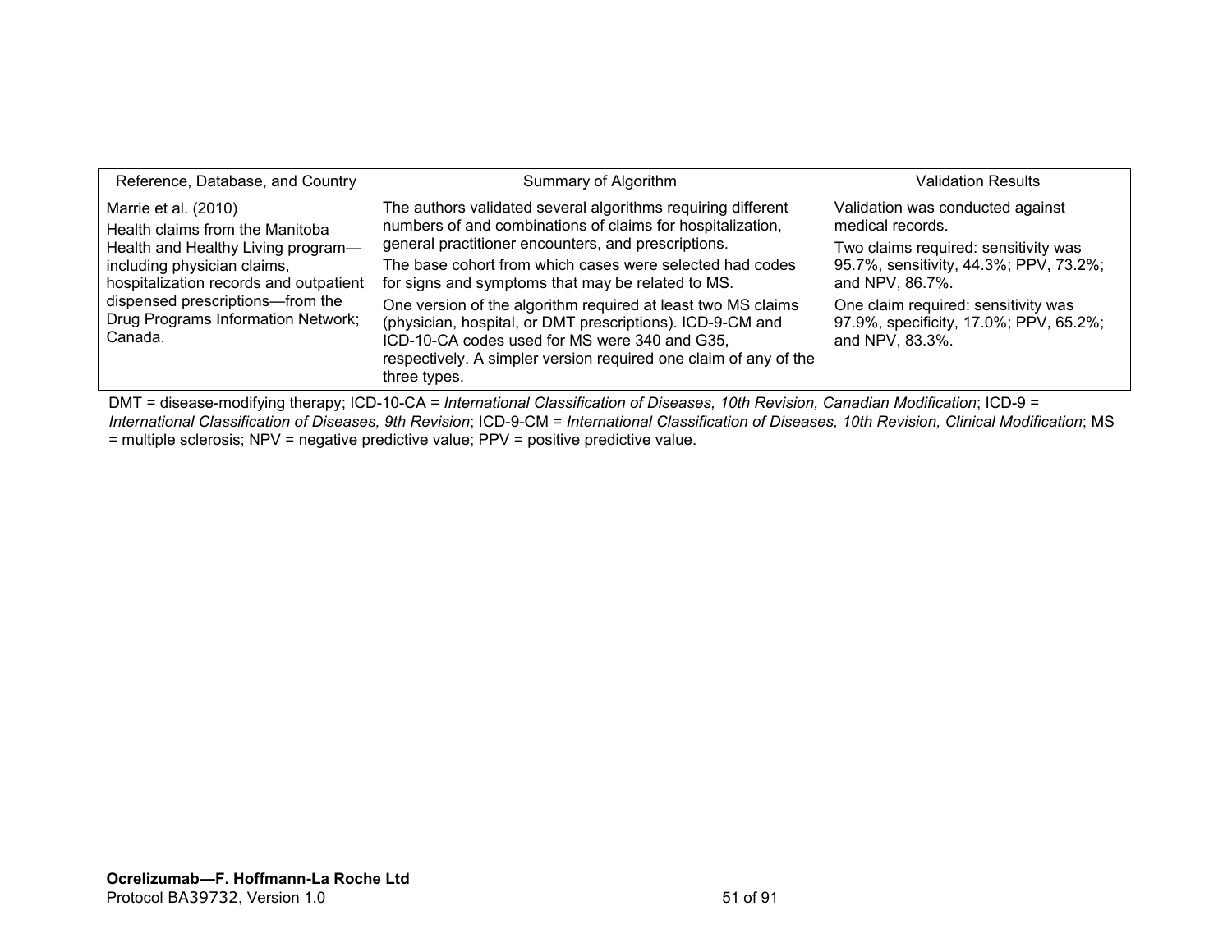| Reference, Database, and Country | Summary of Algorithm | Validation Results |
|---|---|---|
| Marrie et al. (2010)<br>Health claims from the Manitoba Health and Healthy Living program—including physician claims, hospitalization records and outpatient dispensed prescriptions—from the Drug Programs Information Network; Canada. | The authors validated several algorithms requiring different numbers of and combinations of claims for hospitalization, general practitioner encounters, and prescriptions.<br>The base cohort from which cases were selected had codes for signs and symptoms that may be related to MS.<br>One version of the algorithm required at least two MS claims (physician, hospital, or DMT prescriptions). ICD-9-CM and ICD-10-CA codes used for MS were 340 and G35, respectively. A simpler version required one claim of any of the three types. | Validation was conducted against medical records.<br>Two claims required: sensitivity was 95.7%, sensitivity, 44.3%; PPV, 73.2%; and NPV, 86.7%.<br>One claim required: sensitivity was 97.9%, specificity, 17.0%; PPV, 65.2%; and NPV, 83.3%. |

DMT = disease-modifying therapy; ICD-10-CA = *International Classification of Diseases, 10th Revision, Canadian Modification*; ICD-9 = *International Classification of Diseases, 9th Revision*; ICD-9-CM = *International Classification of Diseases, 10th Revision, Clinical Modification*; MS = multiple sclerosis; NPV = negative predictive value; PPV = positive predictive value.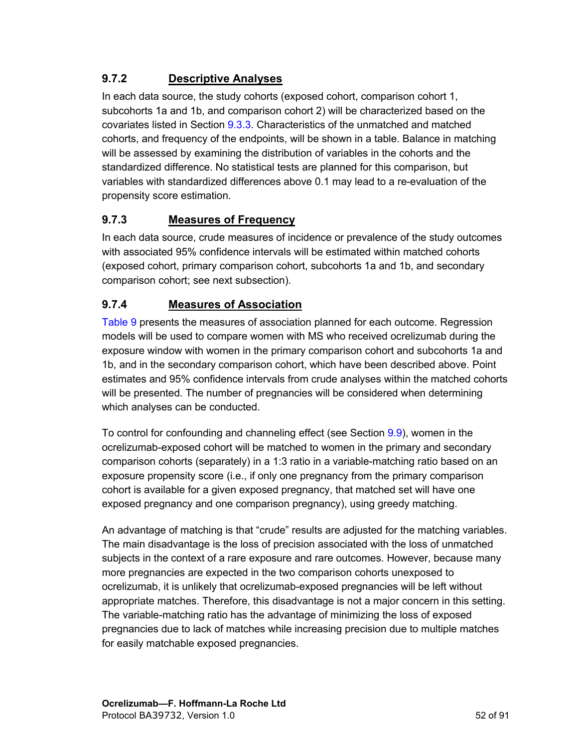### 9.7.2 Descriptive Analyses

In each data source, the study cohorts (exposed cohort, comparison cohort 1, subcohorts 1a and 1b, and comparison cohort 2) will be characterized based on the covariates listed in Section 9.3.3. Characteristics of the unmatched and matched cohorts, and frequency of the endpoints, will be shown in a table. Balance in matching will be assessed by examining the distribution of variables in the cohorts and the standardized difference. No statistical tests are planned for this comparison, but variables with standardized differences above 0.1 may lead to a re-evaluation of the propensity score estimation.

### 9.7.3 Measures of Frequency

In each data source, crude measures of incidence or prevalence of the study outcomes with associated 95% confidence intervals will be estimated within matched cohorts (exposed cohort, primary comparison cohort, subcohorts 1a and 1b, and secondary comparison cohort; see next subsection).

### 9.7.4 Measures of Association

Table 9 presents the measures of association planned for each outcome. Regression models will be used to compare women with MS who received ocrelizumab during the exposure window with women in the primary comparison cohort and subcohorts 1a and 1b, and in the secondary comparison cohort, which have been described above. Point estimates and 95% confidence intervals from crude analyses within the matched cohorts will be presented. The number of pregnancies will be considered when determining which analyses can be conducted.

To control for confounding and channeling effect (see Section 9.9), women in the ocrelizumab-exposed cohort will be matched to women in the primary and secondary comparison cohorts (separately) in a 1:3 ratio in a variable-matching ratio based on an exposure propensity score (i.e., if only one pregnancy from the primary comparison cohort is available for a given exposed pregnancy, that matched set will have one exposed pregnancy and one comparison pregnancy), using greedy matching.

An advantage of matching is that “crude” results are adjusted for the matching variables. The main disadvantage is the loss of precision associated with the loss of unmatched subjects in the context of a rare exposure and rare outcomes. However, because many more pregnancies are expected in the two comparison cohorts unexposed to ocrelizumab, it is unlikely that ocrelizumab-exposed pregnancies will be left without appropriate matches. Therefore, this disadvantage is not a major concern in this setting. The variable-matching ratio has the advantage of minimizing the loss of exposed pregnancies due to lack of matches while increasing precision due to multiple matches for easily matchable exposed pregnancies.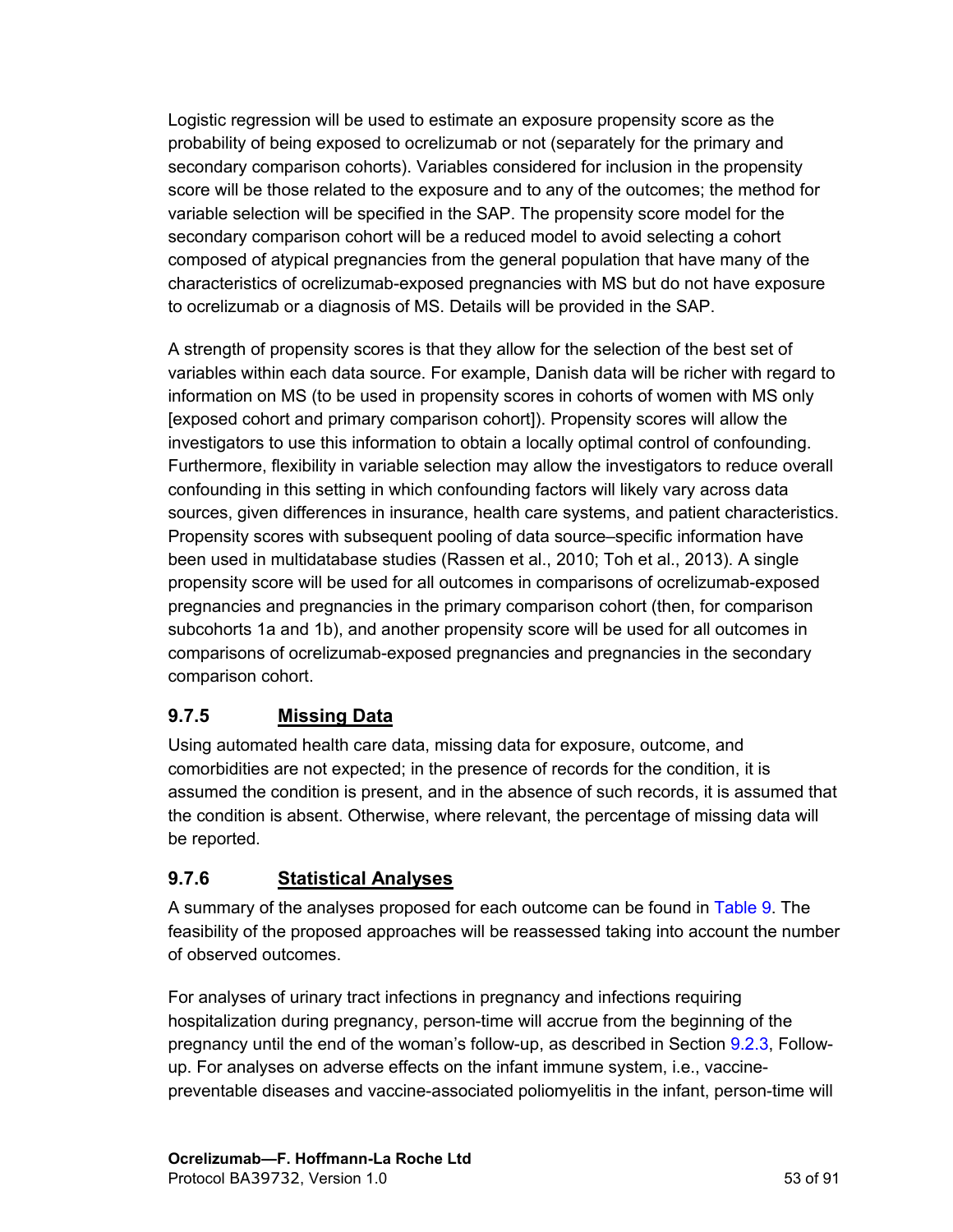Logistic regression will be used to estimate an exposure propensity score as the probability of being exposed to ocrelizumab or not (separately for the primary and secondary comparison cohorts). Variables considered for inclusion in the propensity score will be those related to the exposure and to any of the outcomes; the method for variable selection will be specified in the SAP. The propensity score model for the secondary comparison cohort will be a reduced model to avoid selecting a cohort composed of atypical pregnancies from the general population that have many of the characteristics of ocrelizumab-exposed pregnancies with MS but do not have exposure to ocrelizumab or a diagnosis of MS. Details will be provided in the SAP.

A strength of propensity scores is that they allow for the selection of the best set of variables within each data source. For example, Danish data will be richer with regard to information on MS (to be used in propensity scores in cohorts of women with MS only [exposed cohort and primary comparison cohort]). Propensity scores will allow the investigators to use this information to obtain a locally optimal control of confounding. Furthermore, flexibility in variable selection may allow the investigators to reduce overall confounding in this setting in which confounding factors will likely vary across data sources, given differences in insurance, health care systems, and patient characteristics. Propensity scores with subsequent pooling of data source–specific information have been used in multidatabase studies (Rassen et al., 2010; Toh et al., 2013). A single propensity score will be used for all outcomes in comparisons of ocrelizumab-exposed pregnancies and pregnancies in the primary comparison cohort (then, for comparison subcohorts 1a and 1b), and another propensity score will be used for all outcomes in comparisons of ocrelizumab-exposed pregnancies and pregnancies in the secondary comparison cohort.

### 9.7.5 Missing Data

Using automated health care data, missing data for exposure, outcome, and comorbidities are not expected; in the presence of records for the condition, it is assumed the condition is present, and in the absence of such records, it is assumed that the condition is absent. Otherwise, where relevant, the percentage of missing data will be reported.

### 9.7.6 Statistical Analyses

A summary of the analyses proposed for each outcome can be found in Table 9. The feasibility of the proposed approaches will be reassessed taking into account the number of observed outcomes.

For analyses of urinary tract infections in pregnancy and infections requiring hospitalization during pregnancy, person-time will accrue from the beginning of the pregnancy until the end of the woman's follow-up, as described in Section 9.2.3, Follow-up. For analyses on adverse effects on the infant immune system, i.e., vaccine-preventable diseases and vaccine-associated poliomyelitis in the infant, person-time will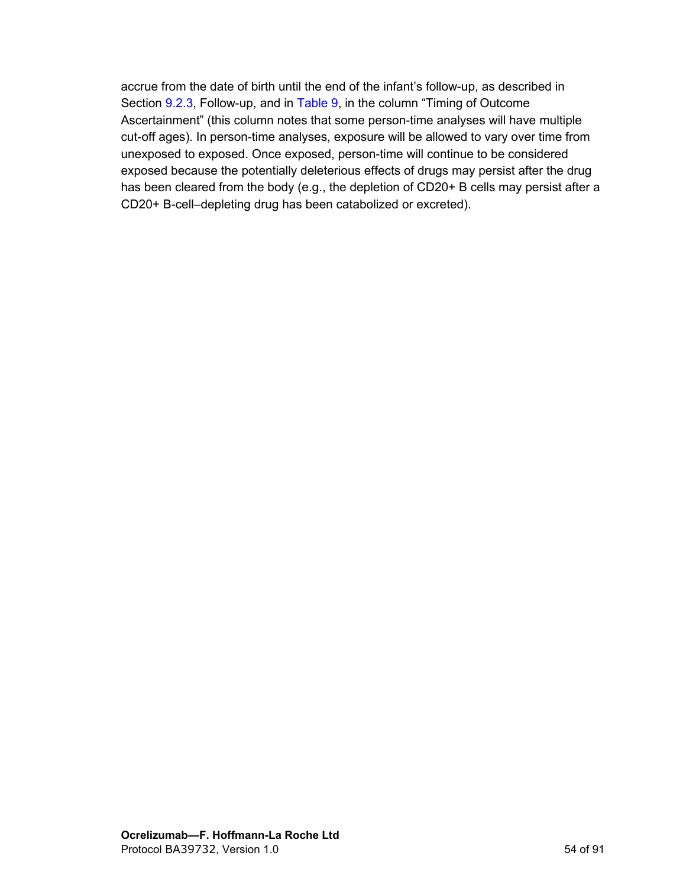accrue from the date of birth until the end of the infant's follow-up, as described in Section 9.2.3, Follow-up, and in Table 9, in the column "Timing of Outcome Ascertainment" (this column notes that some person-time analyses will have multiple cut-off ages). In person-time analyses, exposure will be allowed to vary over time from unexposed to exposed. Once exposed, person-time will continue to be considered exposed because the potentially deleterious effects of drugs may persist after the drug has been cleared from the body (e.g., the depletion of CD20+ B cells may persist after a CD20+ B-cell–depleting drug has been catabolized or excreted).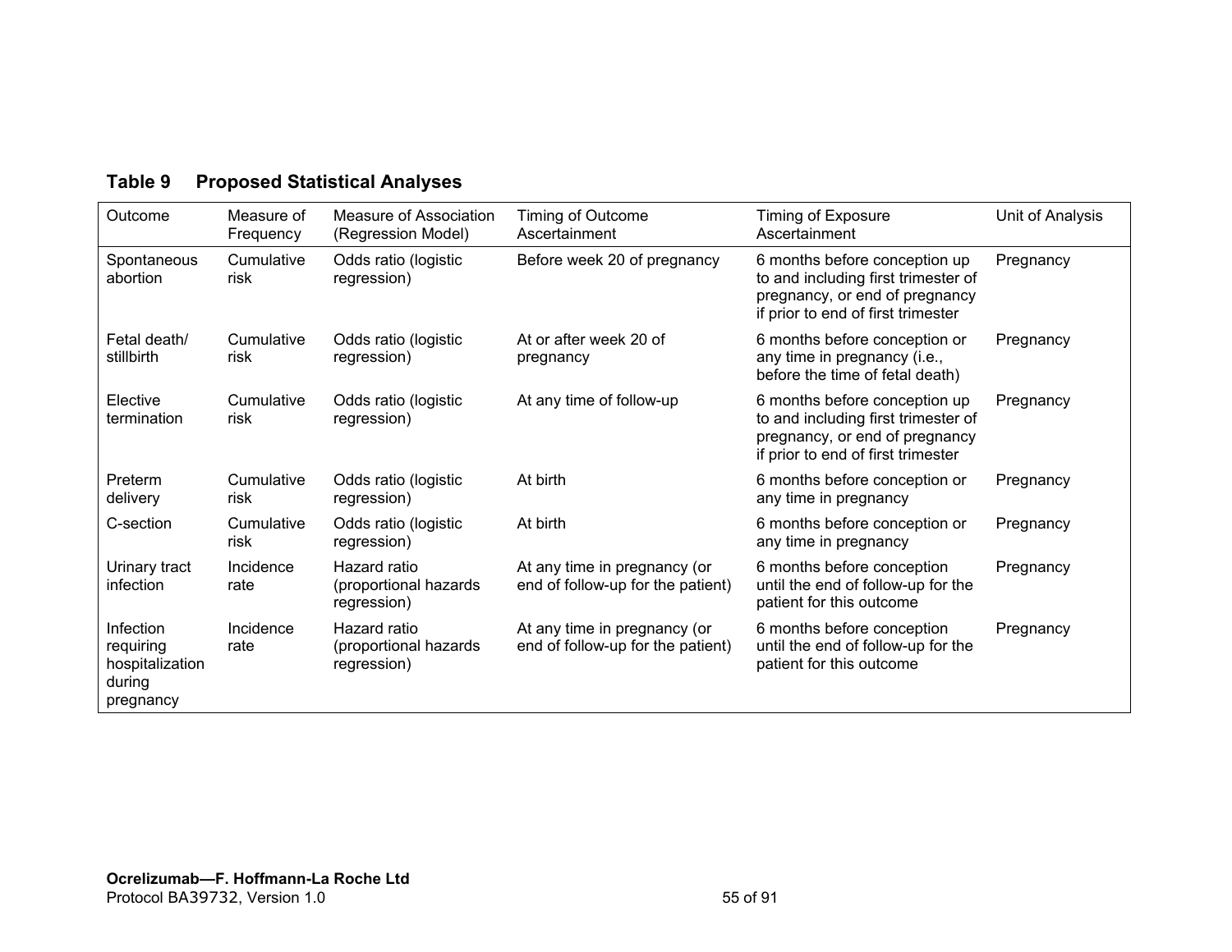**Table 9 Proposed Statistical Analyses**

| Outcome | Measure of Frequency | Measure of Association (Regression Model) | Timing of Outcome Ascertainment | Timing of Exposure Ascertainment | Unit of Analysis |
|---|---|---|---|---|---|
| Spontaneous abortion | Cumulative risk | Odds ratio (logistic regression) | Before week 20 of pregnancy | 6 months before conception up to and including first trimester of pregnancy, or end of pregnancy if prior to end of first trimester | Pregnancy |
| Fetal death/ stillbirth | Cumulative risk | Odds ratio (logistic regression) | At or after week 20 of pregnancy | 6 months before conception or any time in pregnancy (i.e., before the time of fetal death) | Pregnancy |
| Elective termination | Cumulative risk | Odds ratio (logistic regression) | At any time of follow-up | 6 months before conception up to and including first trimester of pregnancy, or end of pregnancy if prior to end of first trimester | Pregnancy |
| Preterm delivery | Cumulative risk | Odds ratio (logistic regression) | At birth | 6 months before conception or any time in pregnancy | Pregnancy |
| C-section | Cumulative risk | Odds ratio (logistic regression) | At birth | 6 months before conception or any time in pregnancy | Pregnancy |
| Urinary tract infection | Incidence rate | Hazard ratio (proportional hazards regression) | At any time in pregnancy (or end of follow-up for the patient) | 6 months before conception until the end of follow-up for the patient for this outcome | Pregnancy |
| Infection requiring hospitalization during pregnancy | Incidence rate | Hazard ratio (proportional hazards regression) | At any time in pregnancy (or end of follow-up for the patient) | 6 months before conception until the end of follow-up for the patient for this outcome | Pregnancy |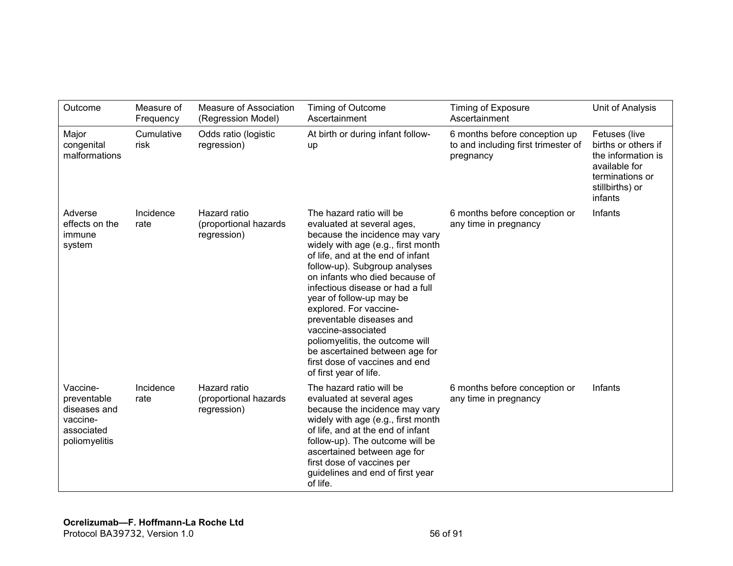| Outcome | Measure of Frequency | Measure of Association (Regression Model) | Timing of Outcome Ascertainment | Timing of Exposure Ascertainment | Unit of Analysis |
|---|---|---|---|---|---|
| Major congenital malformations | Cumulative risk | Odds ratio (logistic regression) | At birth or during infant follow-up | 6 months before conception up to and including first trimester of pregnancy | Fetuses (live births or others if the information is available for terminations or stillbirths) or infants |
| Adverse effects on the immune system | Incidence rate | Hazard ratio (proportional hazards regression) | The hazard ratio will be evaluated at several ages, because the incidence may vary widely with age (e.g., first month of life, and at the end of infant follow-up). Subgroup analyses on infants who died because of infectious disease or had a full year of follow-up may be explored. For vaccine-preventable diseases and vaccine-associated poliomyelitis, the outcome will be ascertained between age for first dose of vaccines and end of first year of life. | 6 months before conception or any time in pregnancy | Infants |
| Vaccine-preventable diseases and vaccine-associated poliomyelitis | Incidence rate | Hazard ratio (proportional hazards regression) | The hazard ratio will be evaluated at several ages because the incidence may vary widely with age (e.g., first month of life, and at the end of infant follow-up). The outcome will be ascertained between age for first dose of vaccines per guidelines and end of first year of life. | 6 months before conception or any time in pregnancy | Infants |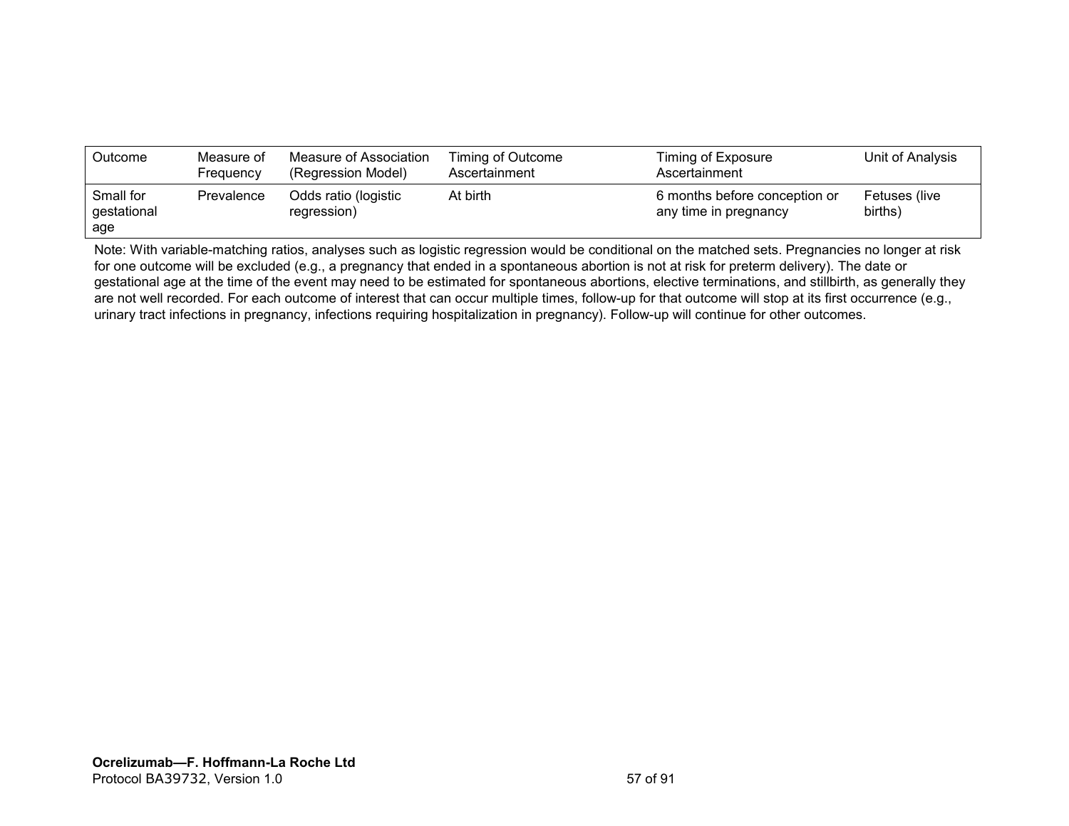| Outcome | Measure of Frequency | Measure of Association (Regression Model) | Timing of Outcome Ascertainment | Timing of Exposure Ascertainment | Unit of Analysis |
|---|---|---|---|---|---|
| Small for gestational age | Prevalence | Odds ratio (logistic regression) | At birth | 6 months before conception or any time in pregnancy | Fetuses (live births) |

Note: With variable-matching ratios, analyses such as logistic regression would be conditional on the matched sets. Pregnancies no longer at risk for one outcome will be excluded (e.g., a pregnancy that ended in a spontaneous abortion is not at risk for preterm delivery). The date or gestational age at the time of the event may need to be estimated for spontaneous abortions, elective terminations, and stillbirth, as generally they are not well recorded. For each outcome of interest that can occur multiple times, follow-up for that outcome will stop at its first occurrence (e.g., urinary tract infections in pregnancy, infections requiring hospitalization in pregnancy). Follow-up will continue for other outcomes.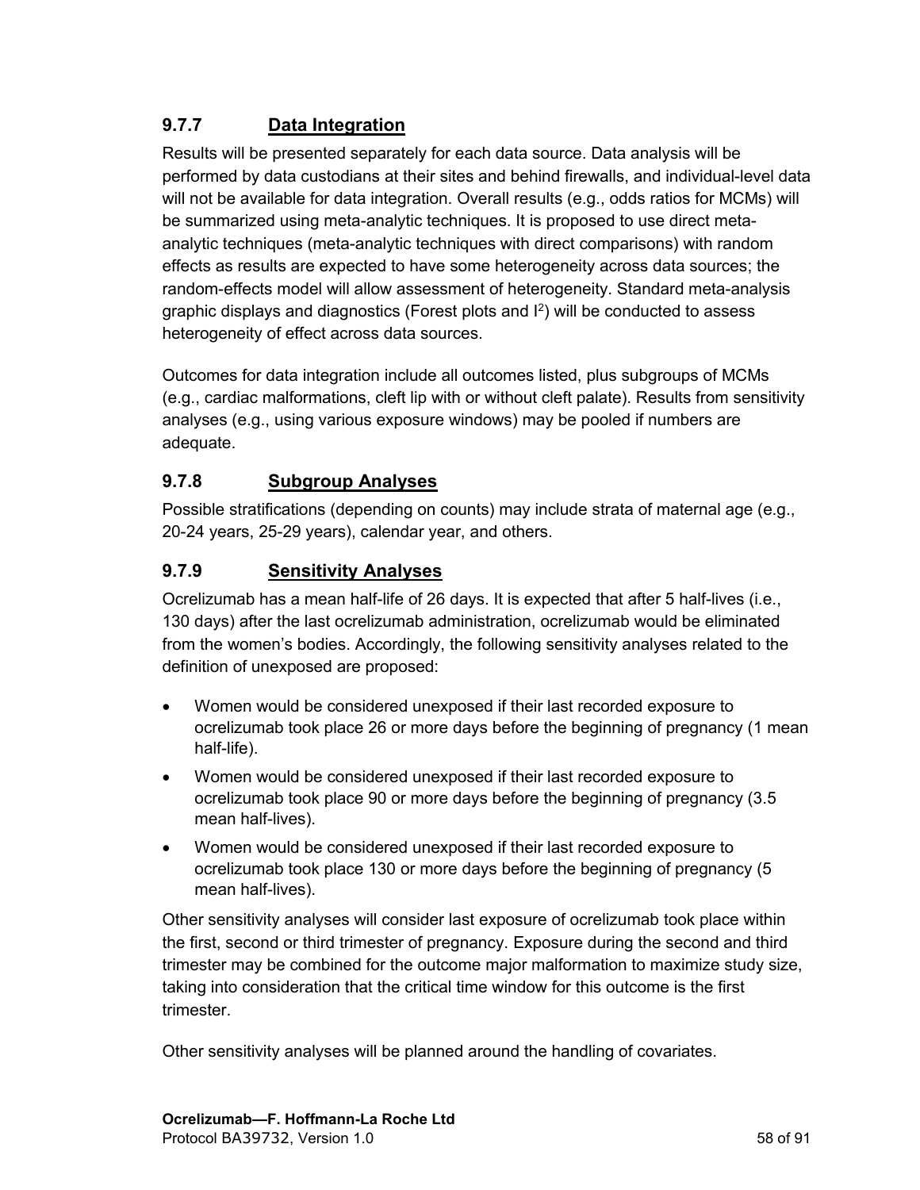### 9.7.7 Data Integration

Results will be presented separately for each data source. Data analysis will be performed by data custodians at their sites and behind firewalls, and individual-level data will not be available for data integration. Overall results (e.g., odds ratios for MCMs) will be summarized using meta-analytic techniques. It is proposed to use direct meta-analytic techniques (meta-analytic techniques with direct comparisons) with random effects as results are expected to have some heterogeneity across data sources; the random-effects model will allow assessment of heterogeneity. Standard meta-analysis graphic displays and diagnostics (Forest plots and $I^2$) will be conducted to assess heterogeneity of effect across data sources.

Outcomes for data integration include all outcomes listed, plus subgroups of MCMs (e.g., cardiac malformations, cleft lip with or without cleft palate). Results from sensitivity analyses (e.g., using various exposure windows) may be pooled if numbers are adequate.

### 9.7.8 Subgroup Analyses

Possible stratifications (depending on counts) may include strata of maternal age (e.g., 20-24 years, 25-29 years), calendar year, and others.

### 9.7.9 Sensitivity Analyses

Ocrelizumab has a mean half-life of 26 days. It is expected that after 5 half-lives (i.e., 130 days) after the last ocrelizumab administration, ocrelizumab would be eliminated from the women's bodies. Accordingly, the following sensitivity analyses related to the definition of unexposed are proposed:

- Women would be considered unexposed if their last recorded exposure to ocrelizumab took place 26 or more days before the beginning of pregnancy (1 mean half-life).
- Women would be considered unexposed if their last recorded exposure to ocrelizumab took place 90 or more days before the beginning of pregnancy (3.5 mean half-lives).
- Women would be considered unexposed if their last recorded exposure to ocrelizumab took place 130 or more days before the beginning of pregnancy (5 mean half-lives).

Other sensitivity analyses will consider last exposure of ocrelizumab took place within the first, second or third trimester of pregnancy. Exposure during the second and third trimester may be combined for the outcome major malformation to maximize study size, taking into consideration that the critical time window for this outcome is the first trimester.

Other sensitivity analyses will be planned around the handling of covariates.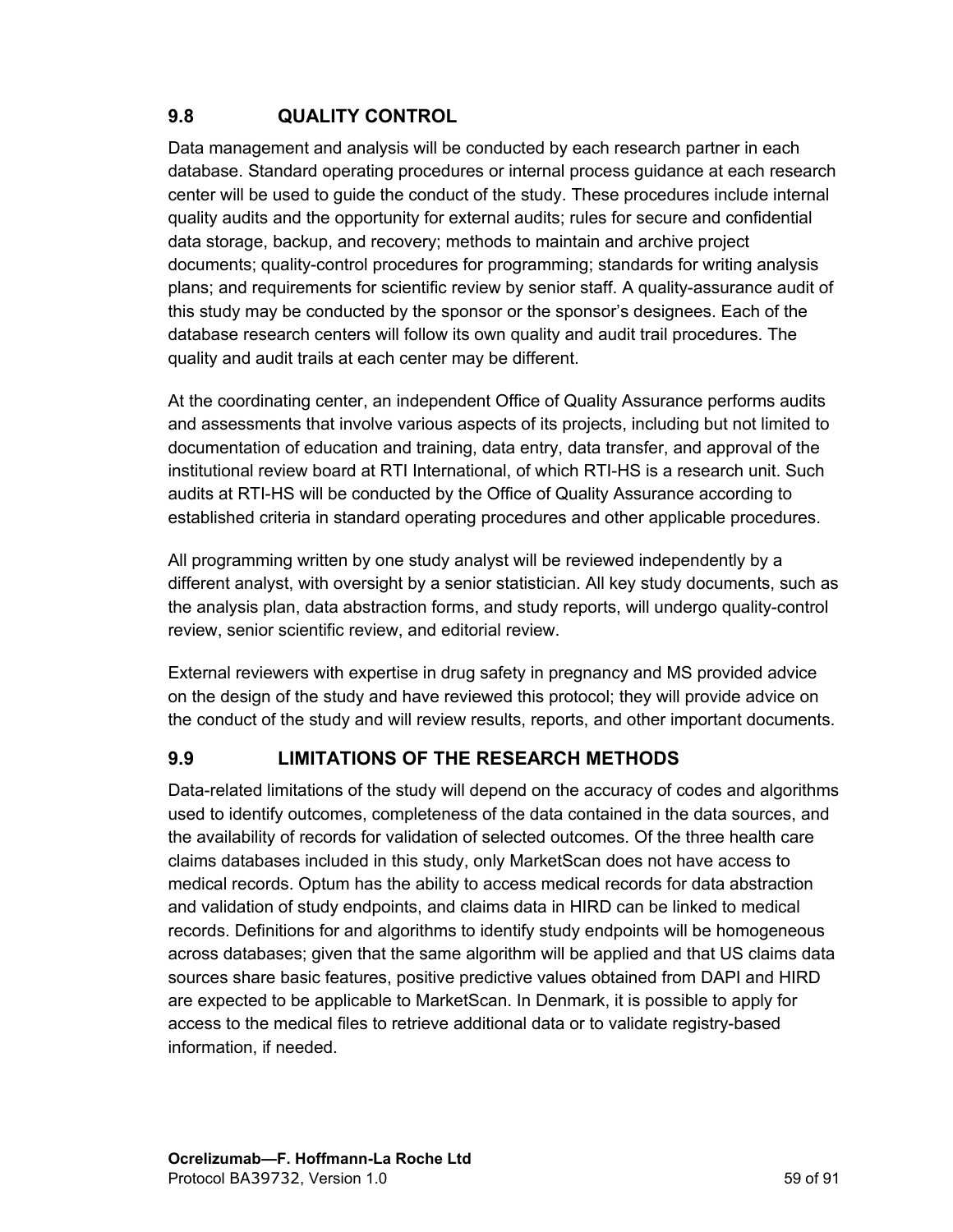## 9.8 QUALITY CONTROL

Data management and analysis will be conducted by each research partner in each database. Standard operating procedures or internal process guidance at each research center will be used to guide the conduct of the study. These procedures include internal quality audits and the opportunity for external audits; rules for secure and confidential data storage, backup, and recovery; methods to maintain and archive project documents; quality-control procedures for programming; standards for writing analysis plans; and requirements for scientific review by senior staff. A quality-assurance audit of this study may be conducted by the sponsor or the sponsor's designees. Each of the database research centers will follow its own quality and audit trail procedures. The quality and audit trails at each center may be different.

At the coordinating center, an independent Office of Quality Assurance performs audits and assessments that involve various aspects of its projects, including but not limited to documentation of education and training, data entry, data transfer, and approval of the institutional review board at RTI International, of which RTI-HS is a research unit. Such audits at RTI-HS will be conducted by the Office of Quality Assurance according to established criteria in standard operating procedures and other applicable procedures.

All programming written by one study analyst will be reviewed independently by a different analyst, with oversight by a senior statistician. All key study documents, such as the analysis plan, data abstraction forms, and study reports, will undergo quality-control review, senior scientific review, and editorial review.

External reviewers with expertise in drug safety in pregnancy and MS provided advice on the design of the study and have reviewed this protocol; they will provide advice on the conduct of the study and will review results, reports, and other important documents.

## 9.9 LIMITATIONS OF THE RESEARCH METHODS

Data-related limitations of the study will depend on the accuracy of codes and algorithms used to identify outcomes, completeness of the data contained in the data sources, and the availability of records for validation of selected outcomes. Of the three health care claims databases included in this study, only MarketScan does not have access to medical records. Optum has the ability to access medical records for data abstraction and validation of study endpoints, and claims data in HIRD can be linked to medical records. Definitions for and algorithms to identify study endpoints will be homogeneous across databases; given that the same algorithm will be applied and that US claims data sources share basic features, positive predictive values obtained from DAPI and HIRD are expected to be applicable to MarketScan. In Denmark, it is possible to apply for access to the medical files to retrieve additional data or to validate registry-based information, if needed.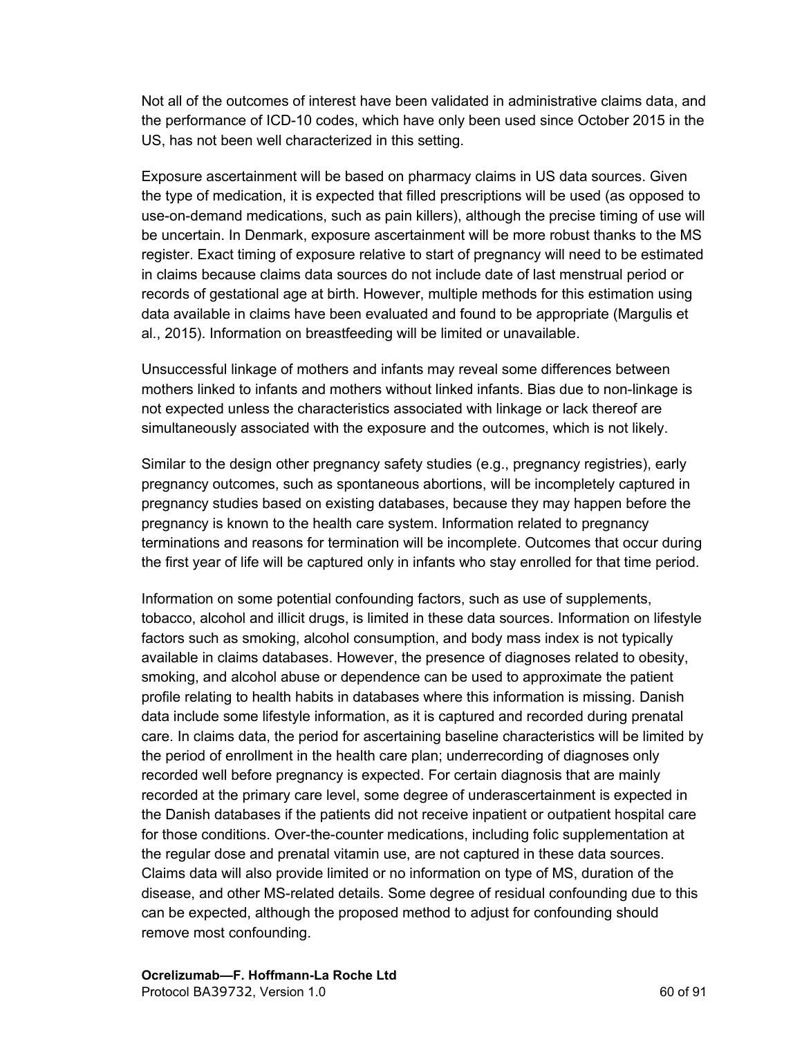Not all of the outcomes of interest have been validated in administrative claims data, and the performance of ICD-10 codes, which have only been used since October 2015 in the US, has not been well characterized in this setting.

Exposure ascertainment will be based on pharmacy claims in US data sources. Given the type of medication, it is expected that filled prescriptions will be used (as opposed to use-on-demand medications, such as pain killers), although the precise timing of use will be uncertain. In Denmark, exposure ascertainment will be more robust thanks to the MS register. Exact timing of exposure relative to start of pregnancy will need to be estimated in claims because claims data sources do not include date of last menstrual period or records of gestational age at birth. However, multiple methods for this estimation using data available in claims have been evaluated and found to be appropriate (Margulis et al., 2015). Information on breastfeeding will be limited or unavailable.

Unsuccessful linkage of mothers and infants may reveal some differences between mothers linked to infants and mothers without linked infants. Bias due to non-linkage is not expected unless the characteristics associated with linkage or lack thereof are simultaneously associated with the exposure and the outcomes, which is not likely.

Similar to the design other pregnancy safety studies (e.g., pregnancy registries), early pregnancy outcomes, such as spontaneous abortions, will be incompletely captured in pregnancy studies based on existing databases, because they may happen before the pregnancy is known to the health care system. Information related to pregnancy terminations and reasons for termination will be incomplete. Outcomes that occur during the first year of life will be captured only in infants who stay enrolled for that time period.

Information on some potential confounding factors, such as use of supplements, tobacco, alcohol and illicit drugs, is limited in these data sources. Information on lifestyle factors such as smoking, alcohol consumption, and body mass index is not typically available in claims databases. However, the presence of diagnoses related to obesity, smoking, and alcohol abuse or dependence can be used to approximate the patient profile relating to health habits in databases where this information is missing. Danish data include some lifestyle information, as it is captured and recorded during prenatal care. In claims data, the period for ascertaining baseline characteristics will be limited by the period of enrollment in the health care plan; underrecording of diagnoses only recorded well before pregnancy is expected. For certain diagnosis that are mainly recorded at the primary care level, some degree of underascertainment is expected in the Danish databases if the patients did not receive inpatient or outpatient hospital care for those conditions. Over-the-counter medications, including folic supplementation at the regular dose and prenatal vitamin use, are not captured in these data sources. Claims data will also provide limited or no information on type of MS, duration of the disease, and other MS-related details. Some degree of residual confounding due to this can be expected, although the proposed method to adjust for confounding should remove most confounding.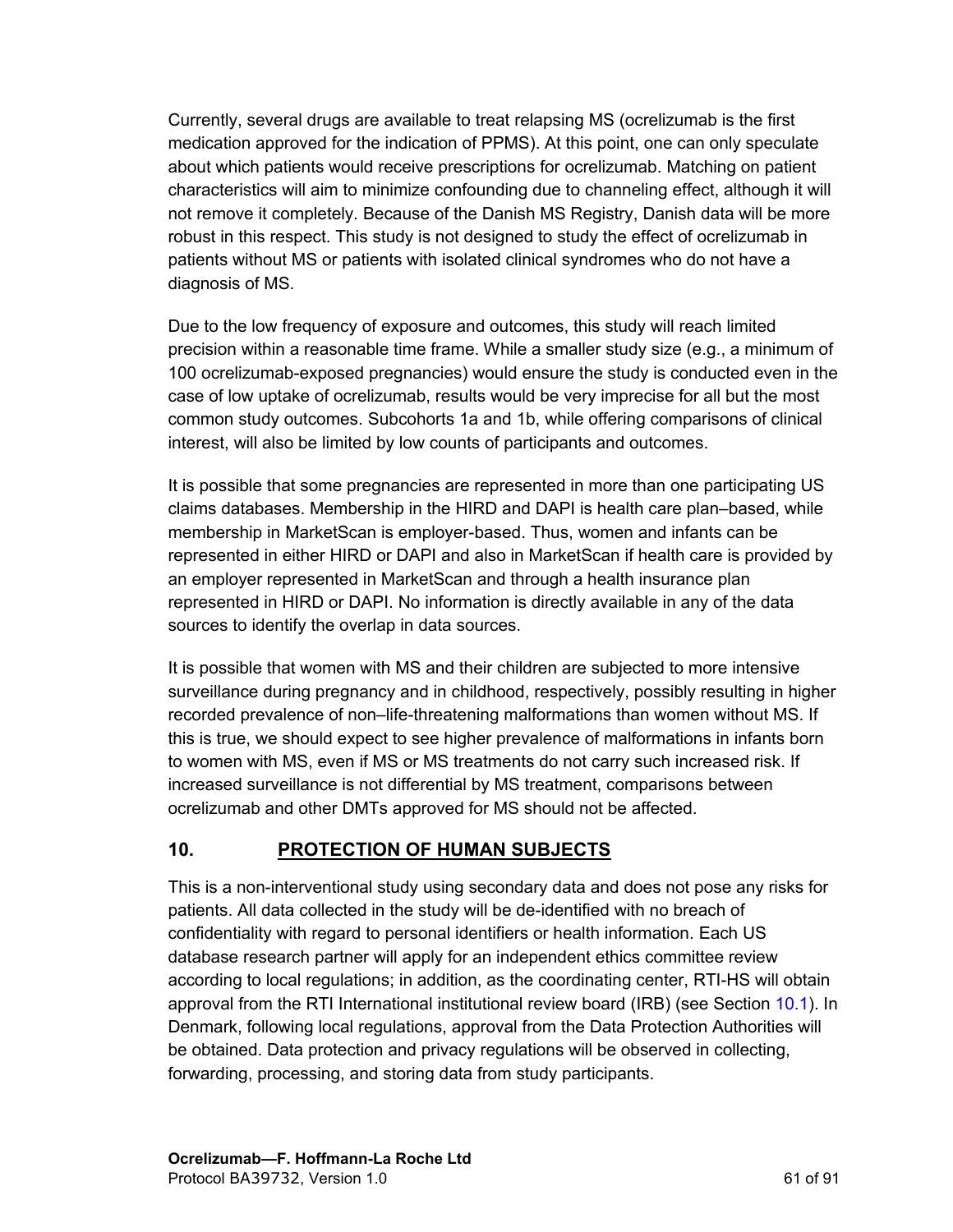Currently, several drugs are available to treat relapsing MS (ocrelizumab is the first medication approved for the indication of PPMS). At this point, one can only speculate about which patients would receive prescriptions for ocrelizumab. Matching on patient characteristics will aim to minimize confounding due to channeling effect, although it will not remove it completely. Because of the Danish MS Registry, Danish data will be more robust in this respect. This study is not designed to study the effect of ocrelizumab in patients without MS or patients with isolated clinical syndromes who do not have a diagnosis of MS.

Due to the low frequency of exposure and outcomes, this study will reach limited precision within a reasonable time frame. While a smaller study size (e.g., a minimum of 100 ocrelizumab-exposed pregnancies) would ensure the study is conducted even in the case of low uptake of ocrelizumab, results would be very imprecise for all but the most common study outcomes. Subcohorts 1a and 1b, while offering comparisons of clinical interest, will also be limited by low counts of participants and outcomes.

It is possible that some pregnancies are represented in more than one participating US claims databases. Membership in the HIRD and DAPI is health care plan–based, while membership in MarketScan is employer-based. Thus, women and infants can be represented in either HIRD or DAPI and also in MarketScan if health care is provided by an employer represented in MarketScan and through a health insurance plan represented in HIRD or DAPI. No information is directly available in any of the data sources to identify the overlap in data sources.

It is possible that women with MS and their children are subjected to more intensive surveillance during pregnancy and in childhood, respectively, possibly resulting in higher recorded prevalence of non–life-threatening malformations than women without MS. If this is true, we should expect to see higher prevalence of malformations in infants born to women with MS, even if MS or MS treatments do not carry such increased risk. If increased surveillance is not differential by MS treatment, comparisons between ocrelizumab and other DMTs approved for MS should not be affected.

## 10. PROTECTION OF HUMAN SUBJECTS

This is a non-interventional study using secondary data and does not pose any risks for patients. All data collected in the study will be de-identified with no breach of confidentiality with regard to personal identifiers or health information. Each US database research partner will apply for an independent ethics committee review according to local regulations; in addition, as the coordinating center, RTI-HS will obtain approval from the RTI International institutional review board (IRB) (see Section 10.1). In Denmark, following local regulations, approval from the Data Protection Authorities will be obtained. Data protection and privacy regulations will be observed in collecting, forwarding, processing, and storing data from study participants.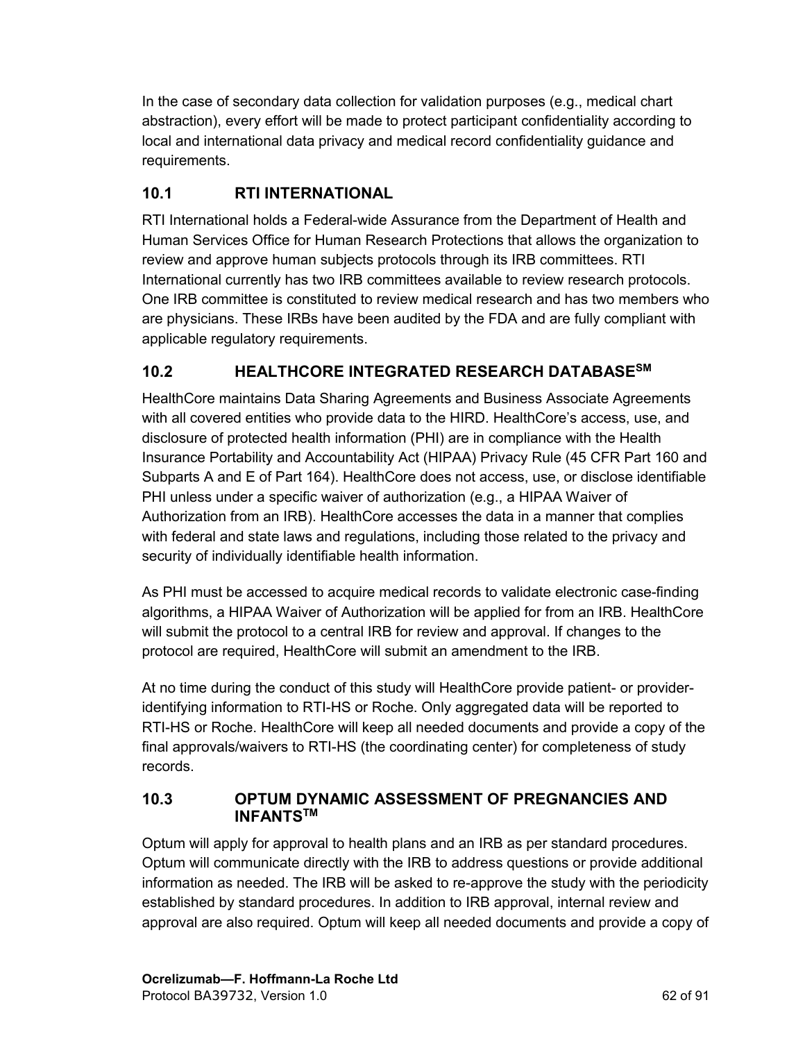In the case of secondary data collection for validation purposes (e.g., medical chart abstraction), every effort will be made to protect participant confidentiality according to local and international data privacy and medical record confidentiality guidance and requirements.

## 10.1 RTI INTERNATIONAL

RTI International holds a Federal-wide Assurance from the Department of Health and Human Services Office for Human Research Protections that allows the organization to review and approve human subjects protocols through its IRB committees. RTI International currently has two IRB committees available to review research protocols. One IRB committee is constituted to review medical research and has two members who are physicians. These IRBs have been audited by the FDA and are fully compliant with applicable regulatory requirements.

## 10.2 HEALTHCORE INTEGRATED RESEARCH DATABASE[SM]

HealthCore maintains Data Sharing Agreements and Business Associate Agreements with all covered entities who provide data to the HIRD. HealthCore's access, use, and disclosure of protected health information (PHI) are in compliance with the Health Insurance Portability and Accountability Act (HIPAA) Privacy Rule (45 CFR Part 160 and Subparts A and E of Part 164). HealthCore does not access, use, or disclose identifiable PHI unless under a specific waiver of authorization (e.g., a HIPAA Waiver of Authorization from an IRB). HealthCore accesses the data in a manner that complies with federal and state laws and regulations, including those related to the privacy and security of individually identifiable health information.

As PHI must be accessed to acquire medical records to validate electronic case-finding algorithms, a HIPAA Waiver of Authorization will be applied for from an IRB. HealthCore will submit the protocol to a central IRB for review and approval. If changes to the protocol are required, HealthCore will submit an amendment to the IRB.

At no time during the conduct of this study will HealthCore provide patient- or provider-identifying information to RTI-HS or Roche. Only aggregated data will be reported to RTI-HS or Roche. HealthCore will keep all needed documents and provide a copy of the final approvals/waivers to RTI-HS (the coordinating center) for completeness of study records.

## 10.3 OPTUM DYNAMIC ASSESSMENT OF PREGNANCIES AND INFANTS[TM]

Optum will apply for approval to health plans and an IRB as per standard procedures. Optum will communicate directly with the IRB to address questions or provide additional information as needed. The IRB will be asked to re-approve the study with the periodicity established by standard procedures. In addition to IRB approval, internal review and approval are also required. Optum will keep all needed documents and provide a copy of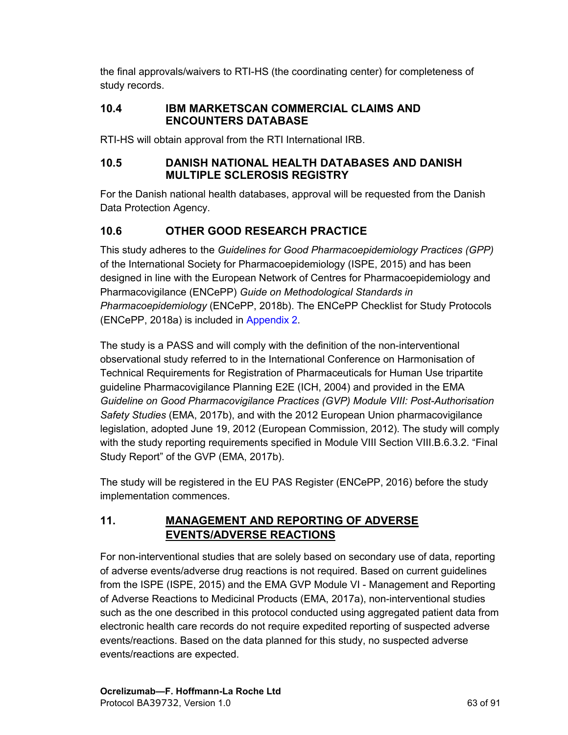the final approvals/waivers to RTI-HS (the coordinating center) for completeness of study records.

### 10.4 IBM MARKETSCAN COMMERCIAL CLAIMS AND ENCOUNTERS DATABASE

RTI-HS will obtain approval from the RTI International IRB.

### 10.5 DANISH NATIONAL HEALTH DATABASES AND DANISH MULTIPLE SCLEROSIS REGISTRY

For the Danish national health databases, approval will be requested from the Danish Data Protection Agency.

### 10.6 OTHER GOOD RESEARCH PRACTICE

This study adheres to the *Guidelines for Good Pharmacoepidemiology Practices (GPP)* of the International Society for Pharmacoepidemiology (ISPE, 2015) and has been designed in line with the European Network of Centres for Pharmacoepidemiology and Pharmacovigilance (ENCePP) *Guide on Methodological Standards in Pharmacoepidemiology* (ENCePP, 2018b). The ENCePP Checklist for Study Protocols (ENCePP, 2018a) is included in Appendix 2.

The study is a PASS and will comply with the definition of the non-interventional observational study referred to in the International Conference on Harmonisation of Technical Requirements for Registration of Pharmaceuticals for Human Use tripartite guideline Pharmacovigilance Planning E2E (ICH, 2004) and provided in the EMA *Guideline on Good Pharmacovigilance Practices (GVP) Module VIII: Post-Authorisation Safety Studies* (EMA, 2017b), and with the 2012 European Union pharmacovigilance legislation, adopted June 19, 2012 (European Commission, 2012). The study will comply with the study reporting requirements specified in Module VIII Section VIII.B.6.3.2. "Final Study Report" of the GVP (EMA, 2017b).

The study will be registered in the EU PAS Register (ENCePP, 2016) before the study implementation commences.

## 11. MANAGEMENT AND REPORTING OF ADVERSE EVENTS/ADVERSE REACTIONS

For non-interventional studies that are solely based on secondary use of data, reporting of adverse events/adverse drug reactions is not required. Based on current guidelines from the ISPE (ISPE, 2015) and the EMA GVP Module VI - Management and Reporting of Adverse Reactions to Medicinal Products (EMA, 2017a), non-interventional studies such as the one described in this protocol conducted using aggregated patient data from electronic health care records do not require expedited reporting of suspected adverse events/reactions. Based on the data planned for this study, no suspected adverse events/reactions are expected.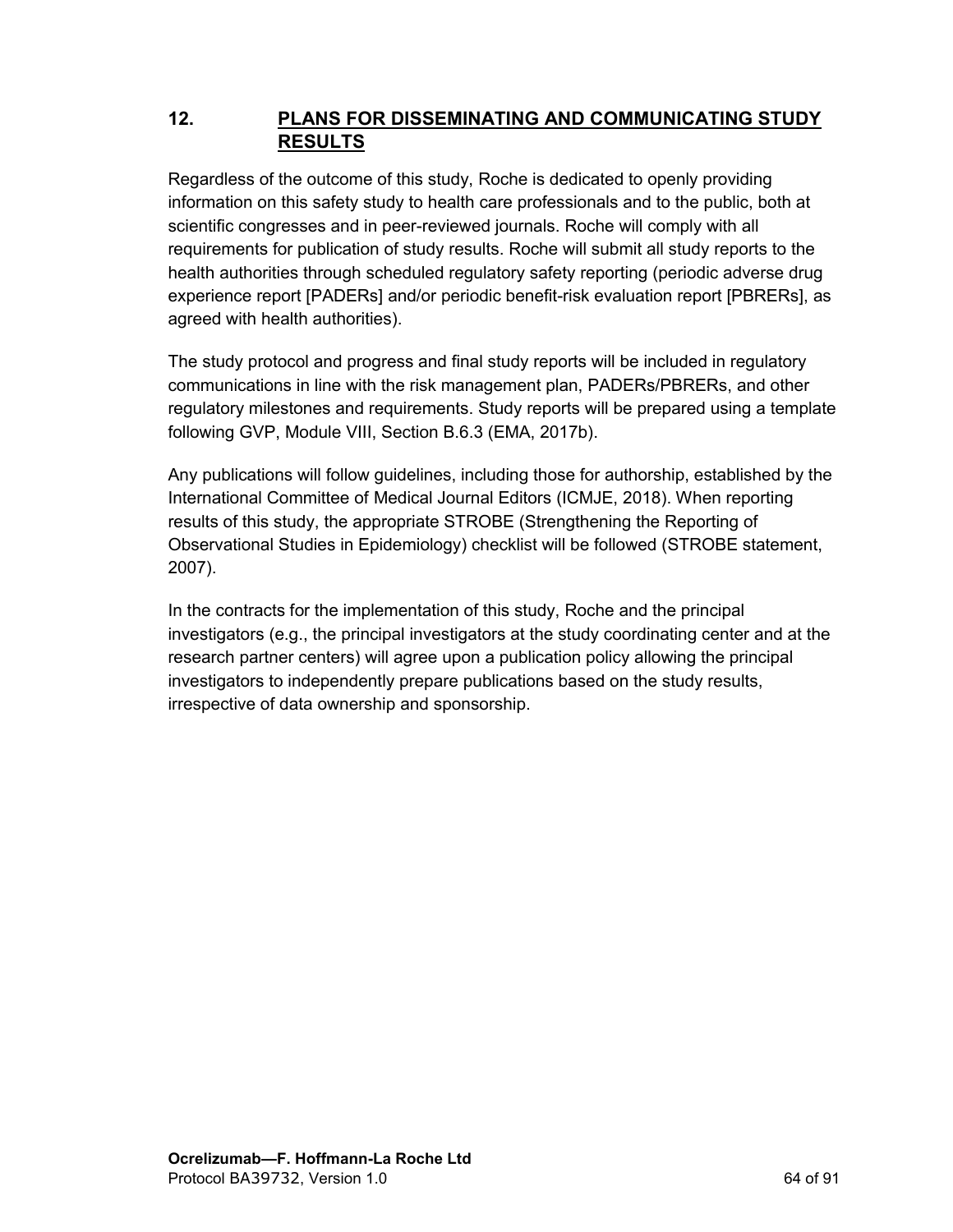## 12. PLANS FOR DISSEMINATING AND COMMUNICATING STUDY RESULTS

Regardless of the outcome of this study, Roche is dedicated to openly providing information on this safety study to health care professionals and to the public, both at scientific congresses and in peer-reviewed journals. Roche will comply with all requirements for publication of study results. Roche will submit all study reports to the health authorities through scheduled regulatory safety reporting (periodic adverse drug experience report [PADERs] and/or periodic benefit-risk evaluation report [PBRERs], as agreed with health authorities).

The study protocol and progress and final study reports will be included in regulatory communications in line with the risk management plan, PADERs/PBRERs, and other regulatory milestones and requirements. Study reports will be prepared using a template following GVP, Module VIII, Section B.6.3 (EMA, 2017b).

Any publications will follow guidelines, including those for authorship, established by the International Committee of Medical Journal Editors (ICMJE, 2018). When reporting results of this study, the appropriate STROBE (Strengthening the Reporting of Observational Studies in Epidemiology) checklist will be followed (STROBE statement, 2007).

In the contracts for the implementation of this study, Roche and the principal investigators (e.g., the principal investigators at the study coordinating center and at the research partner centers) will agree upon a publication policy allowing the principal investigators to independently prepare publications based on the study results, irrespective of data ownership and sponsorship.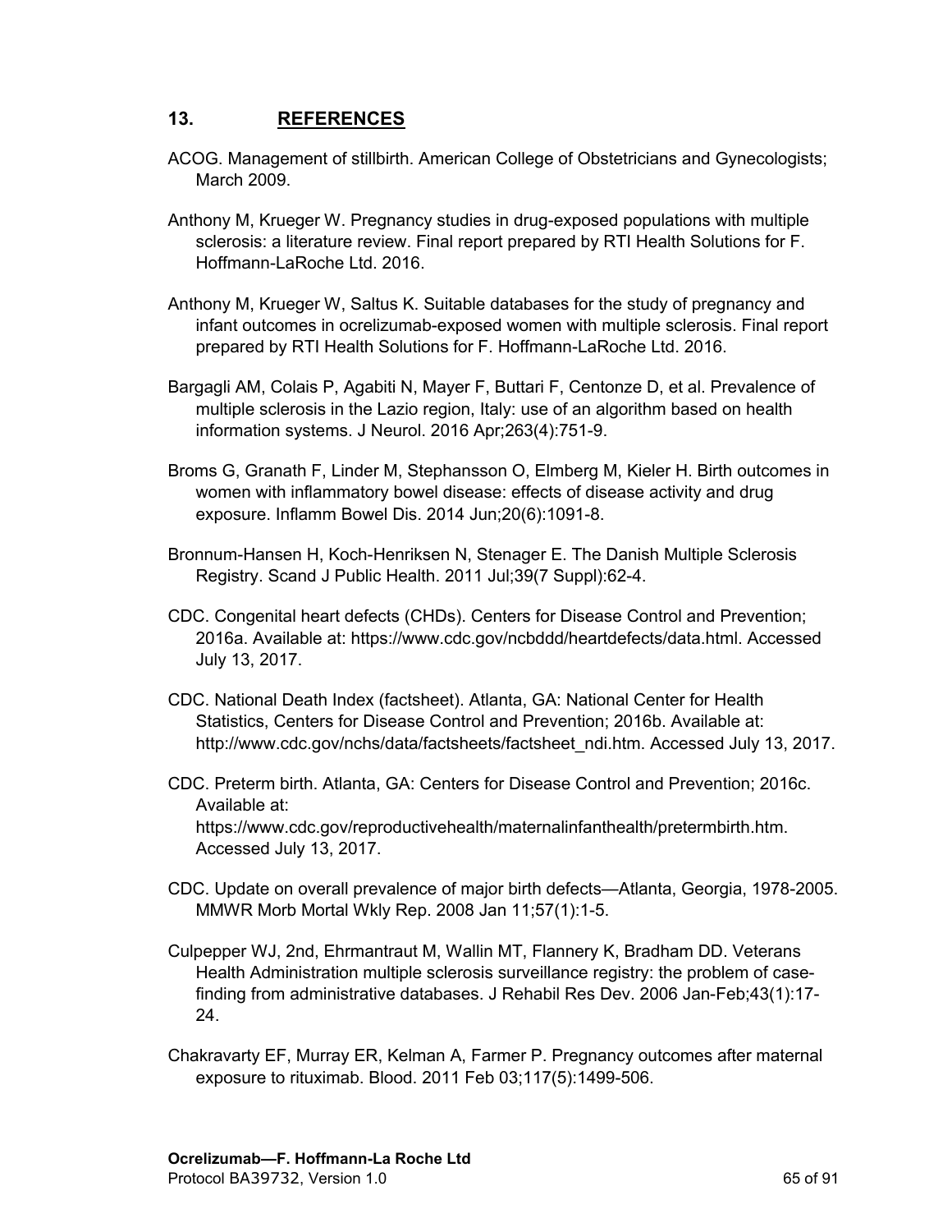## 13. REFERENCES

ACOG. Management of stillbirth. American College of Obstetricians and Gynecologists; March 2009.

Anthony M, Krueger W. Pregnancy studies in drug-exposed populations with multiple sclerosis: a literature review. Final report prepared by RTI Health Solutions for F. Hoffmann-LaRoche Ltd. 2016.

Anthony M, Krueger W, Saltus K. Suitable databases for the study of pregnancy and infant outcomes in ocrelizumab-exposed women with multiple sclerosis. Final report prepared by RTI Health Solutions for F. Hoffmann-LaRoche Ltd. 2016.

Bargagli AM, Colais P, Agabiti N, Mayer F, Buttari F, Centonze D, et al. Prevalence of multiple sclerosis in the Lazio region, Italy: use of an algorithm based on health information systems. J Neurol. 2016 Apr;263(4):751-9.

Broms G, Granath F, Linder M, Stephansson O, Elmberg M, Kieler H. Birth outcomes in women with inflammatory bowel disease: effects of disease activity and drug exposure. Inflamm Bowel Dis. 2014 Jun;20(6):1091-8.

Bronnum-Hansen H, Koch-Henriksen N, Stenager E. The Danish Multiple Sclerosis Registry. Scand J Public Health. 2011 Jul;39(7 Suppl):62-4.

CDC. Congenital heart defects (CHDs). Centers for Disease Control and Prevention; 2016a. Available at: https://www.cdc.gov/ncbddd/heartdefects/data.html. Accessed July 13, 2017.

CDC. National Death Index (factsheet). Atlanta, GA: National Center for Health Statistics, Centers for Disease Control and Prevention; 2016b. Available at: http://www.cdc.gov/nchs/data/factsheets/factsheet_ndi.htm. Accessed July 13, 2017.

CDC. Preterm birth. Atlanta, GA: Centers for Disease Control and Prevention; 2016c. Available at: https://www.cdc.gov/reproductivehealth/maternalinfanthealth/pretermbirth.htm. Accessed July 13, 2017.

CDC. Update on overall prevalence of major birth defects—Atlanta, Georgia, 1978-2005. MMWR Morb Mortal Wkly Rep. 2008 Jan 11;57(1):1-5.

Culpepper WJ, 2nd, Ehrmantraut M, Wallin MT, Flannery K, Bradham DD. Veterans Health Administration multiple sclerosis surveillance registry: the problem of case-finding from administrative databases. J Rehabil Res Dev. 2006 Jan-Feb;43(1):17-24.

Chakravarty EF, Murray ER, Kelman A, Farmer P. Pregnancy outcomes after maternal exposure to rituximab. Blood. 2011 Feb 03;117(5):1499-506.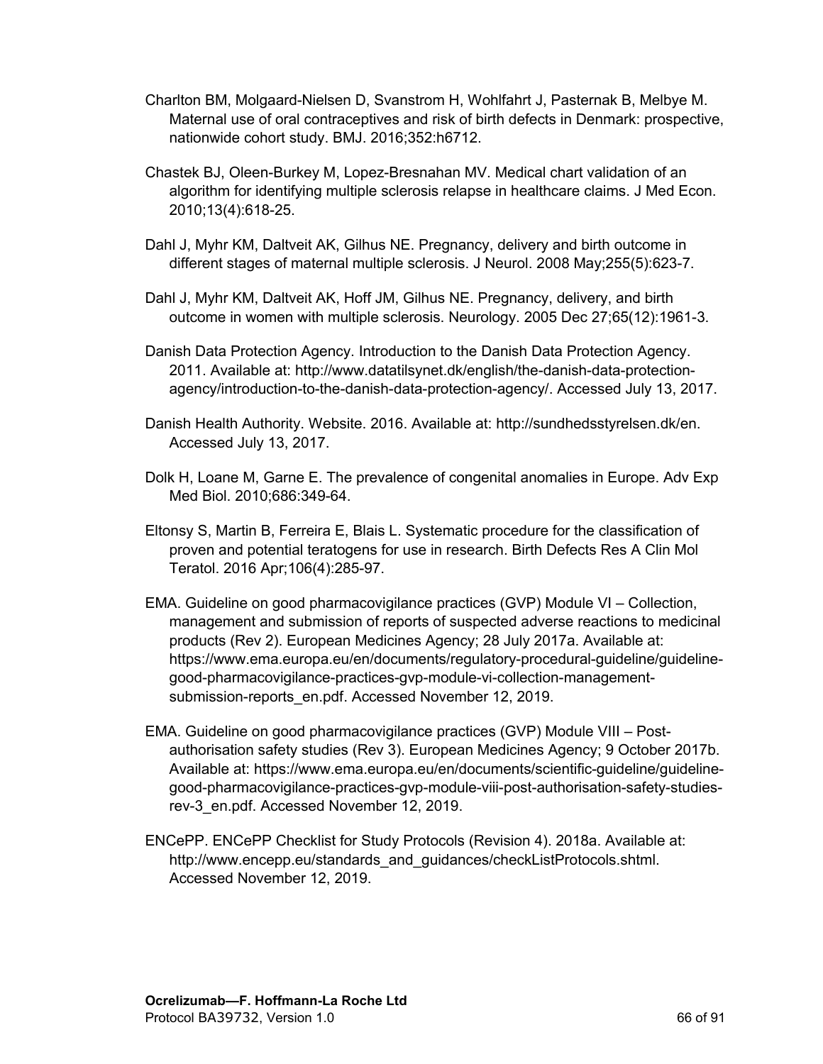Charlton BM, Molgaard-Nielsen D, Svanstrom H, Wohlfahrt J, Pasternak B, Melbye M. Maternal use of oral contraceptives and risk of birth defects in Denmark: prospective, nationwide cohort study. BMJ. 2016;352:h6712.

Chastek BJ, Oleen-Burkey M, Lopez-Bresnahan MV. Medical chart validation of an algorithm for identifying multiple sclerosis relapse in healthcare claims. J Med Econ. 2010;13(4):618-25.

Dahl J, Myhr KM, Daltveit AK, Gilhus NE. Pregnancy, delivery and birth outcome in different stages of maternal multiple sclerosis. J Neurol. 2008 May;255(5):623-7.

Dahl J, Myhr KM, Daltveit AK, Hoff JM, Gilhus NE. Pregnancy, delivery, and birth outcome in women with multiple sclerosis. Neurology. 2005 Dec 27;65(12):1961-3.

Danish Data Protection Agency. Introduction to the Danish Data Protection Agency. 2011. Available at: http://www.datatilsynet.dk/english/the-danish-data-protection-agency/introduction-to-the-danish-data-protection-agency/. Accessed July 13, 2017.

Danish Health Authority. Website. 2016. Available at: http://sundhedsstyrelsen.dk/en. Accessed July 13, 2017.

Dolk H, Loane M, Garne E. The prevalence of congenital anomalies in Europe. Adv Exp Med Biol. 2010;686:349-64.

Eltonsy S, Martin B, Ferreira E, Blais L. Systematic procedure for the classification of proven and potential teratogens for use in research. Birth Defects Res A Clin Mol Teratol. 2016 Apr;106(4):285-97.

EMA. Guideline on good pharmacovigilance practices (GVP) Module VI – Collection, management and submission of reports of suspected adverse reactions to medicinal products (Rev 2). European Medicines Agency; 28 July 2017a. Available at: https://www.ema.europa.eu/en/documents/regulatory-procedural-guideline/guideline-good-pharmacovigilance-practices-gvp-module-vi-collection-management-submission-reports_en.pdf. Accessed November 12, 2019.

EMA. Guideline on good pharmacovigilance practices (GVP) Module VIII – Post-authorisation safety studies (Rev 3). European Medicines Agency; 9 October 2017b. Available at: https://www.ema.europa.eu/en/documents/scientific-guideline/guideline-good-pharmacovigilance-practices-gvp-module-viii-post-authorisation-safety-studies-rev-3_en.pdf. Accessed November 12, 2019.

ENCePP. ENCePP Checklist for Study Protocols (Revision 4). 2018a. Available at: http://www.encepp.eu/standards_and_guidances/checkListProtocols.shtml. Accessed November 12, 2019.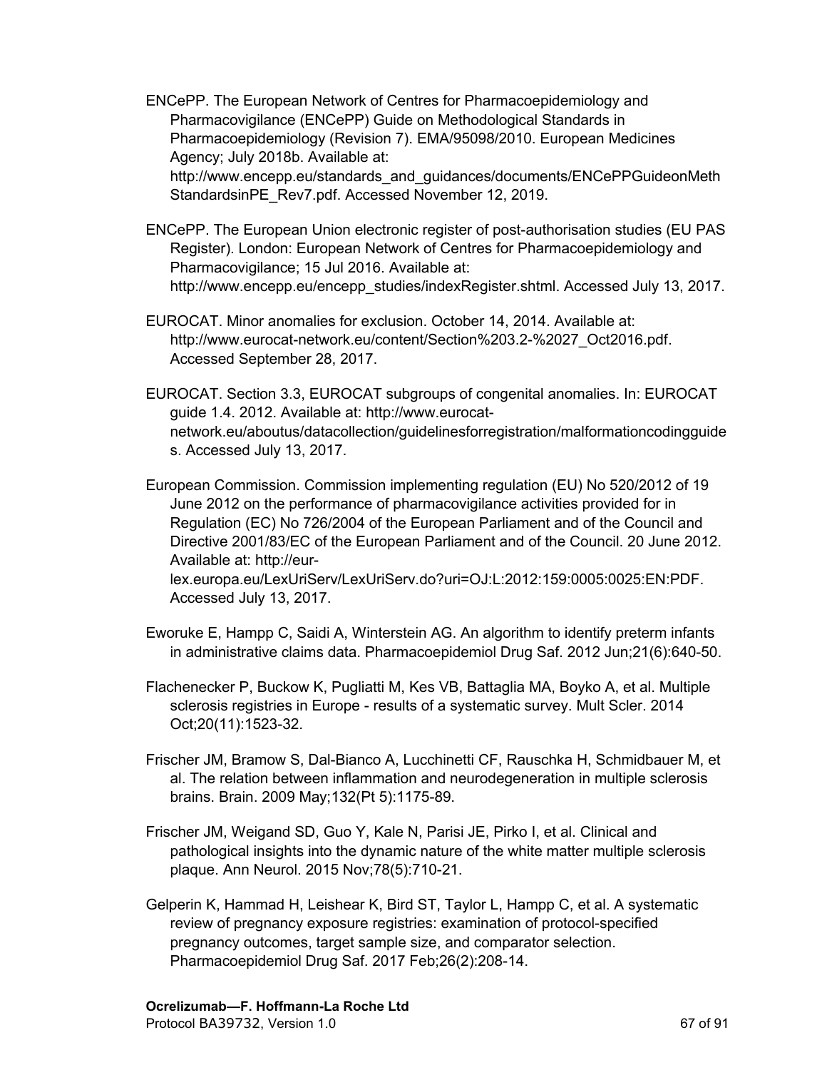ENCePP. The European Network of Centres for Pharmacoepidemiology and Pharmacovigilance (ENCePP) Guide on Methodological Standards in Pharmacoepidemiology (Revision 7). EMA/95098/2010. European Medicines Agency; July 2018b. Available at: http://www.encepp.eu/standards_and_guidances/documents/ENCePPGuideonMethStandardsinPE_Rev7.pdf. Accessed November 12, 2019.

ENCePP. The European Union electronic register of post-authorisation studies (EU PAS Register). London: European Network of Centres for Pharmacoepidemiology and Pharmacovigilance; 15 Jul 2016. Available at: http://www.encepp.eu/encepp_studies/indexRegister.shtml. Accessed July 13, 2017.

EUROCAT. Minor anomalies for exclusion. October 14, 2014. Available at: http://www.eurocat-network.eu/content/Section%203.2-%2027_Oct2016.pdf. Accessed September 28, 2017.

EUROCAT. Section 3.3, EUROCAT subgroups of congenital anomalies. In: EUROCAT guide 1.4. 2012. Available at: http://www.eurocat-network.eu/aboutus/datacollection/guidelinesforregistration/malformationcodingguides. Accessed July 13, 2017.

European Commission. Commission implementing regulation (EU) No 520/2012 of 19 June 2012 on the performance of pharmacovigilance activities provided for in Regulation (EC) No 726/2004 of the European Parliament and of the Council and Directive 2001/83/EC of the European Parliament and of the Council. 20 June 2012. Available at: http://eur-lex.europa.eu/LexUriServ/LexUriServ.do?uri=OJ:L:2012:159:0005:0025:EN:PDF. Accessed July 13, 2017.

Eworuke E, Hampp C, Saidi A, Winterstein AG. An algorithm to identify preterm infants in administrative claims data. Pharmacoepidemiol Drug Saf. 2012 Jun;21(6):640-50.

Flachenecker P, Buckow K, Pugliatti M, Kes VB, Battaglia MA, Boyko A, et al. Multiple sclerosis registries in Europe - results of a systematic survey. Mult Scler. 2014 Oct;20(11):1523-32.

Frischer JM, Bramow S, Dal-Bianco A, Lucchinetti CF, Rauschka H, Schmidbauer M, et al. The relation between inflammation and neurodegeneration in multiple sclerosis brains. Brain. 2009 May;132(Pt 5):1175-89.

Frischer JM, Weigand SD, Guo Y, Kale N, Parisi JE, Pirko I, et al. Clinical and pathological insights into the dynamic nature of the white matter multiple sclerosis plaque. Ann Neurol. 2015 Nov;78(5):710-21.

Gelperin K, Hammad H, Leishear K, Bird ST, Taylor L, Hampp C, et al. A systematic review of pregnancy exposure registries: examination of protocol-specified pregnancy outcomes, target sample size, and comparator selection. Pharmacoepidemiol Drug Saf. 2017 Feb;26(2):208-14.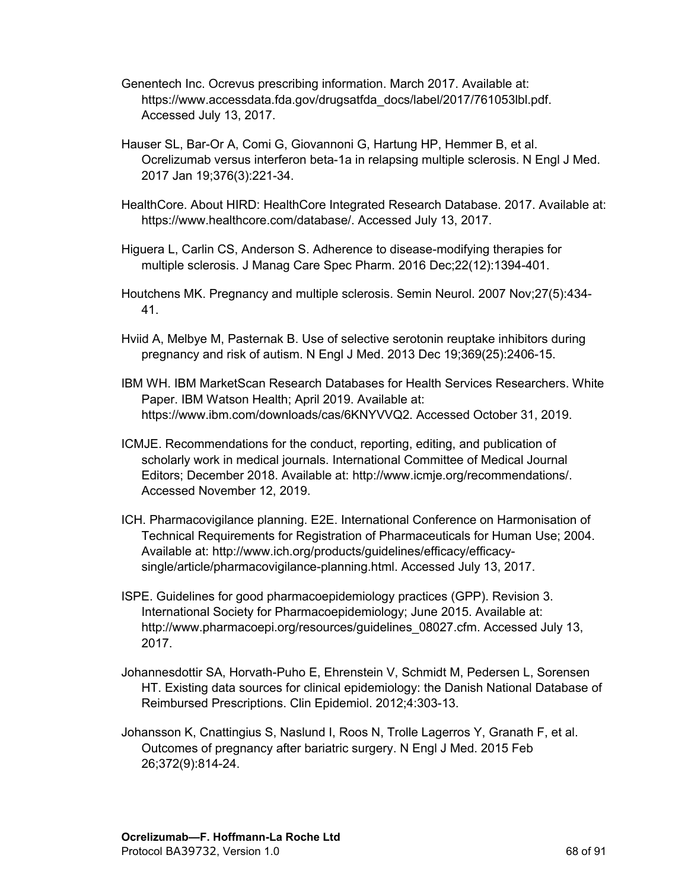Genentech Inc. Ocrevus prescribing information. March 2017. Available at: https://www.accessdata.fda.gov/drugsatfda_docs/label/2017/761053lbl.pdf. Accessed July 13, 2017.

Hauser SL, Bar-Or A, Comi G, Giovannoni G, Hartung HP, Hemmer B, et al. Ocrelizumab versus interferon beta-1a in relapsing multiple sclerosis. N Engl J Med. 2017 Jan 19;376(3):221-34.

HealthCore. About HIRD: HealthCore Integrated Research Database. 2017. Available at: https://www.healthcore.com/database/. Accessed July 13, 2017.

Higuera L, Carlin CS, Anderson S. Adherence to disease-modifying therapies for multiple sclerosis. J Manag Care Spec Pharm. 2016 Dec;22(12):1394-401.

Houtchens MK. Pregnancy and multiple sclerosis. Semin Neurol. 2007 Nov;27(5):434-41.

Hviid A, Melbye M, Pasternak B. Use of selective serotonin reuptake inhibitors during pregnancy and risk of autism. N Engl J Med. 2013 Dec 19;369(25):2406-15.

IBM WH. IBM MarketScan Research Databases for Health Services Researchers. White Paper. IBM Watson Health; April 2019. Available at: https://www.ibm.com/downloads/cas/6KNYVVQ2. Accessed October 31, 2019.

ICMJE. Recommendations for the conduct, reporting, editing, and publication of scholarly work in medical journals. International Committee of Medical Journal Editors; December 2018. Available at: http://www.icmje.org/recommendations/. Accessed November 12, 2019.

ICH. Pharmacovigilance planning. E2E. International Conference on Harmonisation of Technical Requirements for Registration of Pharmaceuticals for Human Use; 2004. Available at: http://www.ich.org/products/guidelines/efficacy/efficacy-single/article/pharmacovigilance-planning.html. Accessed July 13, 2017.

ISPE. Guidelines for good pharmacoepidemiology practices (GPP). Revision 3. International Society for Pharmacoepidemiology; June 2015. Available at: http://www.pharmacoepi.org/resources/guidelines_08027.cfm. Accessed July 13, 2017.

Johannesdottir SA, Horvath-Puho E, Ehrenstein V, Schmidt M, Pedersen L, Sorensen HT. Existing data sources for clinical epidemiology: the Danish National Database of Reimbursed Prescriptions. Clin Epidemiol. 2012;4:303-13.

Johansson K, Cnattingius S, Naslund I, Roos N, Trolle Lagerros Y, Granath F, et al. Outcomes of pregnancy after bariatric surgery. N Engl J Med. 2015 Feb 26;372(9):814-24.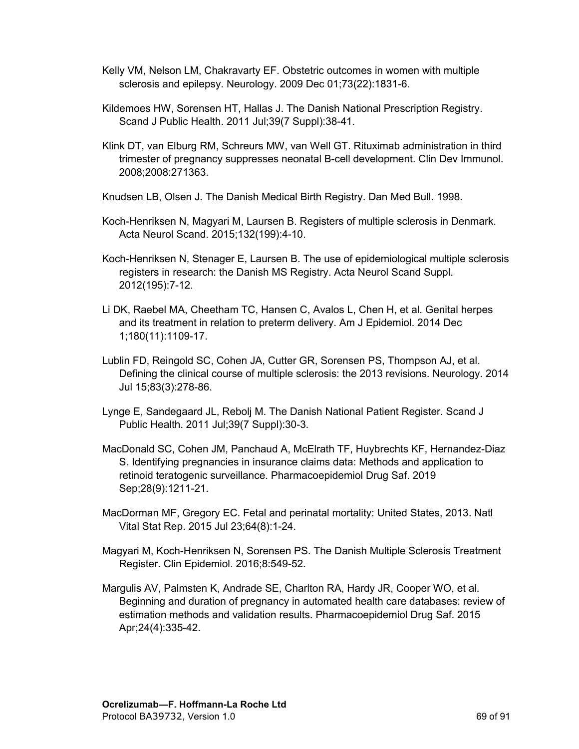Kelly VM, Nelson LM, Chakravarty EF. Obstetric outcomes in women with multiple sclerosis and epilepsy. Neurology. 2009 Dec 01;73(22):1831-6.

Kildemoes HW, Sorensen HT, Hallas J. The Danish National Prescription Registry. Scand J Public Health. 2011 Jul;39(7 Suppl):38-41.

Klink DT, van Elburg RM, Schreurs MW, van Well GT. Rituximab administration in third trimester of pregnancy suppresses neonatal B-cell development. Clin Dev Immunol. 2008;2008:271363.

Knudsen LB, Olsen J. The Danish Medical Birth Registry. Dan Med Bull. 1998.

Koch-Henriksen N, Magyari M, Laursen B. Registers of multiple sclerosis in Denmark. Acta Neurol Scand. 2015;132(199):4-10.

Koch-Henriksen N, Stenager E, Laursen B. The use of epidemiological multiple sclerosis registers in research: the Danish MS Registry. Acta Neurol Scand Suppl. 2012(195):7-12.

Li DK, Raebel MA, Cheetham TC, Hansen C, Avalos L, Chen H, et al. Genital herpes and its treatment in relation to preterm delivery. Am J Epidemiol. 2014 Dec 1;180(11):1109-17.

Lublin FD, Reingold SC, Cohen JA, Cutter GR, Sorensen PS, Thompson AJ, et al. Defining the clinical course of multiple sclerosis: the 2013 revisions. Neurology. 2014 Jul 15;83(3):278-86.

Lynge E, Sandegaard JL, Rebolj M. The Danish National Patient Register. Scand J Public Health. 2011 Jul;39(7 Suppl):30-3.

MacDonald SC, Cohen JM, Panchaud A, McElrath TF, Huybrechts KF, Hernandez-Diaz S. Identifying pregnancies in insurance claims data: Methods and application to retinoid teratogenic surveillance. Pharmacoepidemiol Drug Saf. 2019 Sep;28(9):1211-21.

MacDorman MF, Gregory EC. Fetal and perinatal mortality: United States, 2013. Natl Vital Stat Rep. 2015 Jul 23;64(8):1-24.

Magyari M, Koch-Henriksen N, Sorensen PS. The Danish Multiple Sclerosis Treatment Register. Clin Epidemiol. 2016;8:549-52.

Margulis AV, Palmsten K, Andrade SE, Charlton RA, Hardy JR, Cooper WO, et al. Beginning and duration of pregnancy in automated health care databases: review of estimation methods and validation results. Pharmacoepidemiol Drug Saf. 2015 Apr;24(4):335-42.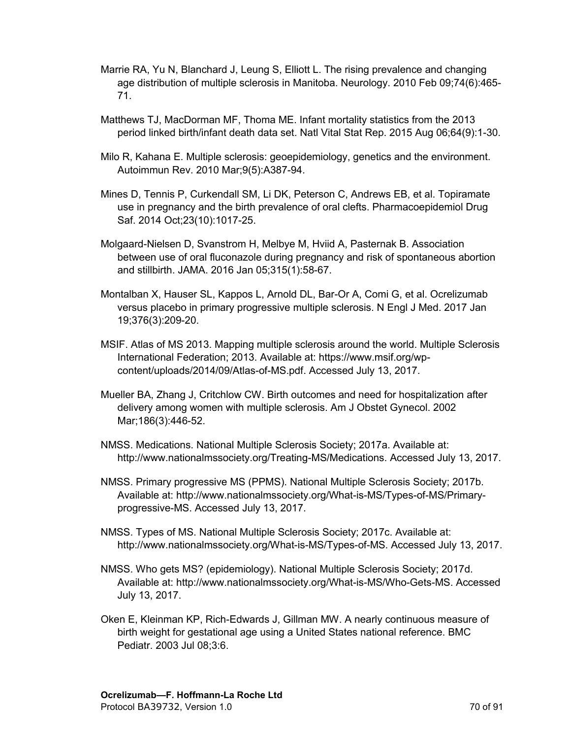Marrie RA, Yu N, Blanchard J, Leung S, Elliott L. The rising prevalence and changing age distribution of multiple sclerosis in Manitoba. Neurology. 2010 Feb 09;74(6):465-71.

Matthews TJ, MacDorman MF, Thoma ME. Infant mortality statistics from the 2013 period linked birth/infant death data set. Natl Vital Stat Rep. 2015 Aug 06;64(9):1-30.

Milo R, Kahana E. Multiple sclerosis: geoepidemiology, genetics and the environment. Autoimmun Rev. 2010 Mar;9(5):A387-94.

Mines D, Tennis P, Curkendall SM, Li DK, Peterson C, Andrews EB, et al. Topiramate use in pregnancy and the birth prevalence of oral clefts. Pharmacoepidemiol Drug Saf. 2014 Oct;23(10):1017-25.

Molgaard-Nielsen D, Svanstrom H, Melbye M, Hviid A, Pasternak B. Association between use of oral fluconazole during pregnancy and risk of spontaneous abortion and stillbirth. JAMA. 2016 Jan 05;315(1):58-67.

Montalban X, Hauser SL, Kappos L, Arnold DL, Bar-Or A, Comi G, et al. Ocrelizumab versus placebo in primary progressive multiple sclerosis. N Engl J Med. 2017 Jan 19;376(3):209-20.

MSIF. Atlas of MS 2013. Mapping multiple sclerosis around the world. Multiple Sclerosis International Federation; 2013. Available at: https://www.msif.org/wp-content/uploads/2014/09/Atlas-of-MS.pdf. Accessed July 13, 2017.

Mueller BA, Zhang J, Critchlow CW. Birth outcomes and need for hospitalization after delivery among women with multiple sclerosis. Am J Obstet Gynecol. 2002 Mar;186(3):446-52.

NMSS. Medications. National Multiple Sclerosis Society; 2017a. Available at: http://www.nationalmssociety.org/Treating-MS/Medications. Accessed July 13, 2017.

NMSS. Primary progressive MS (PPMS). National Multiple Sclerosis Society; 2017b. Available at: http://www.nationalmssociety.org/What-is-MS/Types-of-MS/Primary-progressive-MS. Accessed July 13, 2017.

NMSS. Types of MS. National Multiple Sclerosis Society; 2017c. Available at: http://www.nationalmssociety.org/What-is-MS/Types-of-MS. Accessed July 13, 2017.

NMSS. Who gets MS? (epidemiology). National Multiple Sclerosis Society; 2017d. Available at: http://www.nationalmssociety.org/What-is-MS/Who-Gets-MS. Accessed July 13, 2017.

Oken E, Kleinman KP, Rich-Edwards J, Gillman MW. A nearly continuous measure of birth weight for gestational age using a United States national reference. BMC Pediatr. 2003 Jul 08;3:6.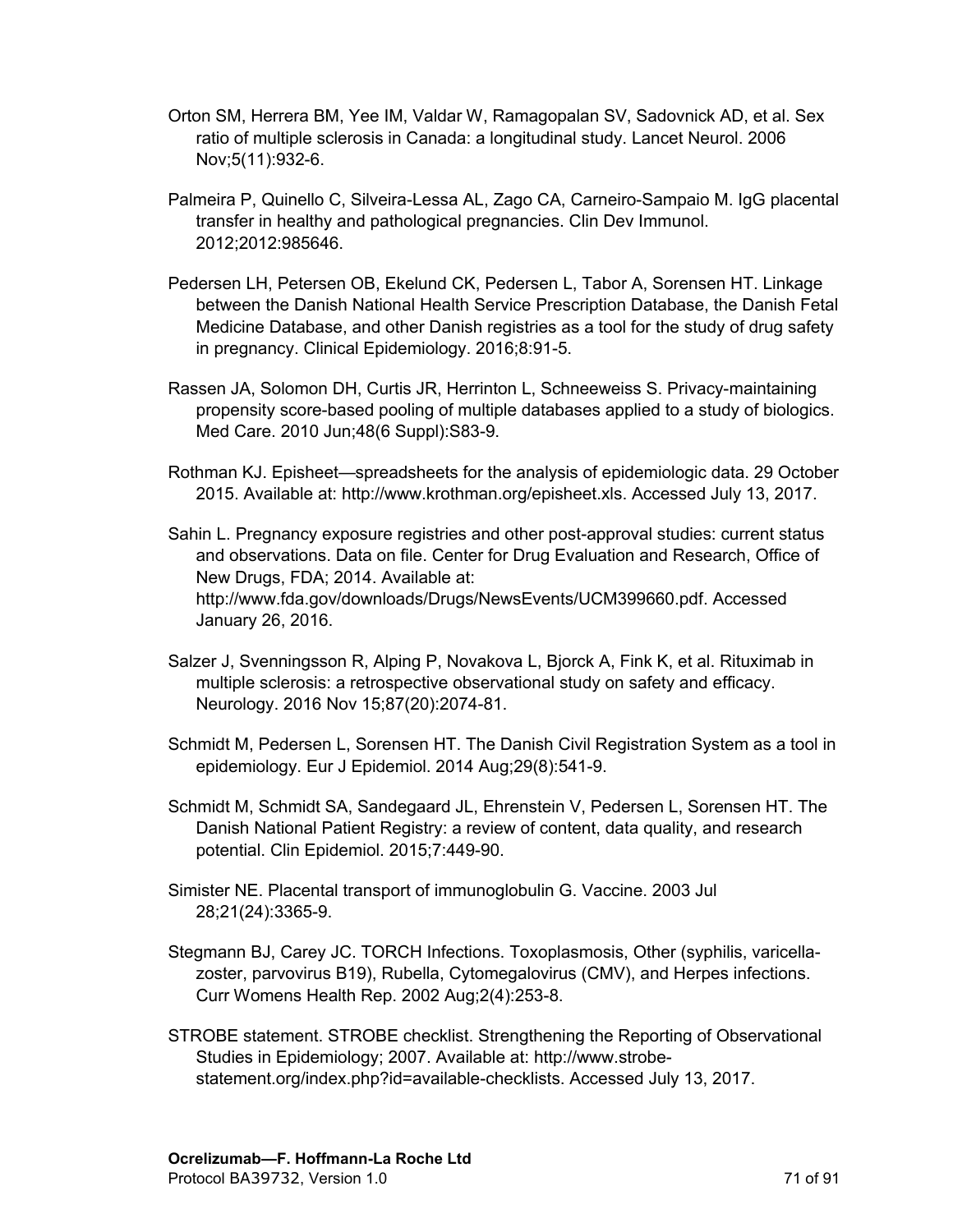Orton SM, Herrera BM, Yee IM, Valdar W, Ramagopalan SV, Sadovnick AD, et al. Sex ratio of multiple sclerosis in Canada: a longitudinal study. Lancet Neurol. 2006 Nov;5(11):932-6.

Palmeira P, Quinello C, Silveira-Lessa AL, Zago CA, Carneiro-Sampaio M. IgG placental transfer in healthy and pathological pregnancies. Clin Dev Immunol. 2012;2012:985646.

Pedersen LH, Petersen OB, Ekelund CK, Pedersen L, Tabor A, Sorensen HT. Linkage between the Danish National Health Service Prescription Database, the Danish Fetal Medicine Database, and other Danish registries as a tool for the study of drug safety in pregnancy. Clinical Epidemiology. 2016;8:91-5.

Rassen JA, Solomon DH, Curtis JR, Herrinton L, Schneeweiss S. Privacy-maintaining propensity score-based pooling of multiple databases applied to a study of biologics. Med Care. 2010 Jun;48(6 Suppl):S83-9.

Rothman KJ. Episheet—spreadsheets for the analysis of epidemiologic data. 29 October 2015. Available at: http://www.krothman.org/episheet.xls. Accessed July 13, 2017.

Sahin L. Pregnancy exposure registries and other post-approval studies: current status and observations. Data on file. Center for Drug Evaluation and Research, Office of New Drugs, FDA; 2014. Available at: http://www.fda.gov/downloads/Drugs/NewsEvents/UCM399660.pdf. Accessed January 26, 2016.

Salzer J, Svenningsson R, Alping P, Novakova L, Bjorck A, Fink K, et al. Rituximab in multiple sclerosis: a retrospective observational study on safety and efficacy. Neurology. 2016 Nov 15;87(20):2074-81.

Schmidt M, Pedersen L, Sorensen HT. The Danish Civil Registration System as a tool in epidemiology. Eur J Epidemiol. 2014 Aug;29(8):541-9.

Schmidt M, Schmidt SA, Sandegaard JL, Ehrenstein V, Pedersen L, Sorensen HT. The Danish National Patient Registry: a review of content, data quality, and research potential. Clin Epidemiol. 2015;7:449-90.

Simister NE. Placental transport of immunoglobulin G. Vaccine. 2003 Jul 28;21(24):3365-9.

Stegmann BJ, Carey JC. TORCH Infections. Toxoplasmosis, Other (syphilis, varicella-zoster, parvovirus B19), Rubella, Cytomegalovirus (CMV), and Herpes infections. Curr Womens Health Rep. 2002 Aug;2(4):253-8.

STROBE statement. STROBE checklist. Strengthening the Reporting of Observational Studies in Epidemiology; 2007. Available at: http://www.strobe-statement.org/index.php?id=available-checklists. Accessed July 13, 2017.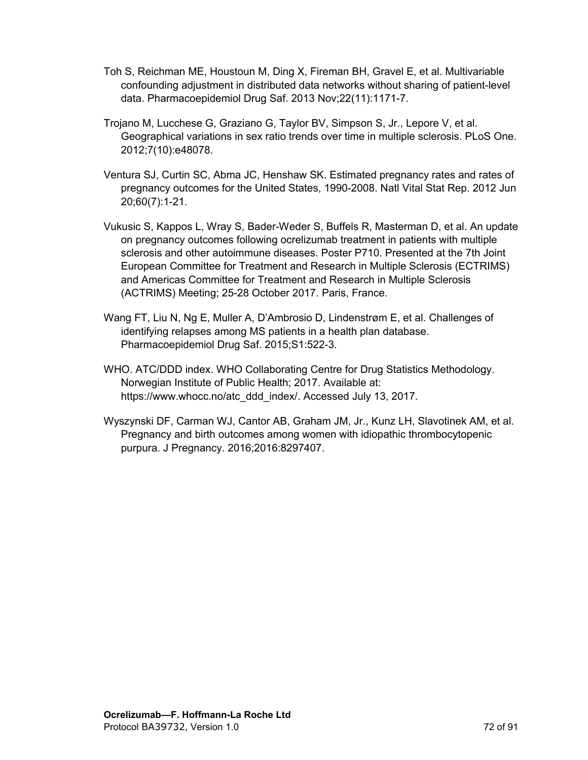Toh S, Reichman ME, Houstoun M, Ding X, Fireman BH, Gravel E, et al. Multivariable confounding adjustment in distributed data networks without sharing of patient-level data. Pharmacoepidemiol Drug Saf. 2013 Nov;22(11):1171-7.

Trojano M, Lucchese G, Graziano G, Taylor BV, Simpson S, Jr., Lepore V, et al. Geographical variations in sex ratio trends over time in multiple sclerosis. PLoS One. 2012;7(10):e48078.

Ventura SJ, Curtin SC, Abma JC, Henshaw SK. Estimated pregnancy rates and rates of pregnancy outcomes for the United States, 1990-2008. Natl Vital Stat Rep. 2012 Jun 20;60(7):1-21.

Vukusic S, Kappos L, Wray S, Bader-Weder S, Buffels R, Masterman D, et al. An update on pregnancy outcomes following ocrelizumab treatment in patients with multiple sclerosis and other autoimmune diseases. Poster P710. Presented at the 7th Joint European Committee for Treatment and Research in Multiple Sclerosis (ECTRIMS) and Americas Committee for Treatment and Research in Multiple Sclerosis (ACTRIMS) Meeting; 25-28 October 2017. Paris, France.

Wang FT, Liu N, Ng E, Muller A, D'Ambrosio D, Lindenstrøm E, et al. Challenges of identifying relapses among MS patients in a health plan database. Pharmacoepidemiol Drug Saf. 2015;S1:522-3.

WHO. ATC/DDD index. WHO Collaborating Centre for Drug Statistics Methodology. Norwegian Institute of Public Health; 2017. Available at: https://www.whocc.no/atc_ddd_index/. Accessed July 13, 2017.

Wyszynski DF, Carman WJ, Cantor AB, Graham JM, Jr., Kunz LH, Slavotinek AM, et al. Pregnancy and birth outcomes among women with idiopathic thrombocytopenic purpura. J Pregnancy. 2016;2016:8297407.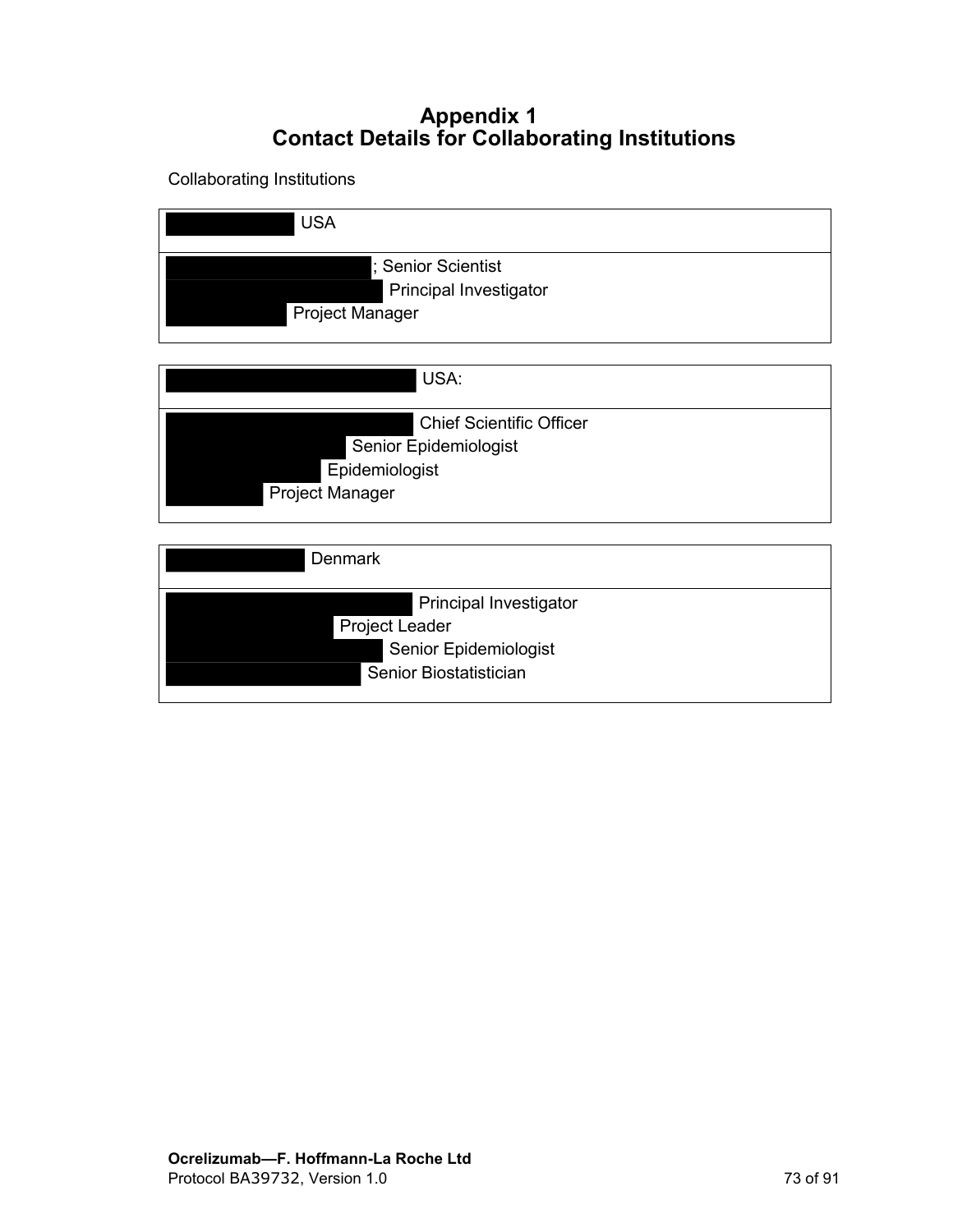# Appendix 1
# Contact Details for Collaborating Institutions

Collaborating Institutions

| USA |
|---|
| ; Senior Scientist<br>Principal Investigator<br>Project Manager |

| USA: |
|---|
| Chief Scientific Officer<br>Senior Epidemiologist<br>Epidemiologist<br>Project Manager |

| Denmark |
|---|
| Principal Investigator<br>Project Leader<br>Senior Epidemiologist<br>Senior Biostatistician |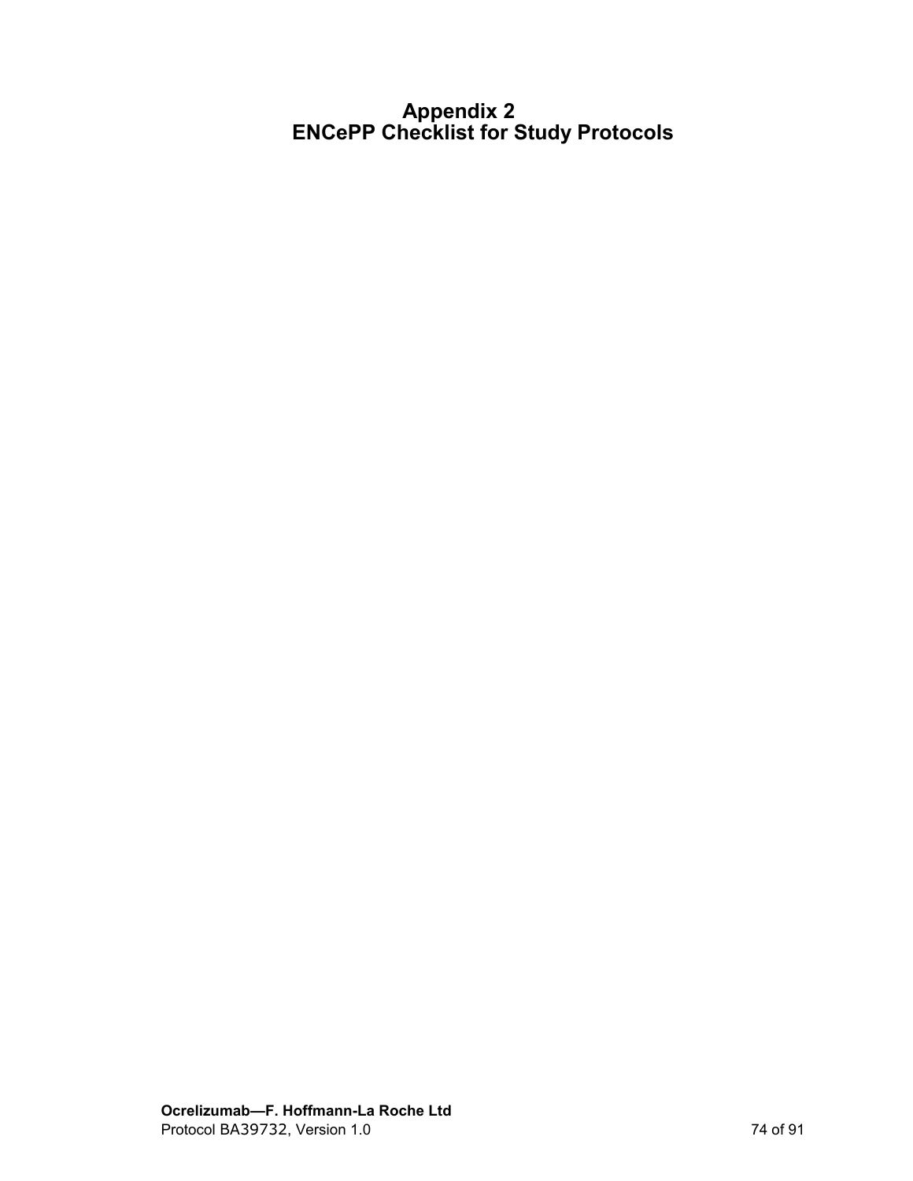# Appendix 2
# ENCePP Checklist for Study Protocols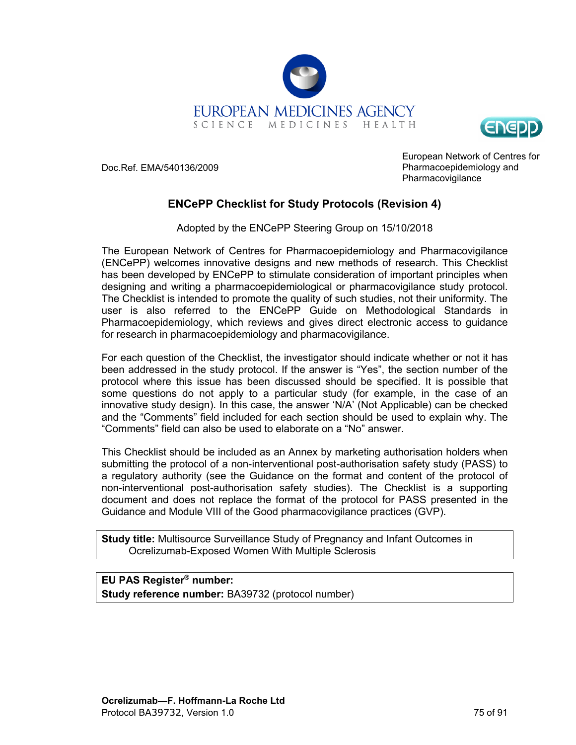EUROPEAN MEDICINES AGENCY
SCIENCE MEDICINES HEALTH

Doc.Ref. EMA/540136/2009

European Network of Centres for Pharmacoepidemiology and Pharmacovigilance

# ENCePP Checklist for Study Protocols (Revision 4)

Adopted by the ENCePP Steering Group on 15/10/2018

The European Network of Centres for Pharmacoepidemiology and Pharmacovigilance (ENCePP) welcomes innovative designs and new methods of research. This Checklist has been developed by ENCePP to stimulate consideration of important principles when designing and writing a pharmacoepidemiological or pharmacovigilance study protocol. The Checklist is intended to promote the quality of such studies, not their uniformity. The user is also referred to the ENCePP Guide on Methodological Standards in Pharmacoepidemiology, which reviews and gives direct electronic access to guidance for research in pharmacoepidemiology and pharmacovigilance.

For each question of the Checklist, the investigator should indicate whether or not it has been addressed in the study protocol. If the answer is "Yes", the section number of the protocol where this issue has been discussed should be specified. It is possible that some questions do not apply to a particular study (for example, in the case of an innovative study design). In this case, the answer 'N/A' (Not Applicable) can be checked and the "Comments" field included for each section should be used to explain why. The "Comments" field can also be used to elaborate on a "No" answer.

This Checklist should be included as an Annex by marketing authorisation holders when submitting the protocol of a non-interventional post-authorisation safety study (PASS) to a regulatory authority (see the Guidance on the format and content of the protocol of non-interventional post-authorisation safety studies). The Checklist is a supporting document and does not replace the format of the protocol for PASS presented in the Guidance and Module VIII of the Good pharmacovigilance practices (GVP).

**Study title:** Multisource Surveillance Study of Pregnancy and Infant Outcomes in Ocrelizumab-Exposed Women With Multiple Sclerosis

**EU PAS Register® number:**
**Study reference number:** BA39732 (protocol number)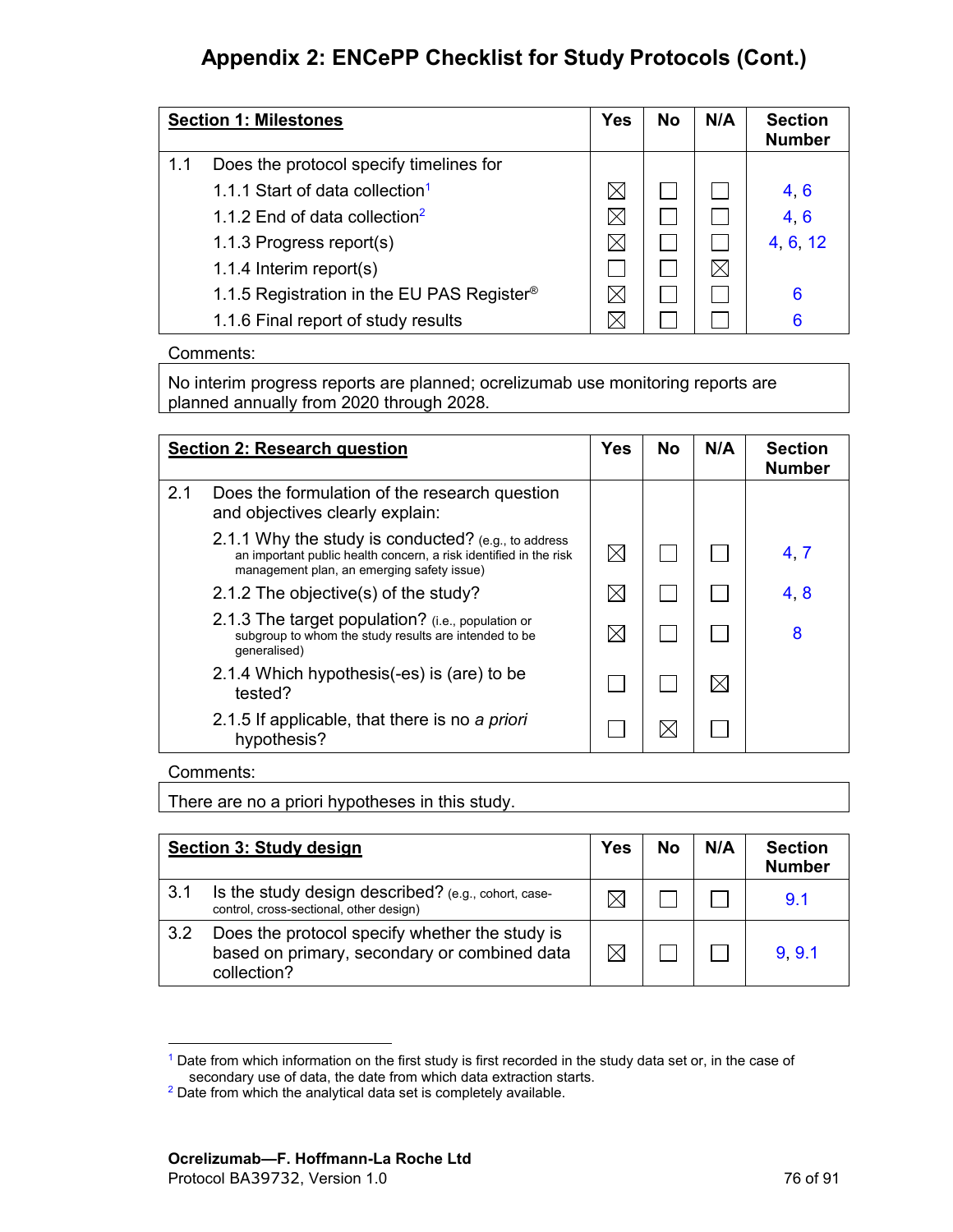# Appendix 2: ENCePP Checklist for Study Protocols (Cont.)

| **Section 1: Milestones** | Yes | No | N/A | Section Number |
|---|---|---|---|---|
| 1.1 Does the protocol specify timelines for | | | | |
| 1.1.1 Start of data collection[1] | ☒ | ☐ | ☐ | 4, 6 |
| 1.1.2 End of data collection[2] | ☒ | ☐ | ☐ | 4, 6 |
| 1.1.3 Progress report(s) | ☒ | ☐ | ☐ | 4, 6, 12 |
| 1.1.4 Interim report(s) | ☐ | ☐ | ☒ | |
| 1.1.5 Registration in the EU PAS Register® | ☒ | ☐ | ☐ | 6 |
| 1.1.6 Final report of study results | ☒ | ☐ | ☐ | 6 |

Comments:

No interim progress reports are planned; ocrelizumab use monitoring reports are planned annually from 2020 through 2028.

| **Section 2: Research question** | Yes | No | N/A | Section Number |
|---|---|---|---|---|
| 2.1 Does the formulation of the research question and objectives clearly explain: | | | | |
| 2.1.1 Why the study is conducted? (e.g., to address an important public health concern, a risk identified in the risk management plan, an emerging safety issue) | ☒ | ☐ | ☐ | 4, 7 |
| 2.1.2 The objective(s) of the study? | ☒ | ☐ | ☐ | 4, 8 |
| 2.1.3 The target population? (i.e., population or subgroup to whom the study results are intended to be generalised) | ☒ | ☐ | ☐ | 8 |
| 2.1.4 Which hypothesis(-es) is (are) to be tested? | ☐ | ☐ | ☒ | |
| 2.1.5 If applicable, that there is no *a priori* hypothesis? | ☐ | ☒ | ☐ | |

Comments:

There are no a priori hypotheses in this study.

| **Section 3: Study design** | Yes | No | N/A | Section Number |
|---|---|---|---|---|
| 3.1 Is the study design described? (e.g., cohort, case-control, cross-sectional, other design) | ☒ | ☐ | ☐ | 9.1 |
| 3.2 Does the protocol specify whether the study is based on primary, secondary or combined data collection? | ☒ | ☐ | ☐ | 9, 9.1 |

[1] Date from which information on the first study is first recorded in the study data set or, in the case of secondary use of data, the date from which data extraction starts.

[2] Date from which the analytical data set is completely available.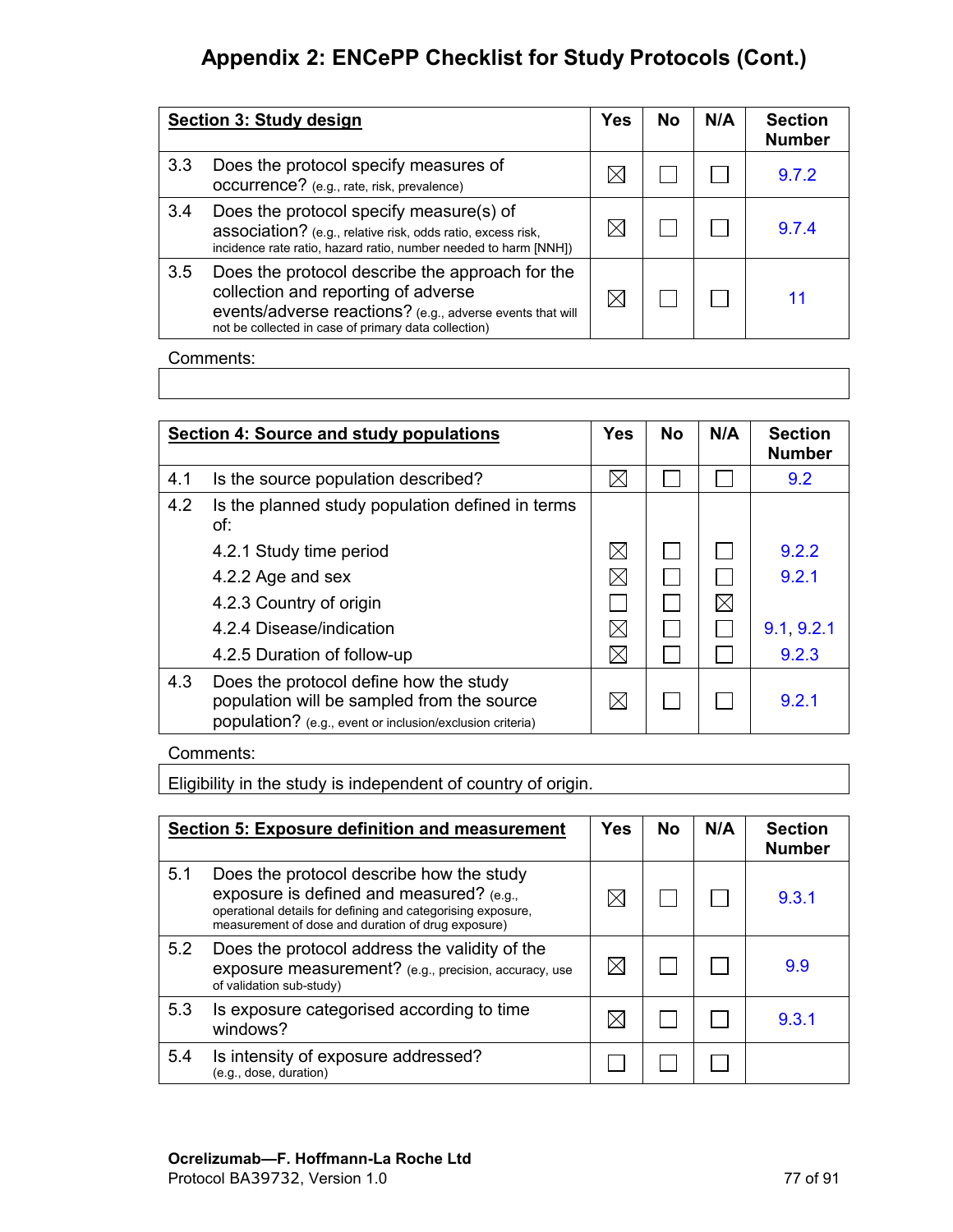# Appendix 2: ENCePP Checklist for Study Protocols (Cont.)

| **Section 3: Study design** | **Yes** | **No** | **N/A** | **Section Number** |
|---|---|---|---|---|
| 3.3 Does the protocol specify measures of occurrence? (e.g., rate, risk, prevalence) | ☒ | ☐ | ☐ | 9.7.2 |
| 3.4 Does the protocol specify measure(s) of association? (e.g., relative risk, odds ratio, excess risk, incidence rate ratio, hazard ratio, number needed to harm [NNH]) | ☒ | ☐ | ☐ | 9.7.4 |
| 3.5 Does the protocol describe the approach for the collection and reporting of adverse events/adverse reactions? (e.g., adverse events that will not be collected in case of primary data collection) | ☒ | ☐ | ☐ | 11 |

Comments:

| **Section 4: Source and study populations** | **Yes** | **No** | **N/A** | **Section Number** |
|---|---|---|---|---|
| 4.1 Is the source population described? | ☒ | ☐ | ☐ | 9.2 |
| 4.2 Is the planned study population defined in terms of: | | | | |
| 4.2.1 Study time period | ☒ | ☐ | ☐ | 9.2.2 |
| 4.2.2 Age and sex | ☒ | ☐ | ☐ | 9.2.1 |
| 4.2.3 Country of origin | ☐ | ☐ | ☒ | |
| 4.2.4 Disease/indication | ☒ | ☐ | ☐ | 9.1, 9.2.1 |
| 4.2.5 Duration of follow-up | ☒ | ☐ | ☐ | 9.2.3 |
| 4.3 Does the protocol define how the study population will be sampled from the source population? (e.g., event or inclusion/exclusion criteria) | ☒ | ☐ | ☐ | 9.2.1 |

Comments:

Eligibility in the study is independent of country of origin.

| **Section 5: Exposure definition and measurement** | **Yes** | **No** | **N/A** | **Section Number** |
|---|---|---|---|---|
| 5.1 Does the protocol describe how the study exposure is defined and measured? (e.g., operational details for defining and categorising exposure, measurement of dose and duration of drug exposure) | ☒ | ☐ | ☐ | 9.3.1 |
| 5.2 Does the protocol address the validity of the exposure measurement? (e.g., precision, accuracy, use of validation sub-study) | ☒ | ☐ | ☐ | 9.9 |
| 5.3 Is exposure categorised according to time windows? | ☒ | ☐ | ☐ | 9.3.1 |
| 5.4 Is intensity of exposure addressed? (e.g., dose, duration) | ☐ | ☐ | ☐ | |

**Ocrelizumab—F. Hoffmann-La Roche Ltd**
Protocol BA39732, Version 1.0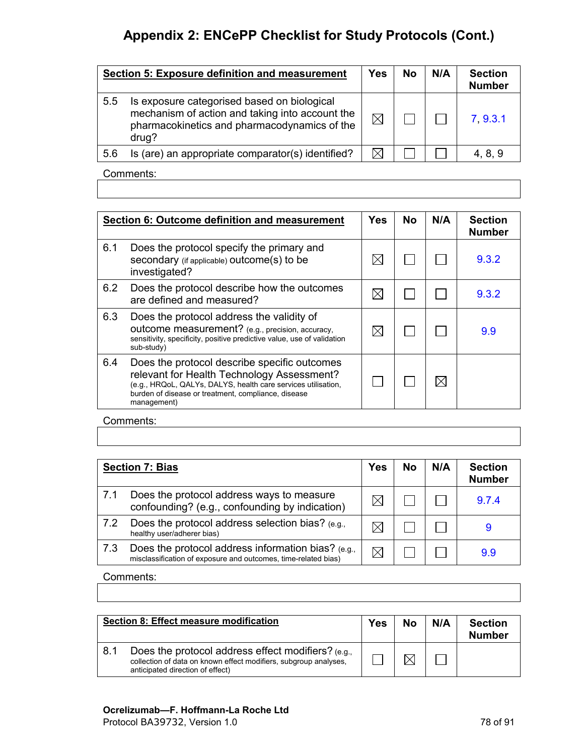# Appendix 2: ENCePP Checklist for Study Protocols (Cont.)

| **Section 5: Exposure definition and measurement** | Yes | No | N/A | Section Number |
|---|---|---|---|---|
| 5.5 Is exposure categorised based on biological mechanism of action and taking into account the pharmacokinetics and pharmacodynamics of the drug? | ☒ | ☐ | ☐ | 7, 9.3.1 |
| 5.6 Is (are) an appropriate comparator(s) identified? | ☒ | ☐ | ☐ | 4, 8, 9 |

Comments:

| **Section 6: Outcome definition and measurement** | Yes | No | N/A | Section Number |
|---|---|---|---|---|
| 6.1 Does the protocol specify the primary and secondary (if applicable) outcome(s) to be investigated? | ☒ | ☐ | ☐ | 9.3.2 |
| 6.2 Does the protocol describe how the outcomes are defined and measured? | ☒ | ☐ | ☐ | 9.3.2 |
| 6.3 Does the protocol address the validity of outcome measurement? (e.g., precision, accuracy, sensitivity, specificity, positive predictive value, use of validation sub-study) | ☒ | ☐ | ☐ | 9.9 |
| 6.4 Does the protocol describe specific outcomes relevant for Health Technology Assessment? (e.g., HRQoL, QALYs, DALYS, health care services utilisation, burden of disease or treatment, compliance, disease management) | ☐ | ☐ | ☒ | |

Comments:

| **Section 7: Bias** | Yes | No | N/A | Section Number |
|---|---|---|---|---|
| 7.1 Does the protocol address ways to measure confounding? (e.g., confounding by indication) | ☒ | ☐ | ☐ | 9.7.4 |
| 7.2 Does the protocol address selection bias? (e.g., healthy user/adherer bias) | ☒ | ☐ | ☐ | 9 |
| 7.3 Does the protocol address information bias? (e.g., misclassification of exposure and outcomes, time-related bias) | ☒ | ☐ | ☐ | 9.9 |

Comments:

| **Section 8: Effect measure modification** | Yes | No | N/A | Section Number |
|---|---|---|---|---|
| 8.1 Does the protocol address effect modifiers? (e.g., collection of data on known effect modifiers, subgroup analyses, anticipated direction of effect) | ☐ | ☒ | ☐ | |

**Ocrelizumab—F. Hoffmann-La Roche Ltd**
Protocol BA39732, Version 1.0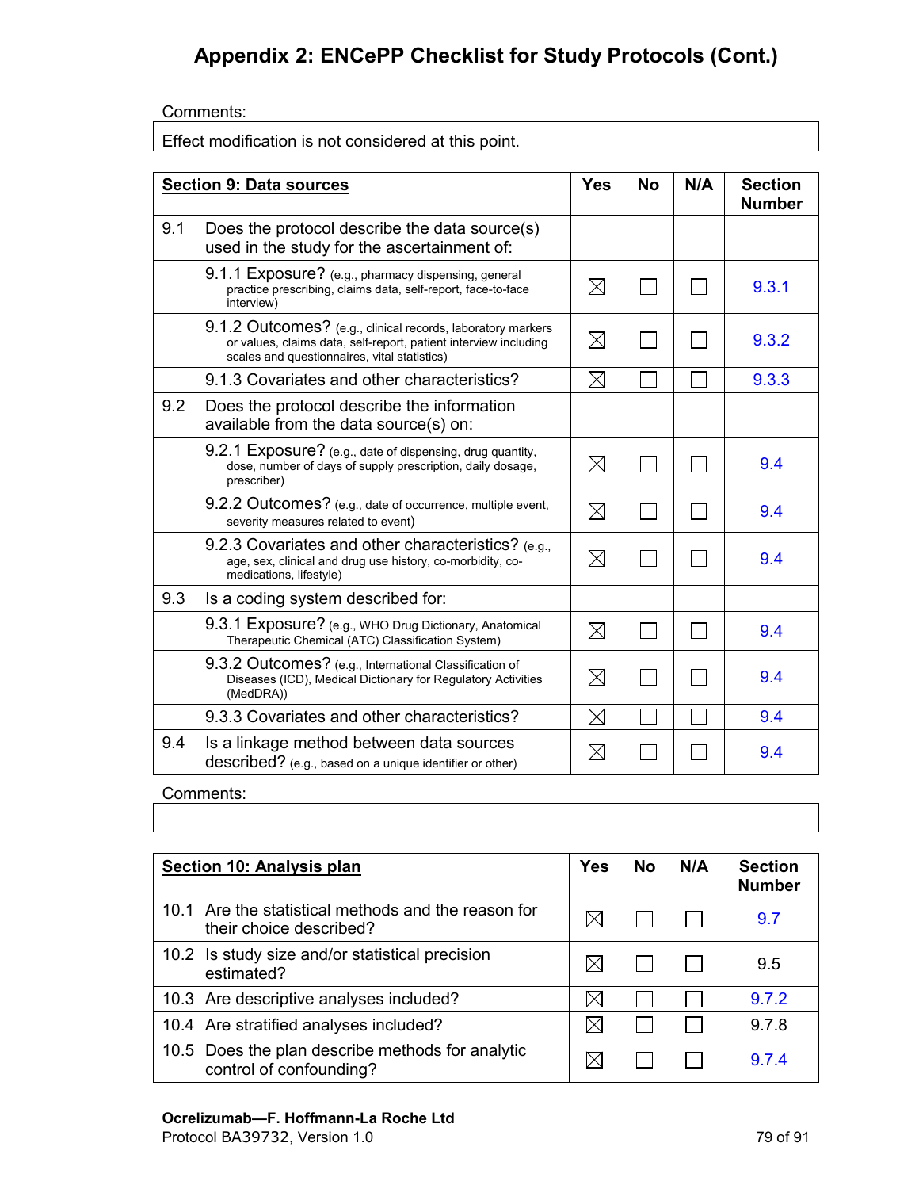# Appendix 2: ENCePP Checklist for Study Protocols (Cont.)

Comments:

| Effect modification is not considered at this point. |
|---|

| **Section 9: Data sources** | Yes | No | N/A | Section Number |
|---|---|---|---|---|
| 9.1 Does the protocol describe the data source(s) used in the study for the ascertainment of: | | | | |
| 9.1.1 Exposure? (e.g., pharmacy dispensing, general practice prescribing, claims data, self-report, face-to-face interview) | ☒ | ☐ | ☐ | 9.3.1 |
| 9.1.2 Outcomes? (e.g., clinical records, laboratory markers or values, claims data, self-report, patient interview including scales and questionnaires, vital statistics) | ☒ | ☐ | ☐ | 9.3.2 |
| 9.1.3 Covariates and other characteristics? | ☒ | ☐ | ☐ | 9.3.3 |
| 9.2 Does the protocol describe the information available from the data source(s) on: | | | | |
| 9.2.1 Exposure? (e.g., date of dispensing, drug quantity, dose, number of days of supply prescription, daily dosage, prescriber) | ☒ | ☐ | ☐ | 9.4 |
| 9.2.2 Outcomes? (e.g., date of occurrence, multiple event, severity measures related to event) | ☒ | ☐ | ☐ | 9.4 |
| 9.2.3 Covariates and other characteristics? (e.g., age, sex, clinical and drug use history, co-morbidity, co-medications, lifestyle) | ☒ | ☐ | ☐ | 9.4 |
| 9.3 Is a coding system described for: | | | | |
| 9.3.1 Exposure? (e.g., WHO Drug Dictionary, Anatomical Therapeutic Chemical (ATC) Classification System) | ☒ | ☐ | ☐ | 9.4 |
| 9.3.2 Outcomes? (e.g., International Classification of Diseases (ICD), Medical Dictionary for Regulatory Activities (MedDRA)) | ☒ | ☐ | ☐ | 9.4 |
| 9.3.3 Covariates and other characteristics? | ☒ | ☐ | ☐ | 9.4 |
| 9.4 Is a linkage method between data sources described? (e.g., based on a unique identifier or other) | ☒ | ☐ | ☐ | 9.4 |

Comments:

| |
|---|

| **Section 10: Analysis plan** | Yes | No | N/A | Section Number |
|---|---|---|---|---|
| 10.1 Are the statistical methods and the reason for their choice described? | ☒ | ☐ | ☐ | 9.7 |
| 10.2 Is study size and/or statistical precision estimated? | ☒ | ☐ | ☐ | 9.5 |
| 10.3 Are descriptive analyses included? | ☒ | ☐ | ☐ | 9.7.2 |
| 10.4 Are stratified analyses included? | ☒ | ☐ | ☐ | 9.7.8 |
| 10.5 Does the plan describe methods for analytic control of confounding? | ☒ | ☐ | ☐ | 9.7.4 |

**Ocrelizumab—F. Hoffmann-La Roche Ltd**
Protocol BA39732, Version 1.0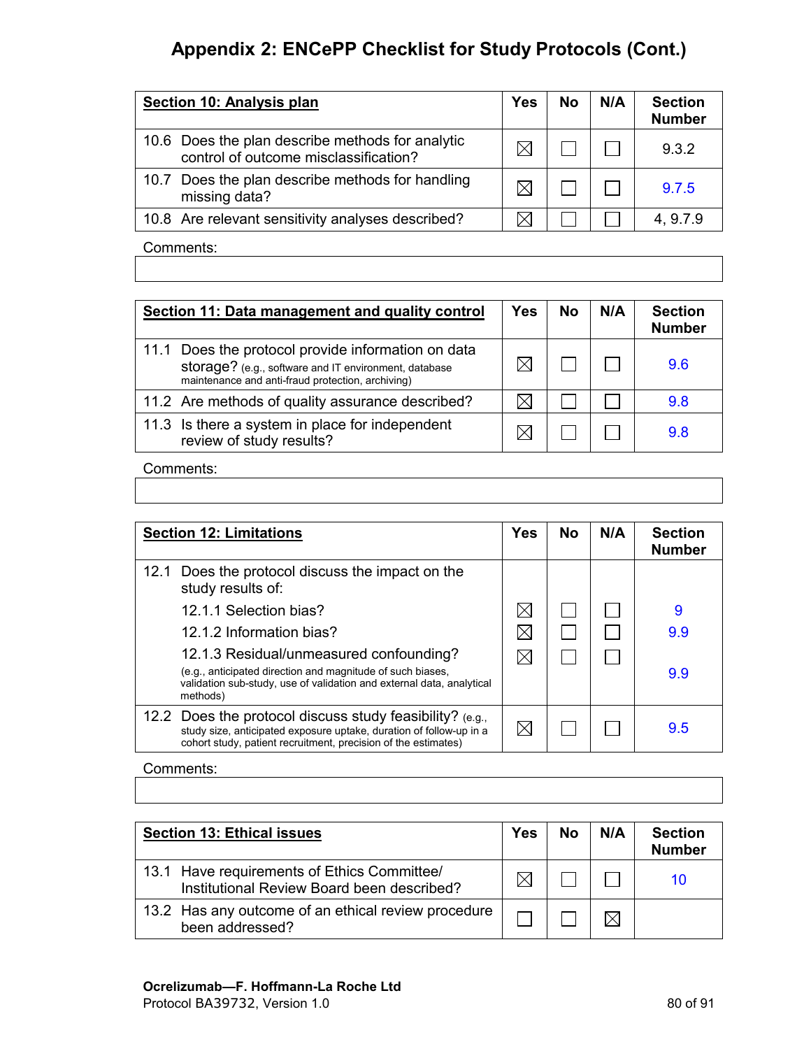# Appendix 2: ENCePP Checklist for Study Protocols (Cont.)

| **Section 10: Analysis plan** | Yes | No | N/A | Section Number |
|---|---|---|---|---|
| 10.6 Does the plan describe methods for analytic control of outcome misclassification? | ☒ | ☐ | ☐ | 9.3.2 |
| 10.7 Does the plan describe methods for handling missing data? | ☒ | ☐ | ☐ | 9.7.5 |
| 10.8 Are relevant sensitivity analyses described? | ☒ | ☐ | ☐ | 4, 9.7.9 |

Comments:

| **Section 11: Data management and quality control** | Yes | No | N/A | Section Number |
|---|---|---|---|---|
| 11.1 Does the protocol provide information on data storage? (e.g., software and IT environment, database maintenance and anti-fraud protection, archiving) | ☒ | ☐ | ☐ | 9.6 |
| 11.2 Are methods of quality assurance described? | ☒ | ☐ | ☐ | 9.8 |
| 11.3 Is there a system in place for independent review of study results? | ☒ | ☐ | ☐ | 9.8 |

Comments:

| **Section 12: Limitations** | Yes | No | N/A | Section Number |
|---|---|---|---|---|
| 12.1 Does the protocol discuss the impact on the study results of: | | | | |
| 12.1.1 Selection bias? | ☒ | ☐ | ☐ | 9 |
| 12.1.2 Information bias? | ☒ | ☐ | ☐ | 9.9 |
| 12.1.3 Residual/unmeasured confounding? (e.g., anticipated direction and magnitude of such biases, validation sub-study, use of validation and external data, analytical methods) | ☒ | ☐ | ☐ | 9.9 |
| 12.2 Does the protocol discuss study feasibility? (e.g., study size, anticipated exposure uptake, duration of follow-up in a cohort study, patient recruitment, precision of the estimates) | ☒ | ☐ | ☐ | 9.5 |

Comments:

| **Section 13: Ethical issues** | Yes | No | N/A | Section Number |
|---|---|---|---|---|
| 13.1 Have requirements of Ethics Committee/ Institutional Review Board been described? | ☒ | ☐ | ☐ | 10 |
| 13.2 Has any outcome of an ethical review procedure been addressed? | ☐ | ☐ | ☒ | |

**Ocrelizumab—F. Hoffmann-La Roche Ltd**
Protocol BA39732, Version 1.0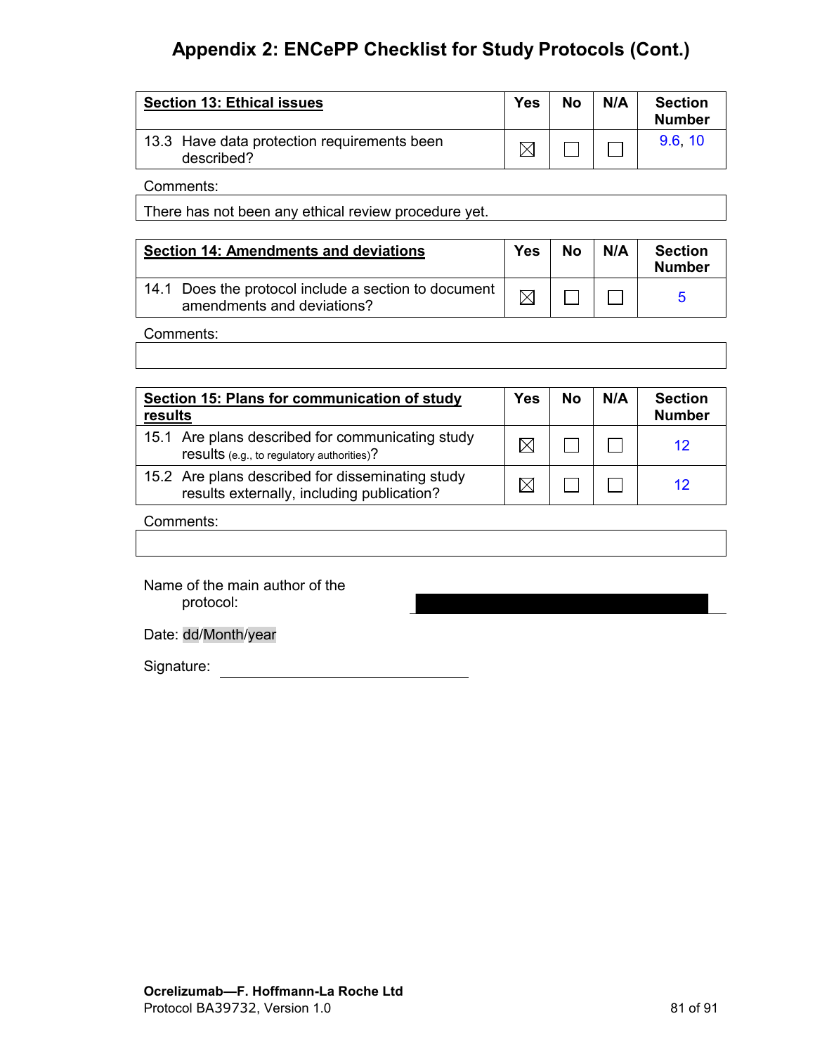# Appendix 2: ENCePP Checklist for Study Protocols (Cont.)

| **Section 13: Ethical issues** | **Yes** | **No** | **N/A** | **Section Number** |
|---|---|---|---|---|
| 13.3 Have data protection requirements been described? | ☒ | ☐ | ☐ | 9.6, 10 |

Comments:

There has not been any ethical review procedure yet.

| **Section 14: Amendments and deviations** | **Yes** | **No** | **N/A** | **Section Number** |
|---|---|---|---|---|
| 14.1 Does the protocol include a section to document amendments and deviations? | ☒ | ☐ | ☐ | 5 |

Comments:

| **Section 15: Plans for communication of study results** | **Yes** | **No** | **N/A** | **Section Number** |
|---|---|---|---|---|
| 15.1 Are plans described for communicating study results (e.g., to regulatory authorities)? | ☒ | ☐ | ☐ | 12 |
| 15.2 Are plans described for disseminating study results externally, including publication? | ☒ | ☐ | ☐ | 12 |

Comments:

Name of the main author of the protocol: ██████████

Date: dd/Month/year

Signature: ____________________

Ocrelizumab—F. Hoffmann-La Roche Ltd
Protocol BA39732, Version 1.0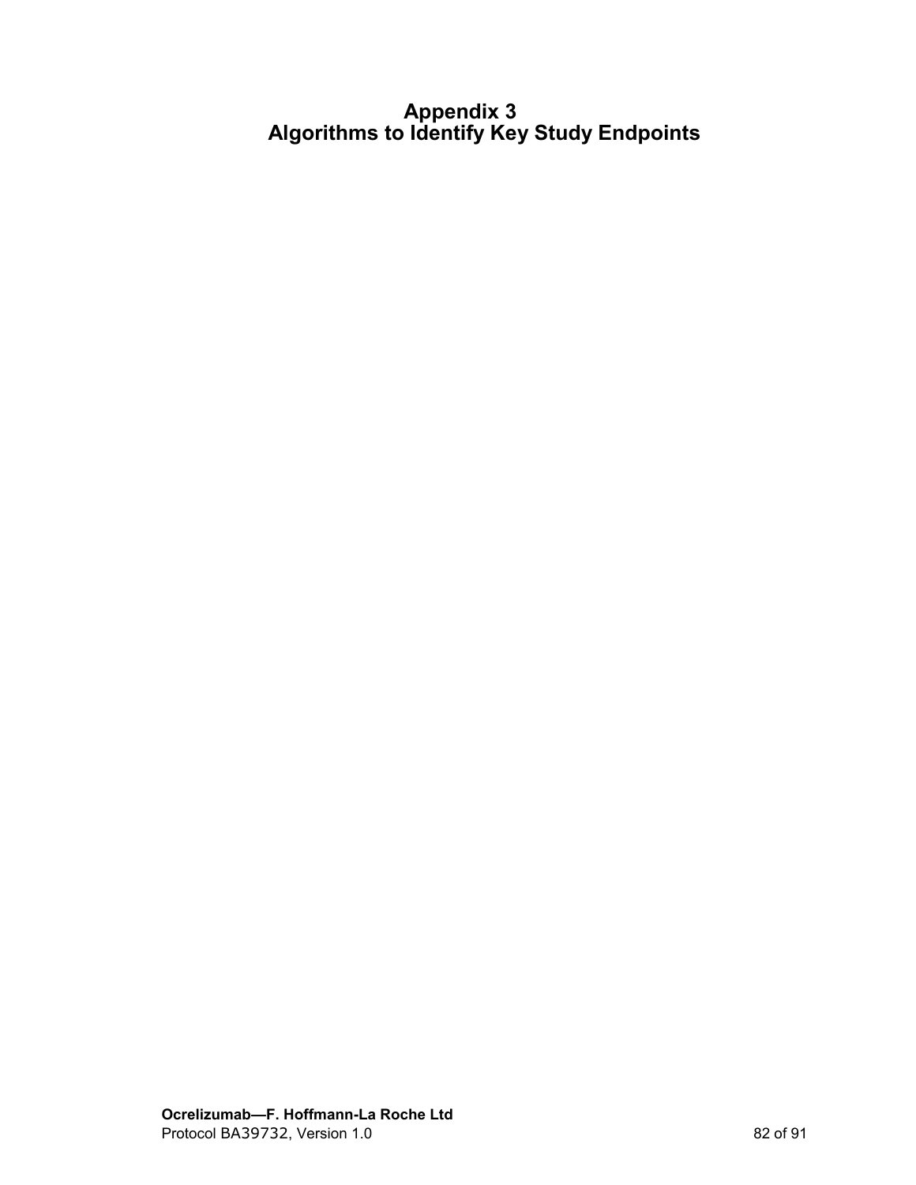# Appendix 3
# Algorithms to Identify Key Study Endpoints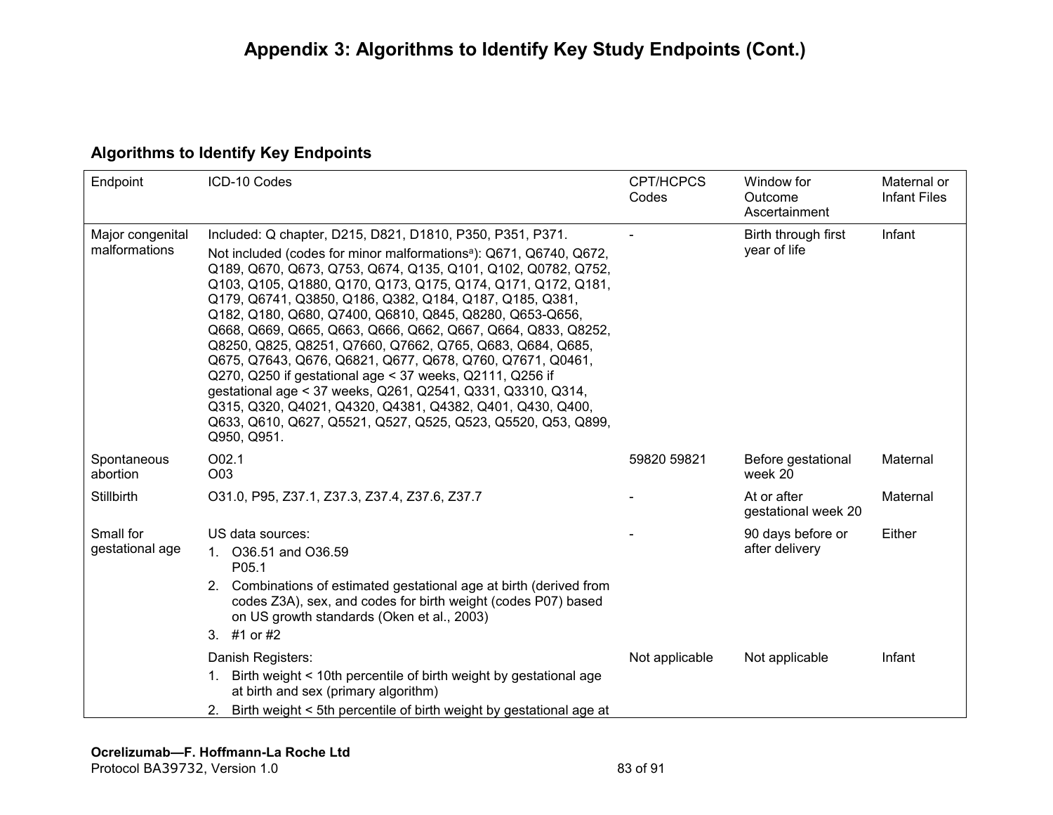# Appendix 3: Algorithms to Identify Key Study Endpoints (Cont.)

## Algorithms to Identify Key Endpoints

| Endpoint | ICD-10 Codes | CPT/HCPCS Codes | Window for Outcome Ascertainment | Maternal or Infant Files |
|---|---|---|---|---|
| Major congenital malformations | Included: Q chapter, D215, D821, D1810, P350, P351, P371.<br>Not included (codes for minor malformations[a]): Q671, Q6740, Q672, Q189, Q670, Q673, Q753, Q674, Q135, Q101, Q102, Q0782, Q752, Q103, Q105, Q1880, Q170, Q173, Q175, Q174, Q171, Q172, Q181, Q179, Q6741, Q3850, Q186, Q382, Q184, Q187, Q185, Q381, Q182, Q180, Q680, Q7400, Q6810, Q845, Q8280, Q653-Q656, Q668, Q669, Q665, Q663, Q666, Q662, Q667, Q664, Q833, Q8252, Q8250, Q825, Q8251, Q7660, Q7662, Q765, Q683, Q684, Q685, Q675, Q7643, Q676, Q6821, Q677, Q678, Q760, Q7671, Q0461, Q270, Q250 if gestational age < 37 weeks, Q2111, Q256 if gestational age < 37 weeks, Q261, Q2541, Q331, Q3310, Q314, Q315, Q320, Q4021, Q4320, Q4381, Q4382, Q401, Q430, Q400, Q633, Q610, Q627, Q5521, Q527, Q525, Q523, Q5520, Q53, Q899, Q950, Q951. | - | Birth through first year of life | Infant |
| Spontaneous abortion | O02.1<br>O03 | 59820 59821 | Before gestational week 20 | Maternal |
| Stillbirth | O31.0, P95, Z37.1, Z37.3, Z37.4, Z37.6, Z37.7 | - | At or after gestational week 20 | Maternal |
| Small for gestational age | US data sources:<br>1. O36.51 and O36.59<br>P05.1<br>2. Combinations of estimated gestational age at birth (derived from codes Z3A), sex, and codes for birth weight (codes P07) based on US growth standards (Oken et al., 2003)<br>3. #1 or #2 | - | 90 days before or after delivery | Either |
| | Danish Registers:<br>1. Birth weight < 10th percentile of birth weight by gestational age at birth and sex (primary algorithm)<br>2. Birth weight < 5th percentile of birth weight by gestational age at | Not applicable | Not applicable | Infant |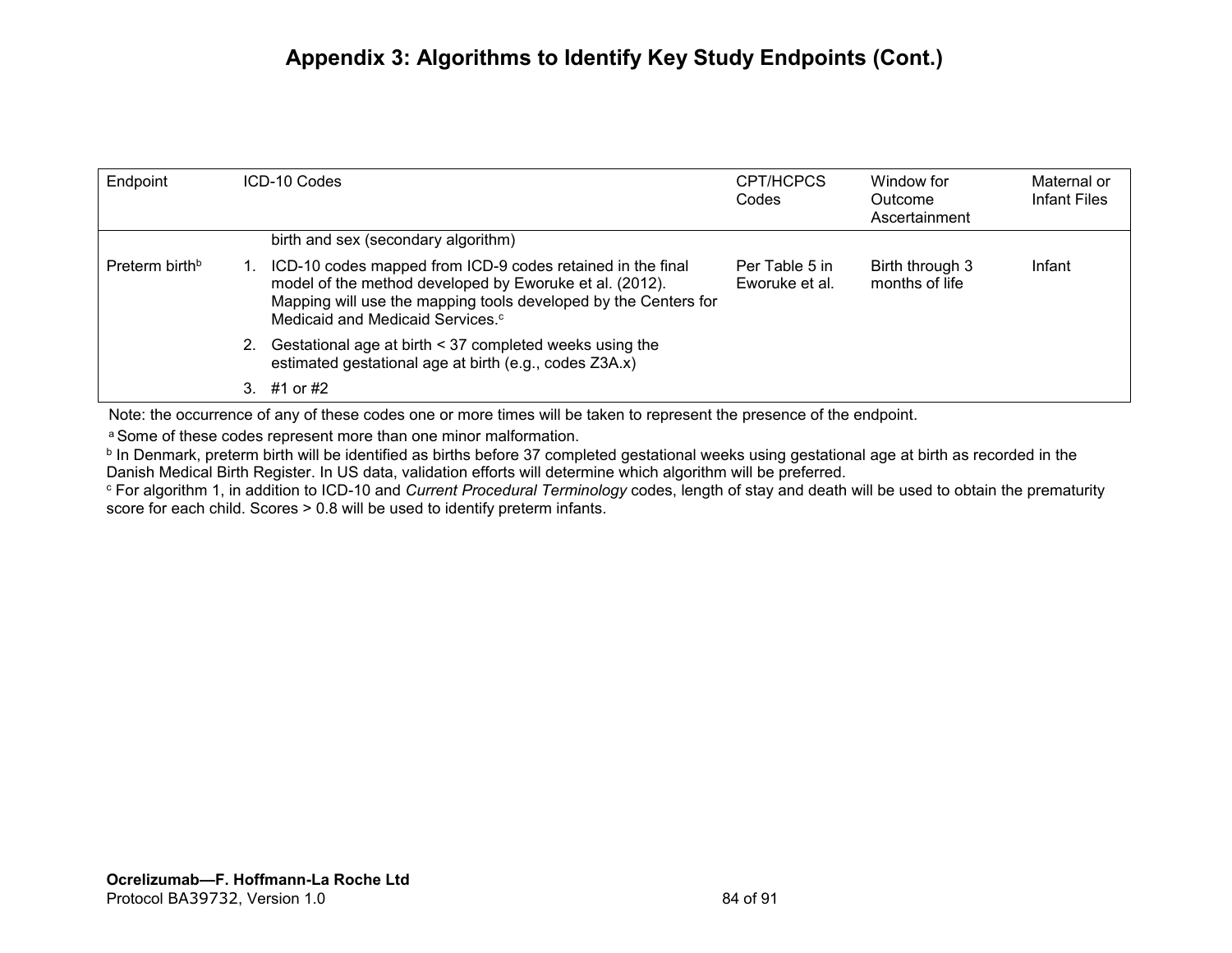# Appendix 3: Algorithms to Identify Key Study Endpoints (Cont.)

| Endpoint | ICD-10 Codes | CPT/HCPCS Codes | Window for Outcome Ascertainment | Maternal or Infant Files |
|---|---|---|---|---|
| | birth and sex (secondary algorithm) | | | |
| Preterm birth[b] | 1. ICD-10 codes mapped from ICD-9 codes retained in the final model of the method developed by Eworuke et al. (2012). Mapping will use the mapping tools developed by the Centers for Medicaid and Medicaid Services.[c] | Per Table 5 in Eworuke et al. | Birth through 3 months of life | Infant |
| | 2. Gestational age at birth < 37 completed weeks using the estimated gestational age at birth (e.g., codes Z3A.x) | | | |
| | 3. #1 or #2 | | | |

Note: the occurrence of any of these codes one or more times will be taken to represent the presence of the endpoint.

[a] Some of these codes represent more than one minor malformation.

[b] In Denmark, preterm birth will be identified as births before 37 completed gestational weeks using gestational age at birth as recorded in the Danish Medical Birth Register. In US data, validation efforts will determine which algorithm will be preferred.

[c] For algorithm 1, in addition to ICD-10 and *Current Procedural Terminology* codes, length of stay and death will be used to obtain the prematurity score for each child. Scores > 0.8 will be used to identify preterm infants.

**Ocrelizumab—F. Hoffmann-La Roche Ltd**
Protocol BA39732, Version 1.0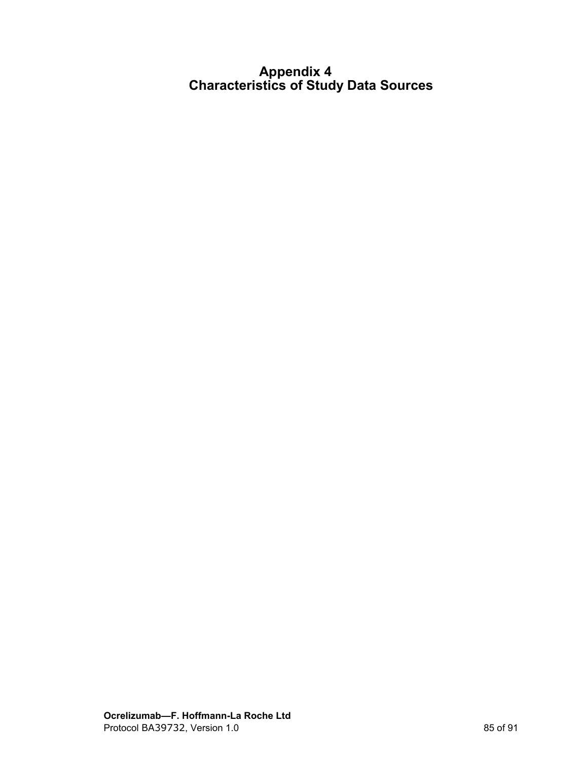# Appendix 4
# Characteristics of Study Data Sources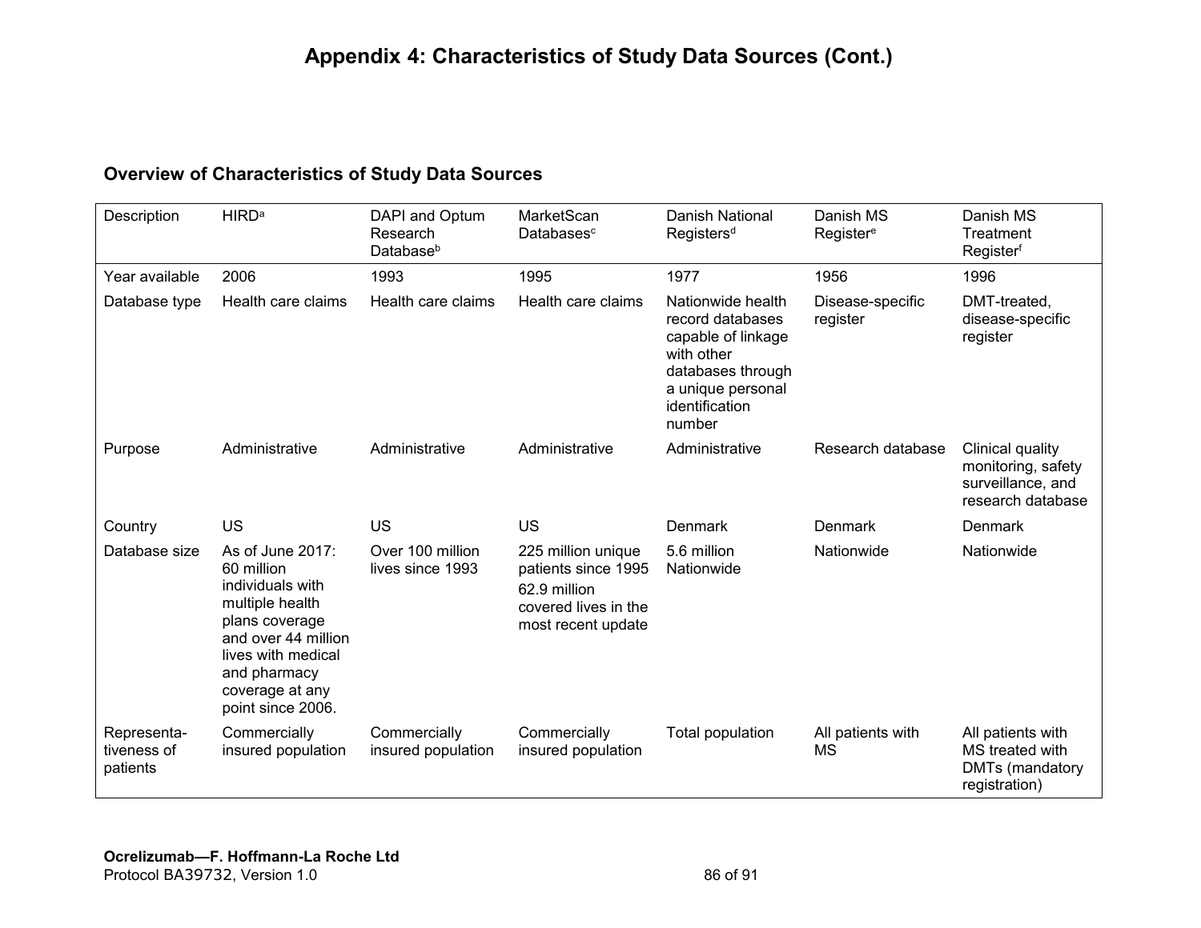# Appendix 4: Characteristics of Study Data Sources (Cont.)

## Overview of Characteristics of Study Data Sources

| Description | HIRD[a] | DAPI and Optum Research Database[b] | MarketScan Databases[c] | Danish National Registers[d] | Danish MS Register[e] | Danish MS Treatment Register[f] |
|---|---|---|---|---|---|---|
| Year available | 2006 | 1993 | 1995 | 1977 | 1956 | 1996 |
| Database type | Health care claims | Health care claims | Health care claims | Nationwide health record databases capable of linkage with other databases through a unique personal identification number | Disease-specific register | DMT-treated, disease-specific register |
| Purpose | Administrative | Administrative | Administrative | Administrative | Research database | Clinical quality monitoring, safety surveillance, and research database |
| Country | US | US | US | Denmark | Denmark | Denmark |
| Database size | As of June 2017: 60 million individuals with multiple health plans coverage and over 44 million lives with medical and pharmacy coverage at any point since 2006. | Over 100 million lives since 1993 | 225 million unique patients since 1995<br>62.9 million covered lives in the most recent update | 5.6 million Nationwide | Nationwide | Nationwide |
| Representa-tiveness of patients | Commercially insured population | Commercially insured population | Commercially insured population | Total population | All patients with MS | All patients with MS treated with DMTs (mandatory registration) |

**Ocrelizumab—F. Hoffmann-La Roche Ltd**
Protocol BA39732, Version 1.0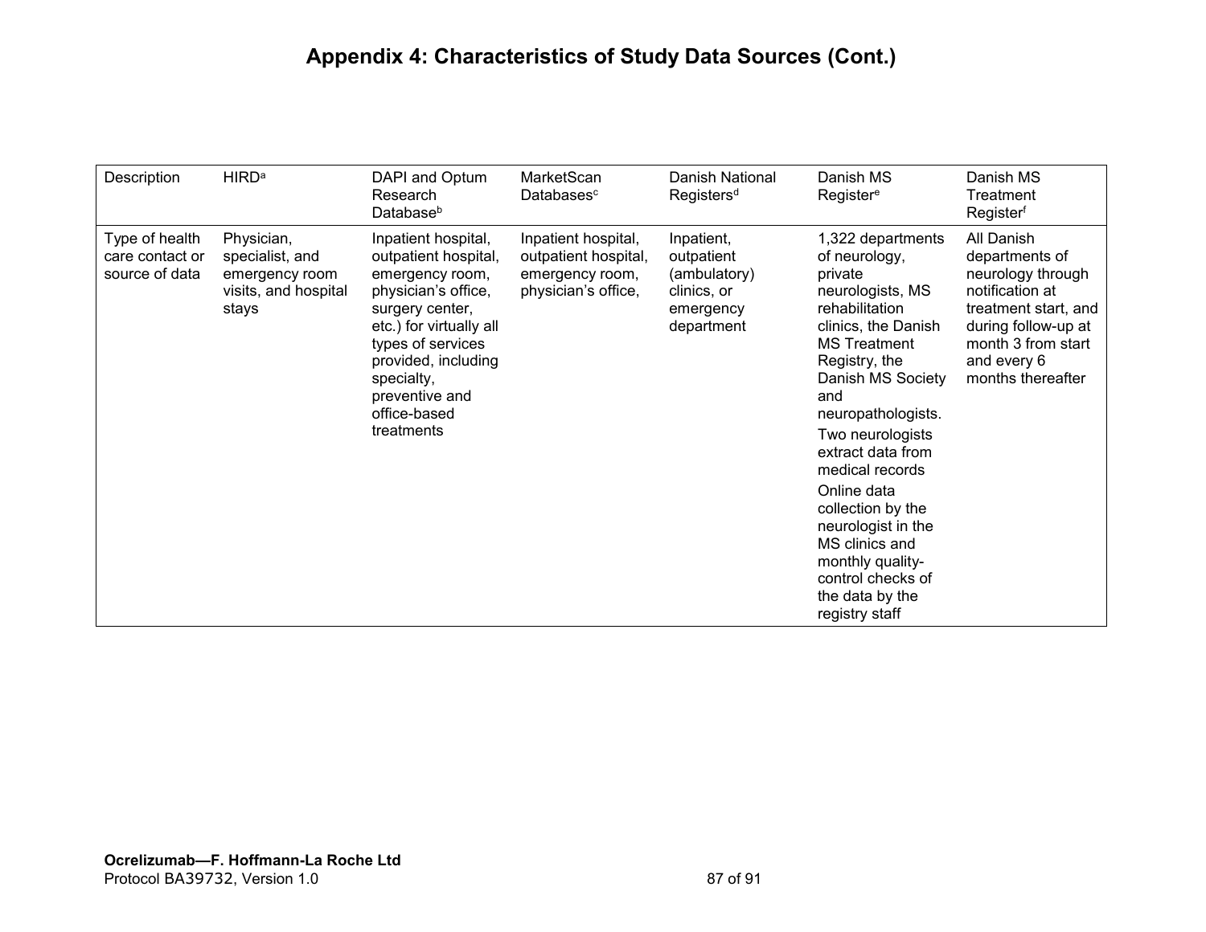# Appendix 4: Characteristics of Study Data Sources (Cont.)

| Description | HIRD[a] | DAPI and Optum Research Database[b] | MarketScan Databases[c] | Danish National Registers[d] | Danish MS Register[e] | Danish MS Treatment Register[f] |
|---|---|---|---|---|---|---|
| Type of health care contact or source of data | Physician, specialist, and emergency room visits, and hospital stays | Inpatient hospital, outpatient hospital, emergency room, physician's office, surgery center, etc.) for virtually all types of services provided, including specialty, preventive and office-based treatments | Inpatient hospital, outpatient hospital, emergency room, physician's office, | Inpatient, outpatient (ambulatory) clinics, or emergency department | 1,322 departments of neurology, private neurologists, MS rehabilitation clinics, the Danish MS Treatment Registry, the Danish MS Society and neuropathologists.<br>Two neurologists extract data from medical records<br>Online data collection by the neurologist in the MS clinics and monthly quality-control checks of the data by the registry staff | All Danish departments of neurology through notification at treatment start, and during follow-up at month 3 from start and every 6 months thereafter |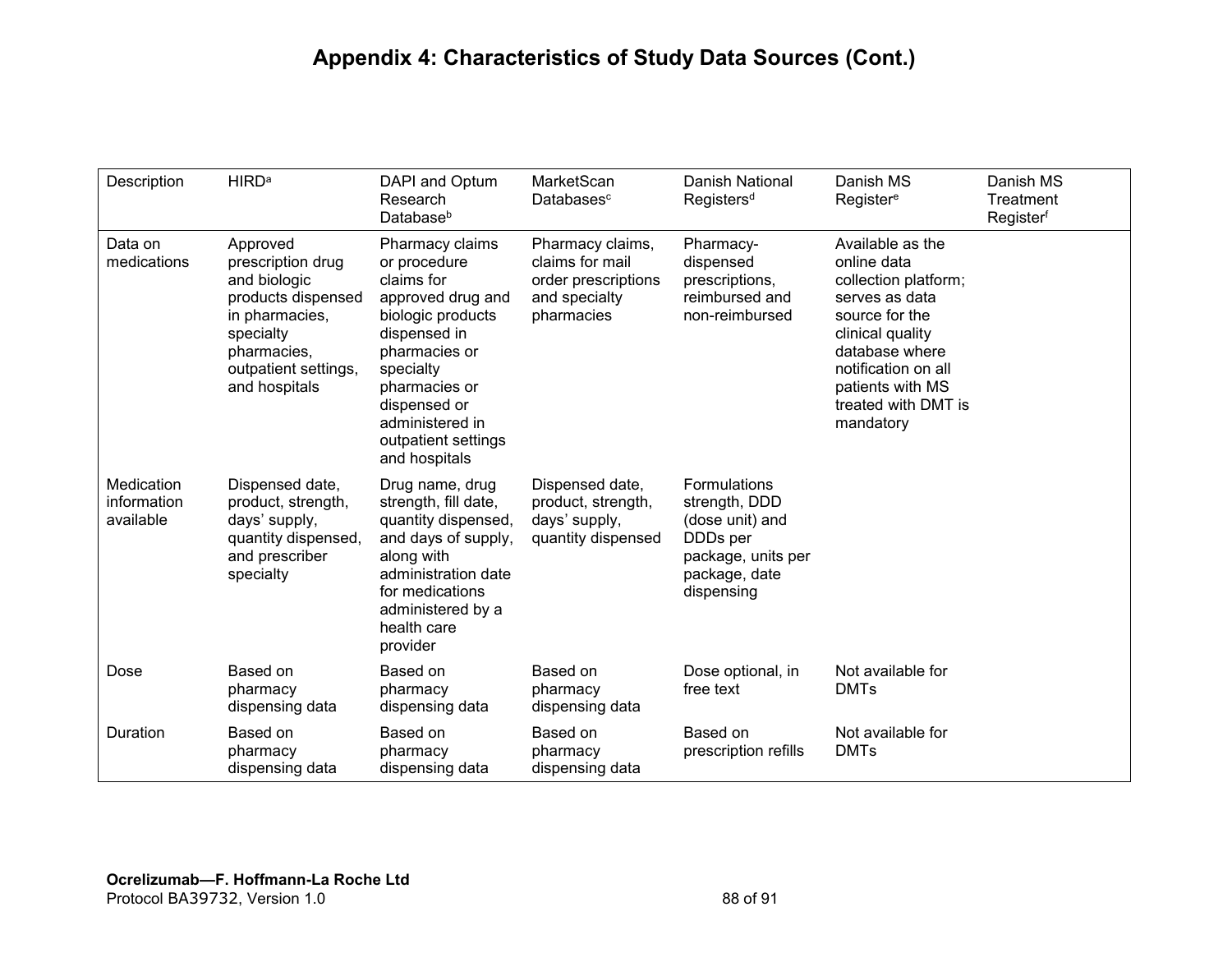# Appendix 4: Characteristics of Study Data Sources (Cont.)

| Description | HIRD[a] | DAPI and Optum Research Database[b] | MarketScan Databases[c] | Danish National Registers[d] | Danish MS Register[e] | Danish MS Treatment Register[f] |
|---|---|---|---|---|---|---|
| Data on medications | Approved prescription drug and biologic products dispensed in pharmacies, specialty pharmacies, outpatient settings, and hospitals | Pharmacy claims or procedure claims for approved drug and biologic products dispensed in pharmacies or specialty pharmacies or dispensed or administered in outpatient settings and hospitals | Pharmacy claims, claims for mail order prescriptions and specialty pharmacies | Pharmacy-dispensed prescriptions, reimbursed and non-reimbursed | Available as the online data collection platform; serves as data source for the clinical quality database where notification on all patients with MS treated with DMT is mandatory | |
| Medication information available | Dispensed date, product, strength, days' supply, quantity dispensed, and prescriber specialty | Drug name, drug strength, fill date, quantity dispensed, and days of supply, along with administration date for medications administered by a health care provider | Dispensed date, product, strength, days' supply, quantity dispensed | Formulations strength, DDD (dose unit) and DDDs per package, units per package, date dispensing | | |
| Dose | Based on pharmacy dispensing data | Based on pharmacy dispensing data | Based on pharmacy dispensing data | Dose optional, in free text | Not available for DMTs | |
| Duration | Based on pharmacy dispensing data | Based on pharmacy dispensing data | Based on pharmacy dispensing data | Based on prescription refills | Not available for DMTs | |

**Ocrelizumab—F. Hoffmann-La Roche Ltd**
Protocol BA39732, Version 1.0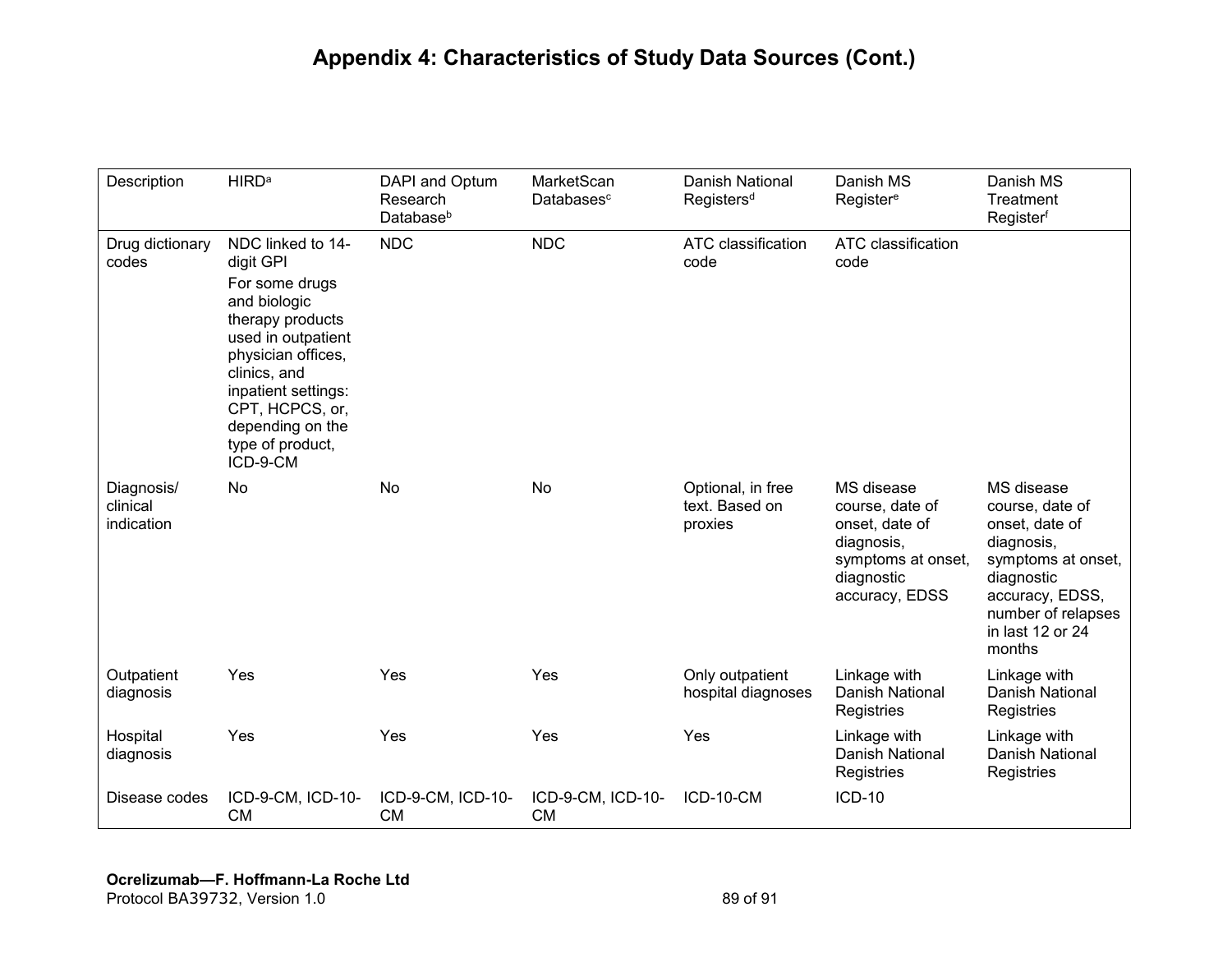# Appendix 4: Characteristics of Study Data Sources (Cont.)

| Description | HIRD[a] | DAPI and Optum Research Database[b] | MarketScan Databases[c] | Danish National Registers[d] | Danish MS Register[e] | Danish MS Treatment Register[f] |
|---|---|---|---|---|---|---|
| Drug dictionary codes | NDC linked to 14-digit GPI<br>For some drugs and biologic therapy products used in outpatient physician offices, clinics, and inpatient settings: CPT, HCPCS, or, depending on the type of product, ICD-9-CM | NDC | NDC | ATC classification code | ATC classification code | |
| Diagnosis/ clinical indication | No | No | No | Optional, in free text. Based on proxies | MS disease course, date of onset, date of diagnosis, symptoms at onset, diagnostic accuracy, EDSS | MS disease course, date of onset, date of diagnosis, symptoms at onset, diagnostic accuracy, EDSS, number of relapses in last 12 or 24 months |
| Outpatient diagnosis | Yes | Yes | Yes | Only outpatient hospital diagnoses | Linkage with Danish National Registries | Linkage with Danish National Registries |
| Hospital diagnosis | Yes | Yes | Yes | Yes | Linkage with Danish National Registries | Linkage with Danish National Registries |
| Disease codes | ICD-9-CM, ICD-10-CM | ICD-9-CM, ICD-10-CM | ICD-9-CM, ICD-10-CM | ICD-10-CM | ICD-10 | |

**Ocrelizumab—F. Hoffmann-La Roche Ltd**
Protocol BA39732, Version 1.0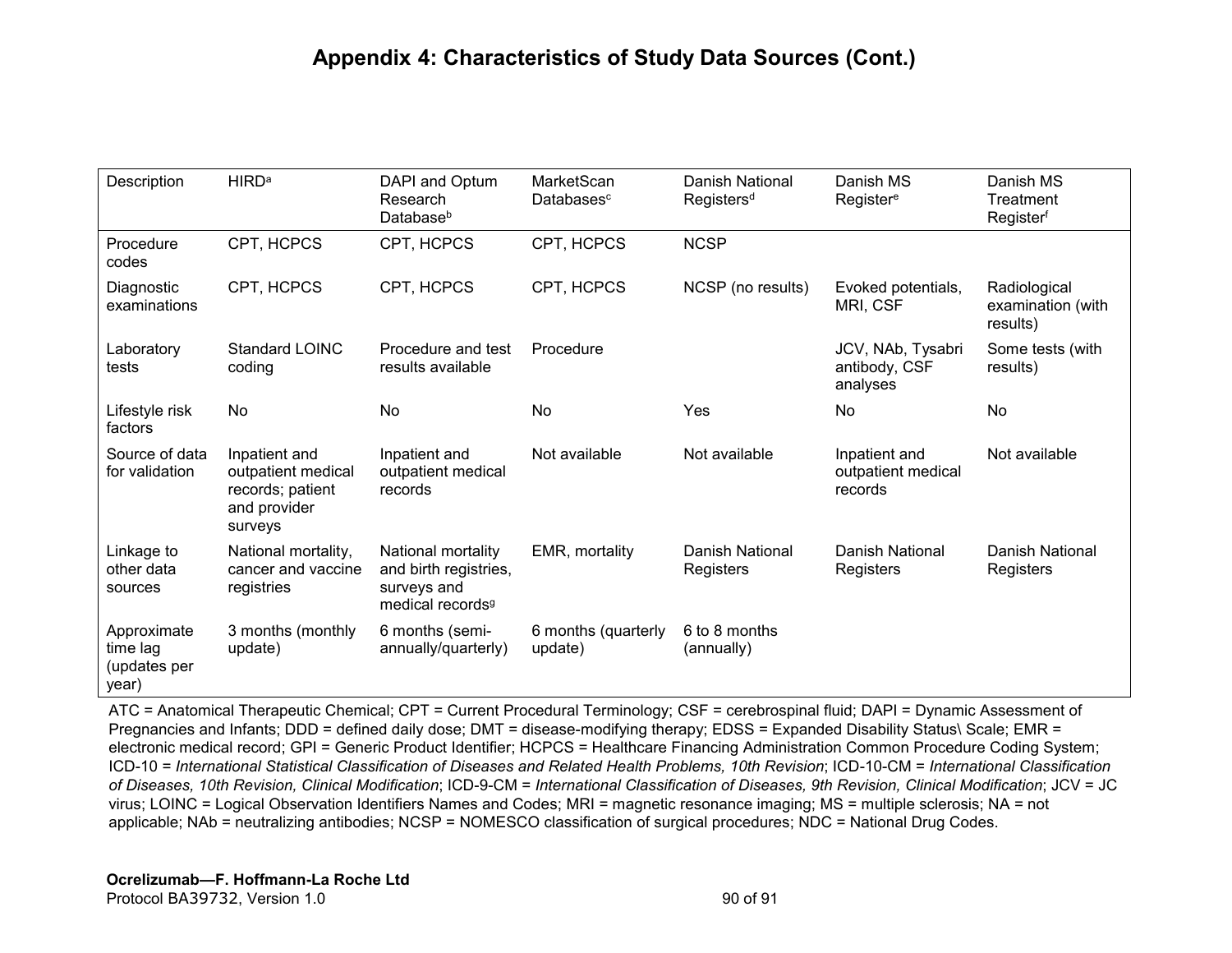# Appendix 4: Characteristics of Study Data Sources (Cont.)

| Description | HIRD[a] | DAPI and Optum Research Database[b] | MarketScan Databases[c] | Danish National Registers[d] | Danish MS Register[e] | Danish MS Treatment Register[f] |
|---|---|---|---|---|---|---|
| Procedure codes | CPT, HCPCS | CPT, HCPCS | CPT, HCPCS | NCSP | | |
| Diagnostic examinations | CPT, HCPCS | CPT, HCPCS | CPT, HCPCS | NCSP (no results) | Evoked potentials, MRI, CSF | Radiological examination (with results) |
| Laboratory tests | Standard LOINC coding | Procedure and test results available | Procedure | | JCV, NAb, Tysabri antibody, CSF analyses | Some tests (with results) |
| Lifestyle risk factors | No | No | No | Yes | No | No |
| Source of data for validation | Inpatient and outpatient medical records; patient and provider surveys | Inpatient and outpatient medical records | Not available | Not available | Inpatient and outpatient medical records | Not available |
| Linkage to other data sources | National mortality, cancer and vaccine registries | National mortality and birth registries, surveys and medical records[g] | EMR, mortality | Danish National Registers | Danish National Registers | Danish National Registers |
| Approximate time lag (updates per year) | 3 months (monthly update) | 6 months (semi-annually/quarterly) | 6 months (quarterly update) | 6 to 8 months (annually) | | |

ATC = Anatomical Therapeutic Chemical; CPT = Current Procedural Terminology; CSF = cerebrospinal fluid; DAPI = Dynamic Assessment of Pregnancies and Infants; DDD = defined daily dose; DMT = disease-modifying therapy; EDSS = Expanded Disability Status\ Scale; EMR = electronic medical record; GPI = Generic Product Identifier; HCPCS = Healthcare Financing Administration Common Procedure Coding System; ICD-10 = *International Statistical Classification of Diseases and Related Health Problems, 10th Revision*; ICD-10-CM = *International Classification of Diseases, 10th Revision, Clinical Modification*; ICD-9-CM = *International Classification of Diseases, 9th Revision, Clinical Modification*; JCV = JC virus; LOINC = Logical Observation Identifiers Names and Codes; MRI = magnetic resonance imaging; MS = multiple sclerosis; NA = not applicable; NAb = neutralizing antibodies; NCSP = NOMESCO classification of surgical procedures; NDC = National Drug Codes.

**Ocrelizumab—F. Hoffmann-La Roche Ltd**
Protocol BA39732, Version 1.0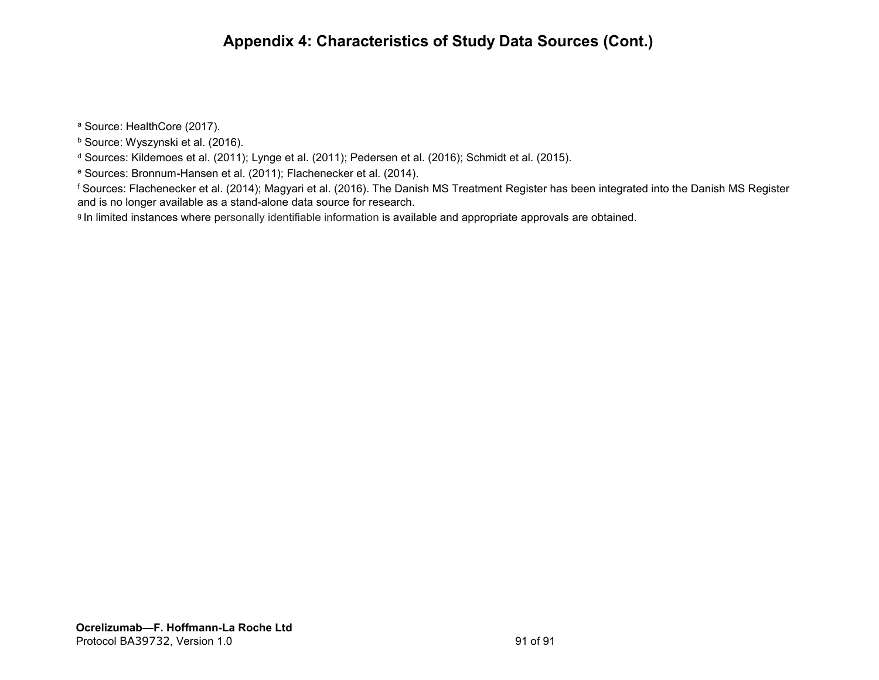# Appendix 4: Characteristics of Study Data Sources (Cont.)

[a] Source: HealthCore (2017).

[b] Source: Wyszynski et al. (2016).

[d] Sources: Kildemoes et al. (2011); Lynge et al. (2011); Pedersen et al. (2016); Schmidt et al. (2015).

[e] Sources: Bronnum-Hansen et al. (2011); Flachenecker et al. (2014).

[f] Sources: Flachenecker et al. (2014); Magyari et al. (2016). The Danish MS Treatment Register has been integrated into the Danish MS Register and is no longer available as a stand-alone data source for research.

[g] In limited instances where personally identifiable information is available and appropriate approvals are obtained.